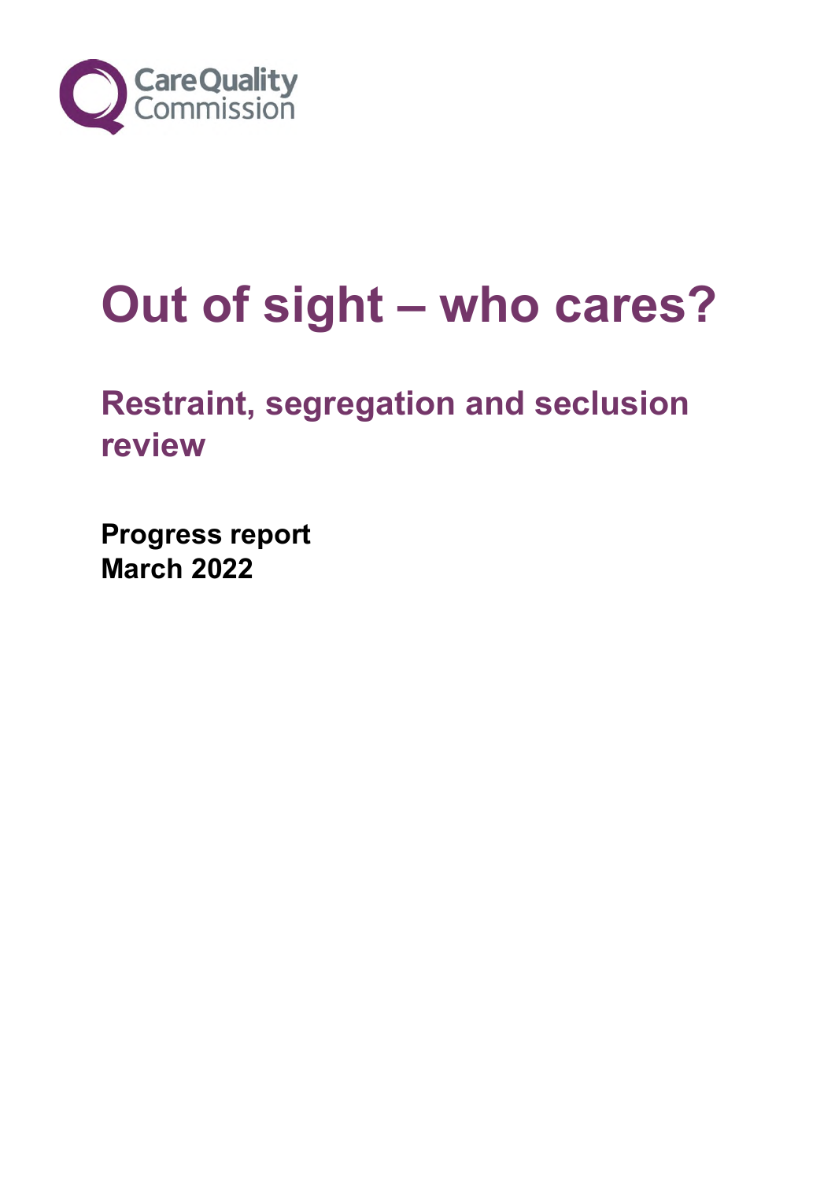CareQuality Commission

# Out of sight – who cares?

## Restraint, segregation and seclusion review

**Progress report**
**March 2022**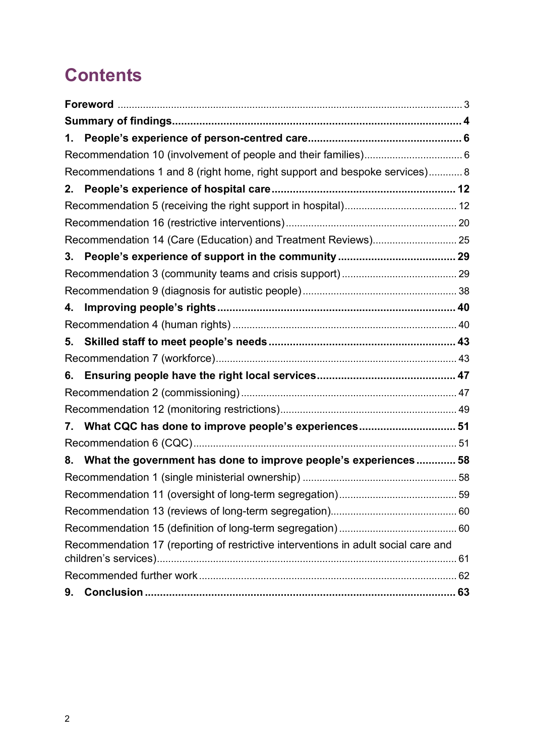# Contents

**Foreword** .... 3

**Summary of findings** .... 4

**1. People's experience of person-centred care** .... 6

Recommendation 10 (involvement of people and their families) .... 6

Recommendations 1 and 8 (right home, right support and bespoke services) .... 8

**2. People's experience of hospital care** .... 12

Recommendation 5 (receiving the right support in hospital) .... 12

Recommendation 16 (restrictive interventions) .... 20

Recommendation 14 (Care (Education) and Treatment Reviews) .... 25

**3. People's experience of support in the community** .... 29

Recommendation 3 (community teams and crisis support) .... 29

Recommendation 9 (diagnosis for autistic people) .... 38

**4. Improving people's rights** .... 40

Recommendation 4 (human rights) .... 40

**5. Skilled staff to meet people's needs** .... 43

Recommendation 7 (workforce) .... 43

**6. Ensuring people have the right local services** .... 47

Recommendation 2 (commissioning) .... 47

Recommendation 12 (monitoring restrictions) .... 49

**7. What CQC has done to improve people's experiences** .... 51

Recommendation 6 (CQC) .... 51

**8. What the government has done to improve people's experiences** .... 58

Recommendation 1 (single ministerial ownership) .... 58

Recommendation 11 (oversight of long-term segregation) .... 59

Recommendation 13 (reviews of long-term segregation) .... 60

Recommendation 15 (definition of long-term segregation) .... 60

Recommendation 17 (reporting of restrictive interventions in adult social care and children's services) .... 61

Recommended further work .... 62

**9. Conclusion** .... 63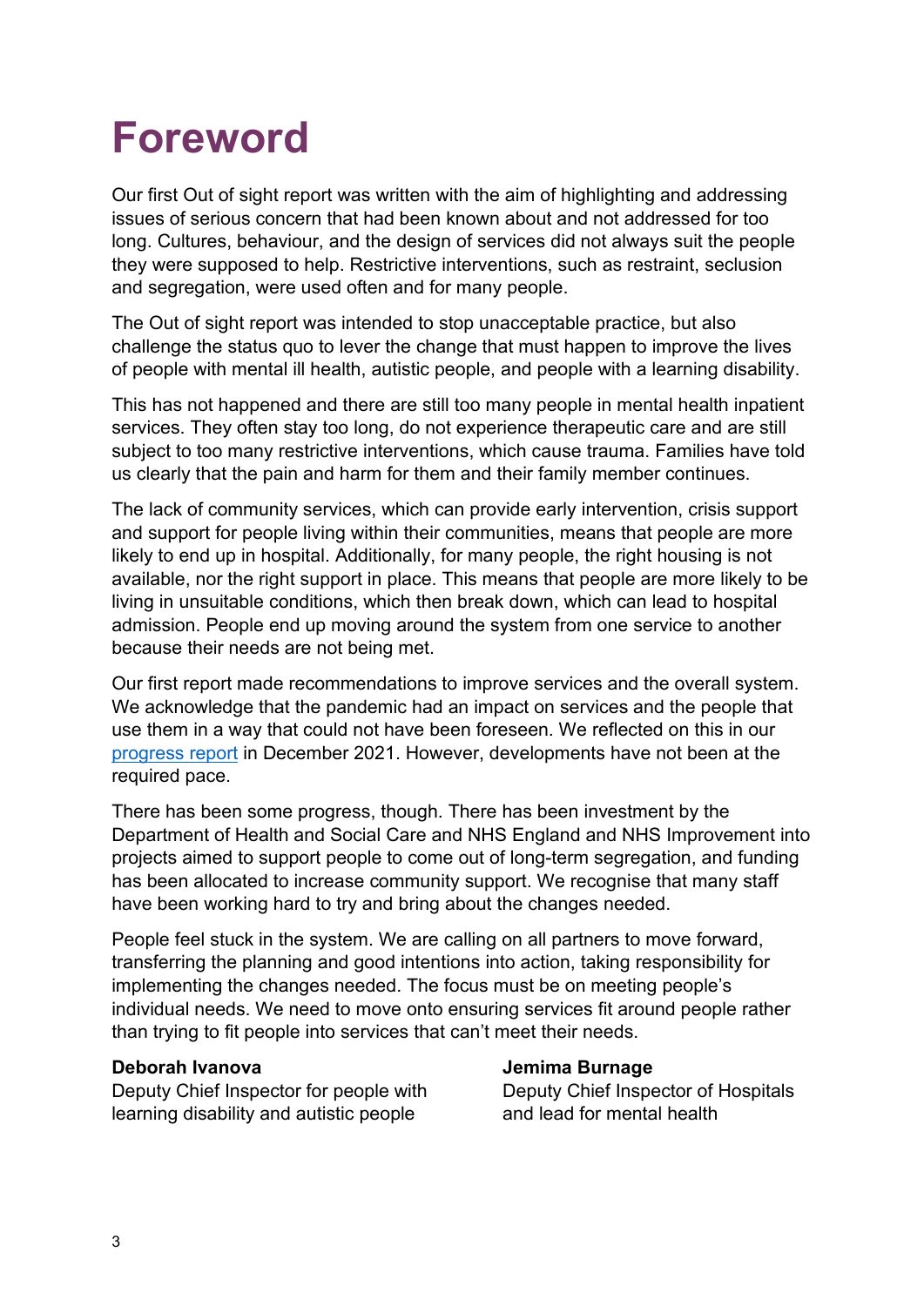# Foreword

Our first Out of sight report was written with the aim of highlighting and addressing issues of serious concern that had been known about and not addressed for too long. Cultures, behaviour, and the design of services did not always suit the people they were supposed to help. Restrictive interventions, such as restraint, seclusion and segregation, were used often and for many people.

The Out of sight report was intended to stop unacceptable practice, but also challenge the status quo to lever the change that must happen to improve the lives of people with mental ill health, autistic people, and people with a learning disability.

This has not happened and there are still too many people in mental health inpatient services. They often stay too long, do not experience therapeutic care and are still subject to too many restrictive interventions, which cause trauma. Families have told us clearly that the pain and harm for them and their family member continues.

The lack of community services, which can provide early intervention, crisis support and support for people living within their communities, means that people are more likely to end up in hospital. Additionally, for many people, the right housing is not available, nor the right support in place. This means that people are more likely to be living in unsuitable conditions, which then break down, which can lead to hospital admission. People end up moving around the system from one service to another because their needs are not being met.

Our first report made recommendations to improve services and the overall system. We acknowledge that the pandemic had an impact on services and the people that use them in a way that could not have been foreseen. We reflected on this in our [progress report] in December 2021. However, developments have not been at the required pace.

There has been some progress, though. There has been investment by the Department of Health and Social Care and NHS England and NHS Improvement into projects aimed to support people to come out of long-term segregation, and funding has been allocated to increase community support. We recognise that many staff have been working hard to try and bring about the changes needed.

People feel stuck in the system. We are calling on all partners to move forward, transferring the planning and good intentions into action, taking responsibility for implementing the changes needed. The focus must be on meeting people's individual needs. We need to move onto ensuring services fit around people rather than trying to fit people into services that can't meet their needs.

**Deborah Ivanova**
Deputy Chief Inspector for people with learning disability and autistic people

**Jemima Burnage**
Deputy Chief Inspector of Hospitals and lead for mental health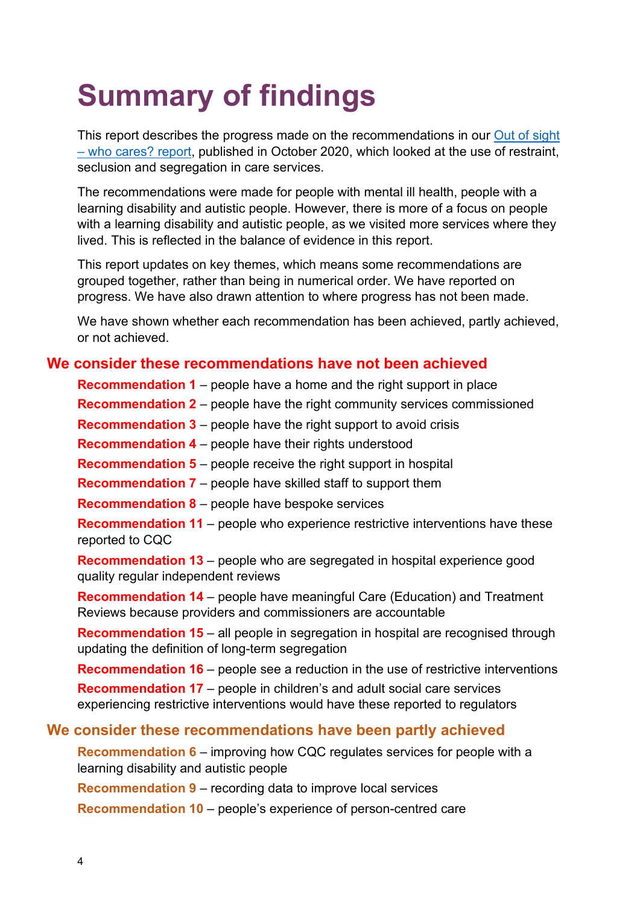# Summary of findings

This report describes the progress made on the recommendations in our Out of sight – who cares? report, published in October 2020, which looked at the use of restraint, seclusion and segregation in care services.

The recommendations were made for people with mental ill health, people with a learning disability and autistic people. However, there is more of a focus on people with a learning disability and autistic people, as we visited more services where they lived. This is reflected in the balance of evidence in this report.

This report updates on key themes, which means some recommendations are grouped together, rather than being in numerical order. We have reported on progress. We have also drawn attention to where progress has not been made.

We have shown whether each recommendation has been achieved, partly achieved, or not achieved.

## We consider these recommendations have not been achieved

**Recommendation 1** – people have a home and the right support in place

**Recommendation 2** – people have the right community services commissioned

**Recommendation 3** – people have the right support to avoid crisis

**Recommendation 4** – people have their rights understood

**Recommendation 5** – people receive the right support in hospital

**Recommendation 7** – people have skilled staff to support them

**Recommendation 8** – people have bespoke services

**Recommendation 11** – people who experience restrictive interventions have these reported to CQC

**Recommendation 13** – people who are segregated in hospital experience good quality regular independent reviews

**Recommendation 14** – people have meaningful Care (Education) and Treatment Reviews because providers and commissioners are accountable

**Recommendation 15** – all people in segregation in hospital are recognised through updating the definition of long-term segregation

**Recommendation 16** – people see a reduction in the use of restrictive interventions

**Recommendation 17** – people in children's and adult social care services experiencing restrictive interventions would have these reported to regulators

## We consider these recommendations have been partly achieved

**Recommendation 6** – improving how CQC regulates services for people with a learning disability and autistic people

**Recommendation 9** – recording data to improve local services

**Recommendation 10** – people's experience of person-centred care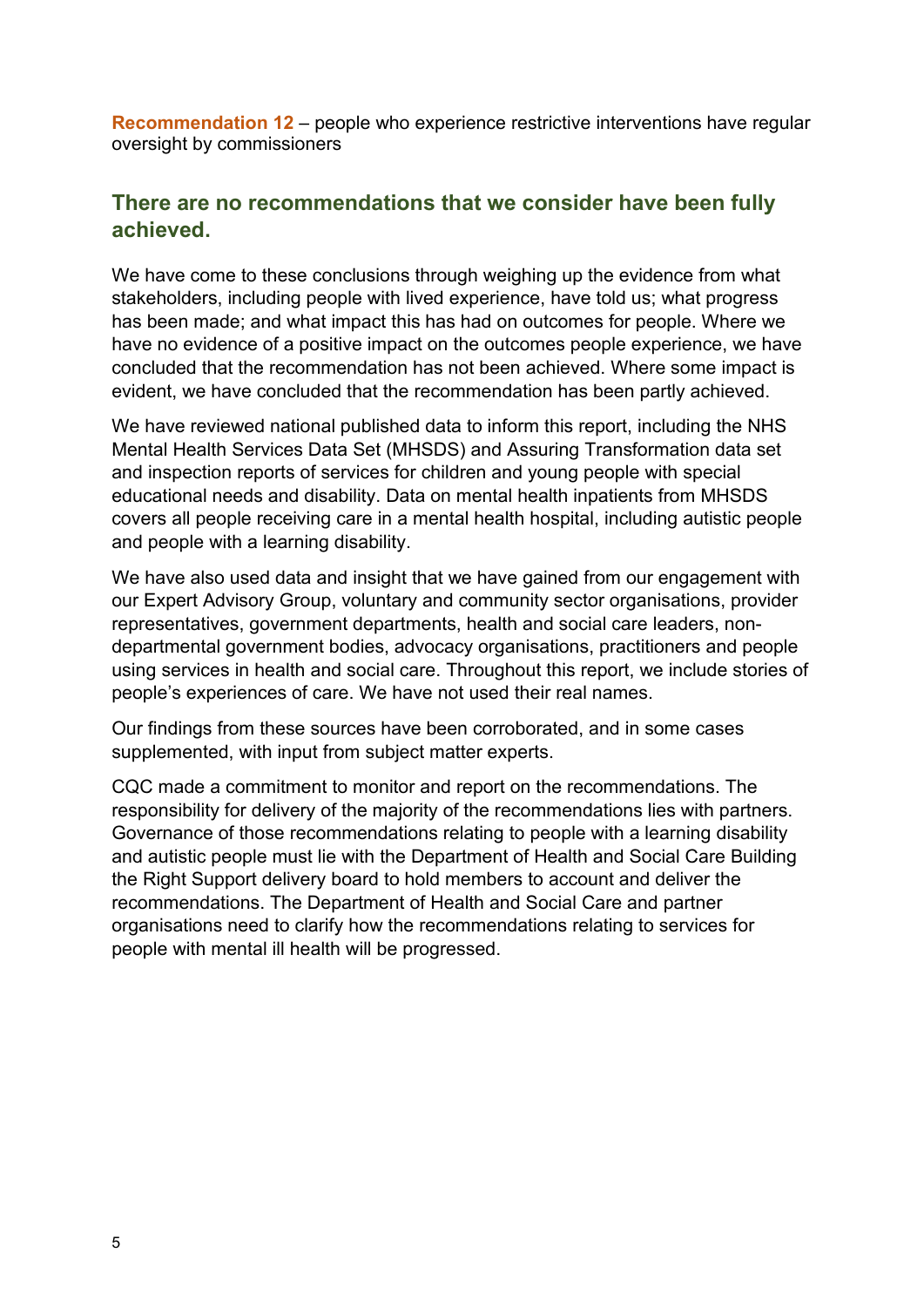**Recommendation 12** – people who experience restrictive interventions have regular oversight by commissioners

## There are no recommendations that we consider have been fully achieved.

We have come to these conclusions through weighing up the evidence from what stakeholders, including people with lived experience, have told us; what progress has been made; and what impact this has had on outcomes for people. Where we have no evidence of a positive impact on the outcomes people experience, we have concluded that the recommendation has not been achieved. Where some impact is evident, we have concluded that the recommendation has been partly achieved.

We have reviewed national published data to inform this report, including the NHS Mental Health Services Data Set (MHSDS) and Assuring Transformation data set and inspection reports of services for children and young people with special educational needs and disability. Data on mental health inpatients from MHSDS covers all people receiving care in a mental health hospital, including autistic people and people with a learning disability.

We have also used data and insight that we have gained from our engagement with our Expert Advisory Group, voluntary and community sector organisations, provider representatives, government departments, health and social care leaders, non-departmental government bodies, advocacy organisations, practitioners and people using services in health and social care. Throughout this report, we include stories of people's experiences of care. We have not used their real names.

Our findings from these sources have been corroborated, and in some cases supplemented, with input from subject matter experts.

CQC made a commitment to monitor and report on the recommendations. The responsibility for delivery of the majority of the recommendations lies with partners. Governance of those recommendations relating to people with a learning disability and autistic people must lie with the Department of Health and Social Care Building the Right Support delivery board to hold members to account and deliver the recommendations. The Department of Health and Social Care and partner organisations need to clarify how the recommendations relating to services for people with mental ill health will be progressed.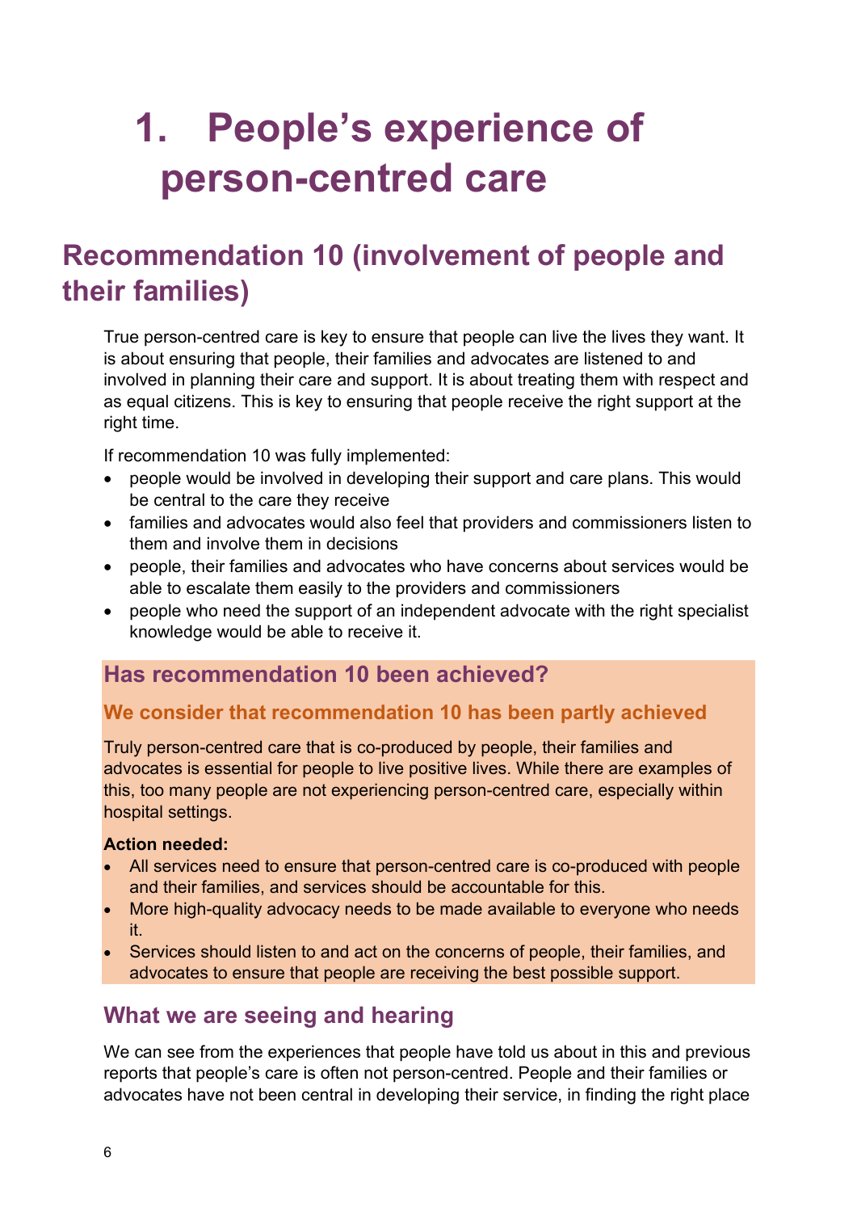# 1. People's experience of person-centred care

## Recommendation 10 (involvement of people and their families)

True person-centred care is key to ensure that people can live the lives they want. It is about ensuring that people, their families and advocates are listened to and involved in planning their care and support. It is about treating them with respect and as equal citizens. This is key to ensuring that people receive the right support at the right time.

If recommendation 10 was fully implemented:

- people would be involved in developing their support and care plans. This would be central to the care they receive
- families and advocates would also feel that providers and commissioners listen to them and involve them in decisions
- people, their families and advocates who have concerns about services would be able to escalate them easily to the providers and commissioners
- people who need the support of an independent advocate with the right specialist knowledge would be able to receive it.

### Has recommendation 10 been achieved?

#### We consider that recommendation 10 has been partly achieved

Truly person-centred care that is co-produced by people, their families and advocates is essential for people to live positive lives. While there are examples of this, too many people are not experiencing person-centred care, especially within hospital settings.

**Action needed:**

- All services need to ensure that person-centred care is co-produced with people and their families, and services should be accountable for this.
- More high-quality advocacy needs to be made available to everyone who needs it.
- Services should listen to and act on the concerns of people, their families, and advocates to ensure that people are receiving the best possible support.

### What we are seeing and hearing

We can see from the experiences that people have told us about in this and previous reports that people's care is often not person-centred. People and their families or advocates have not been central in developing their service, in finding the right place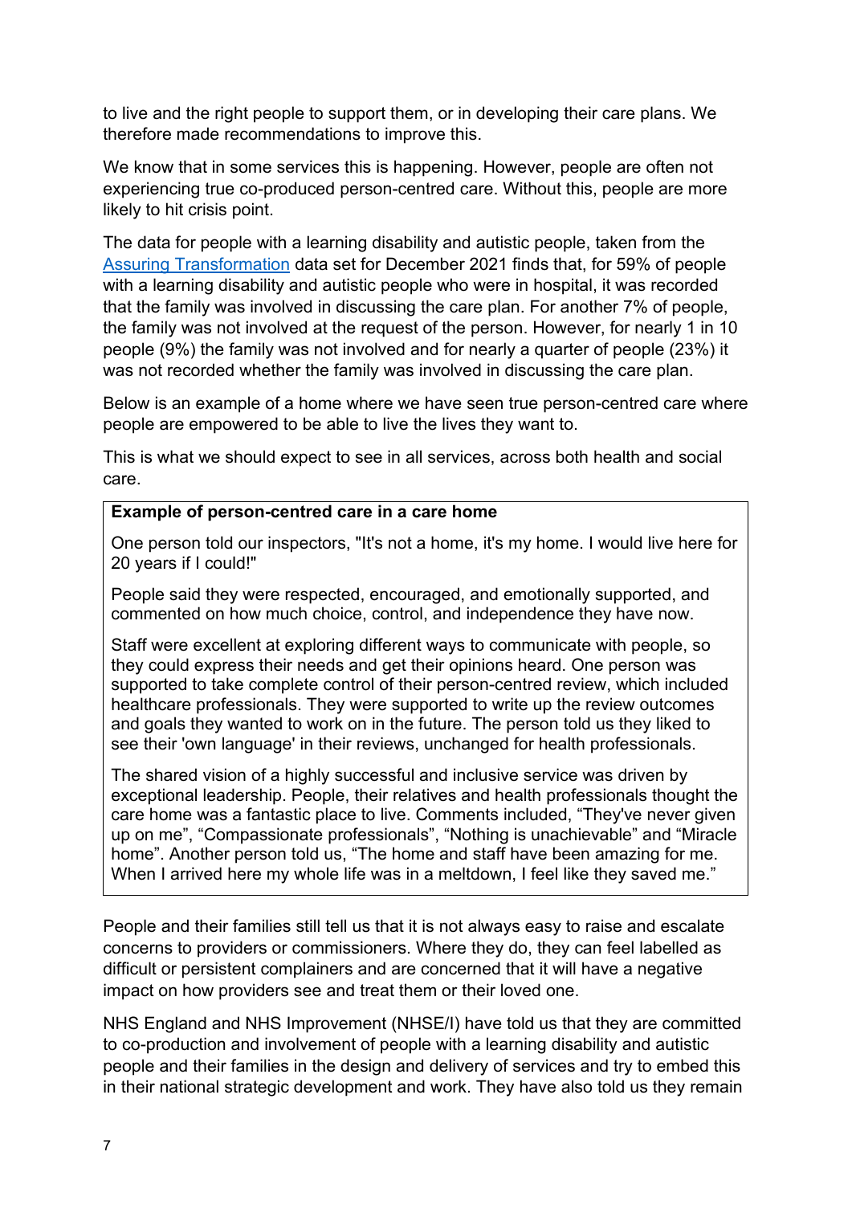to live and the right people to support them, or in developing their care plans. We therefore made recommendations to improve this.

We know that in some services this is happening. However, people are often not experiencing true co-produced person-centred care. Without this, people are more likely to hit crisis point.

The data for people with a learning disability and autistic people, taken from the [Assuring Transformation](#) data set for December 2021 finds that, for 59% of people with a learning disability and autistic people who were in hospital, it was recorded that the family was involved in discussing the care plan. For another 7% of people, the family was not involved at the request of the person. However, for nearly 1 in 10 people (9%) the family was not involved and for nearly a quarter of people (23%) it was not recorded whether the family was involved in discussing the care plan.

Below is an example of a home where we have seen true person-centred care where people are empowered to be able to live the lives they want to.

This is what we should expect to see in all services, across both health and social care.

> **Example of person-centred care in a care home**
>
> One person told our inspectors, "It's not a home, it's my home. I would live here for 20 years if I could!"
>
> People said they were respected, encouraged, and emotionally supported, and commented on how much choice, control, and independence they have now.
>
> Staff were excellent at exploring different ways to communicate with people, so they could express their needs and get their opinions heard. One person was supported to take complete control of their person-centred review, which included healthcare professionals. They were supported to write up the review outcomes and goals they wanted to work on in the future. The person told us they liked to see their 'own language' in their reviews, unchanged for health professionals.
>
> The shared vision of a highly successful and inclusive service was driven by exceptional leadership. People, their relatives and health professionals thought the care home was a fantastic place to live. Comments included, "They've never given up on me", "Compassionate professionals", "Nothing is unachievable" and "Miracle home". Another person told us, "The home and staff have been amazing for me. When I arrived here my whole life was in a meltdown, I feel like they saved me."

People and their families still tell us that it is not always easy to raise and escalate concerns to providers or commissioners. Where they do, they can feel labelled as difficult or persistent complainers and are concerned that it will have a negative impact on how providers see and treat them or their loved one.

NHS England and NHS Improvement (NHSE/I) have told us that they are committed to co-production and involvement of people with a learning disability and autistic people and their families in the design and delivery of services and try to embed this in their national strategic development and work. They have also told us they remain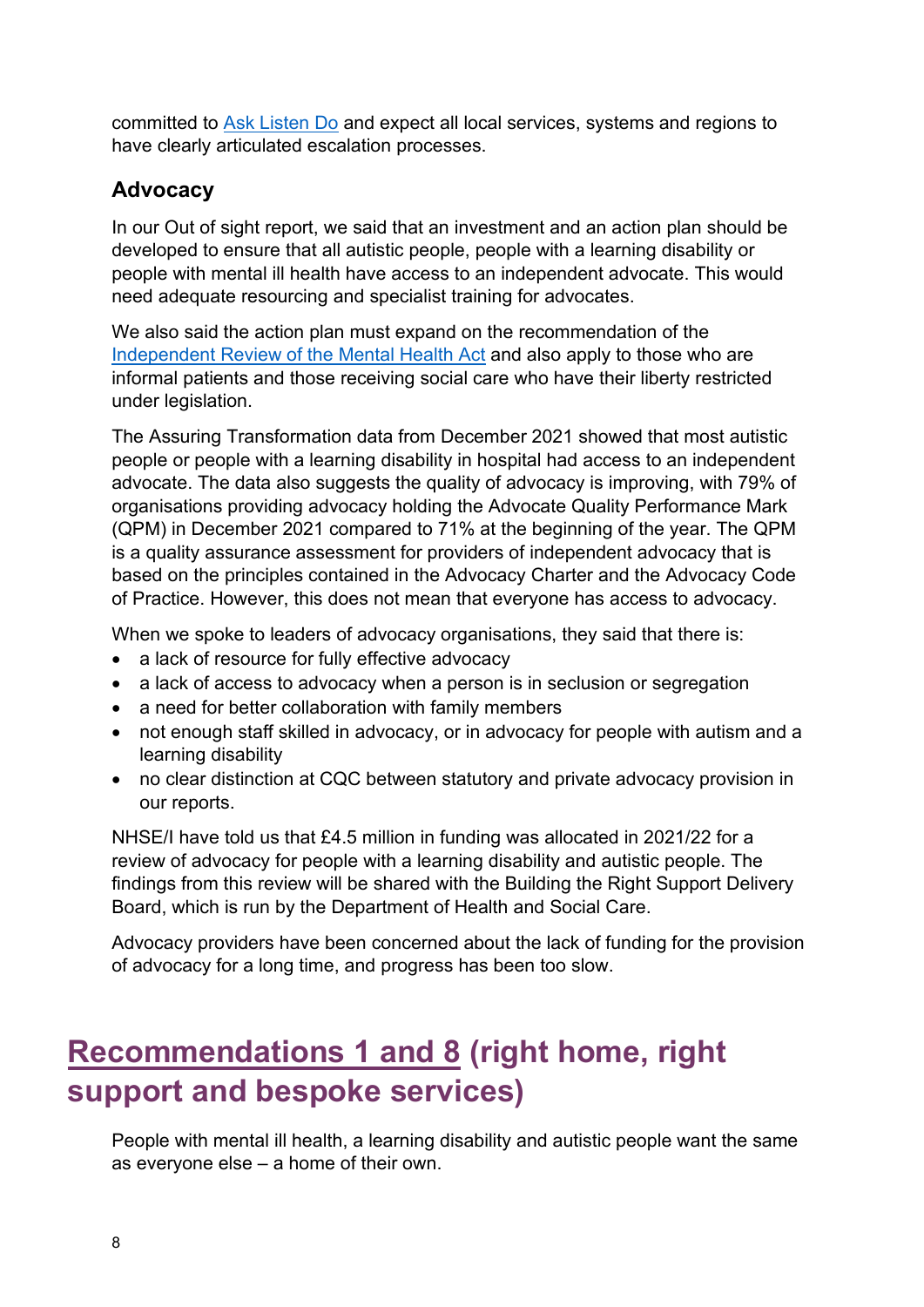committed to [Ask Listen Do] and expect all local services, systems and regions to have clearly articulated escalation processes.

### Advocacy

In our Out of sight report, we said that an investment and an action plan should be developed to ensure that all autistic people, people with a learning disability or people with mental ill health have access to an independent advocate. This would need adequate resourcing and specialist training for advocates.

We also said the action plan must expand on the recommendation of the Independent Review of the Mental Health Act and also apply to those who are informal patients and those receiving social care who have their liberty restricted under legislation.

The Assuring Transformation data from December 2021 showed that most autistic people or people with a learning disability in hospital had access to an independent advocate. The data also suggests the quality of advocacy is improving, with 79% of organisations providing advocacy holding the Advocate Quality Performance Mark (QPM) in December 2021 compared to 71% at the beginning of the year. The QPM is a quality assurance assessment for providers of independent advocacy that is based on the principles contained in the Advocacy Charter and the Advocacy Code of Practice. However, this does not mean that everyone has access to advocacy.

When we spoke to leaders of advocacy organisations, they said that there is:

- a lack of resource for fully effective advocacy
- a lack of access to advocacy when a person is in seclusion or segregation
- a need for better collaboration with family members
- not enough staff skilled in advocacy, or in advocacy for people with autism and a learning disability
- no clear distinction at CQC between statutory and private advocacy provision in our reports.

NHSE/I have told us that £4.5 million in funding was allocated in 2021/22 for a review of advocacy for people with a learning disability and autistic people. The findings from this review will be shared with the Building the Right Support Delivery Board, which is run by the Department of Health and Social Care.

Advocacy providers have been concerned about the lack of funding for the provision of advocacy for a long time, and progress has been too slow.

## Recommendations 1 and 8 (right home, right support and bespoke services)

People with mental ill health, a learning disability and autistic people want the same as everyone else – a home of their own.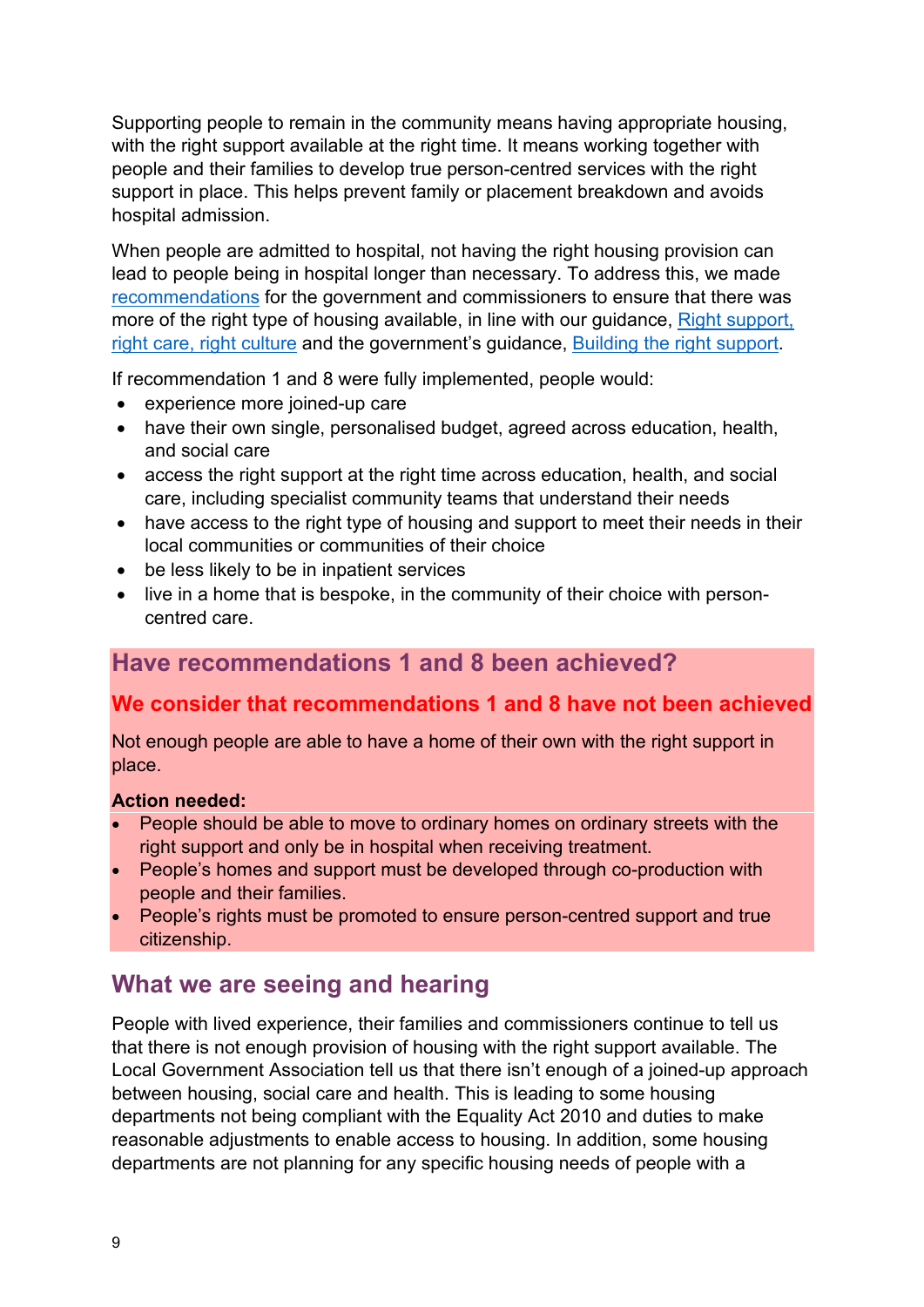Supporting people to remain in the community means having appropriate housing, with the right support available at the right time. It means working together with people and their families to develop true person-centred services with the right support in place. This helps prevent family or placement breakdown and avoids hospital admission.

When people are admitted to hospital, not having the right housing provision can lead to people being in hospital longer than necessary. To address this, we made recommendations for the government and commissioners to ensure that there was more of the right type of housing available, in line with our guidance, Right support, right care, right culture and the government's guidance, Building the right support.

If recommendation 1 and 8 were fully implemented, people would:

- experience more joined-up care
- have their own single, personalised budget, agreed across education, health, and social care
- access the right support at the right time across education, health, and social care, including specialist community teams that understand their needs
- have access to the right type of housing and support to meet their needs in their local communities or communities of their choice
- be less likely to be in inpatient services
- live in a home that is bespoke, in the community of their choice with person-centred care.

## Have recommendations 1 and 8 been achieved?

### We consider that recommendations 1 and 8 have not been achieved

Not enough people are able to have a home of their own with the right support in place.

**Action needed:**

- People should be able to move to ordinary homes on ordinary streets with the right support and only be in hospital when receiving treatment.
- People's homes and support must be developed through co-production with people and their families.
- People's rights must be promoted to ensure person-centred support and true citizenship.

## What we are seeing and hearing

People with lived experience, their families and commissioners continue to tell us that there is not enough provision of housing with the right support available. The Local Government Association tell us that there isn't enough of a joined-up approach between housing, social care and health. This is leading to some housing departments not being compliant with the Equality Act 2010 and duties to make reasonable adjustments to enable access to housing. In addition, some housing departments are not planning for any specific housing needs of people with a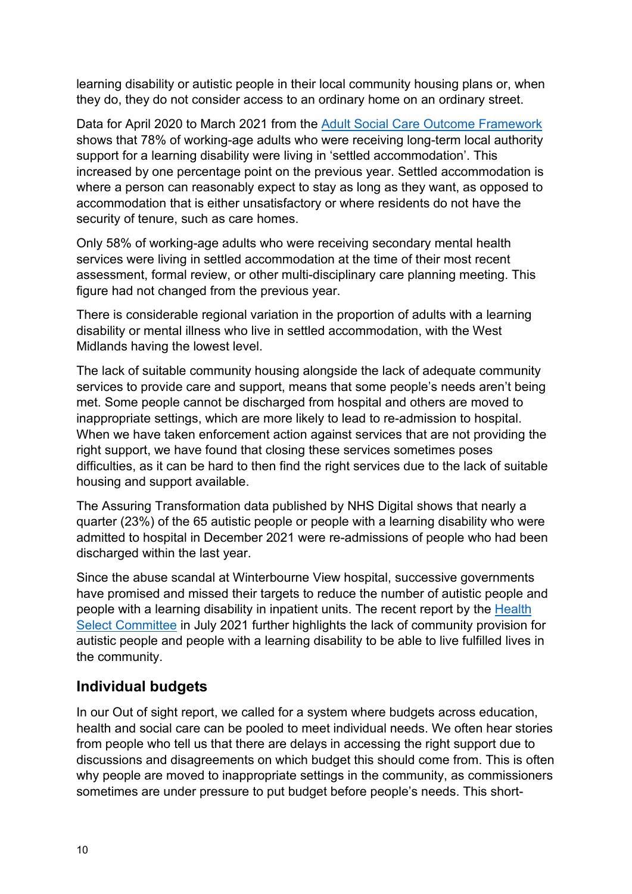learning disability or autistic people in their local community housing plans or, when they do, they do not consider access to an ordinary home on an ordinary street.

Data for April 2020 to March 2021 from the [Adult Social Care Outcome Framework](#) shows that 78% of working-age adults who were receiving long-term local authority support for a learning disability were living in 'settled accommodation'. This increased by one percentage point on the previous year. Settled accommodation is where a person can reasonably expect to stay as long as they want, as opposed to accommodation that is either unsatisfactory or where residents do not have the security of tenure, such as care homes.

Only 58% of working-age adults who were receiving secondary mental health services were living in settled accommodation at the time of their most recent assessment, formal review, or other multi-disciplinary care planning meeting. This figure had not changed from the previous year.

There is considerable regional variation in the proportion of adults with a learning disability or mental illness who live in settled accommodation, with the West Midlands having the lowest level.

The lack of suitable community housing alongside the lack of adequate community services to provide care and support, means that some people's needs aren't being met. Some people cannot be discharged from hospital and others are moved to inappropriate settings, which are more likely to lead to re-admission to hospital. When we have taken enforcement action against services that are not providing the right support, we have found that closing these services sometimes poses difficulties, as it can be hard to then find the right services due to the lack of suitable housing and support available.

The Assuring Transformation data published by NHS Digital shows that nearly a quarter (23%) of the 65 autistic people or people with a learning disability who were admitted to hospital in December 2021 were re-admissions of people who had been discharged within the last year.

Since the abuse scandal at Winterbourne View hospital, successive governments have promised and missed their targets to reduce the number of autistic people and people with a learning disability in inpatient units. The recent report by the [Health Select Committee](#) in July 2021 further highlights the lack of community provision for autistic people and people with a learning disability to be able to live fulfilled lives in the community.

## Individual budgets

In our Out of sight report, we called for a system where budgets across education, health and social care can be pooled to meet individual needs. We often hear stories from people who tell us that there are delays in accessing the right support due to discussions and disagreements on which budget this should come from. This is often why people are moved to inappropriate settings in the community, as commissioners sometimes are under pressure to put budget before people's needs. This short-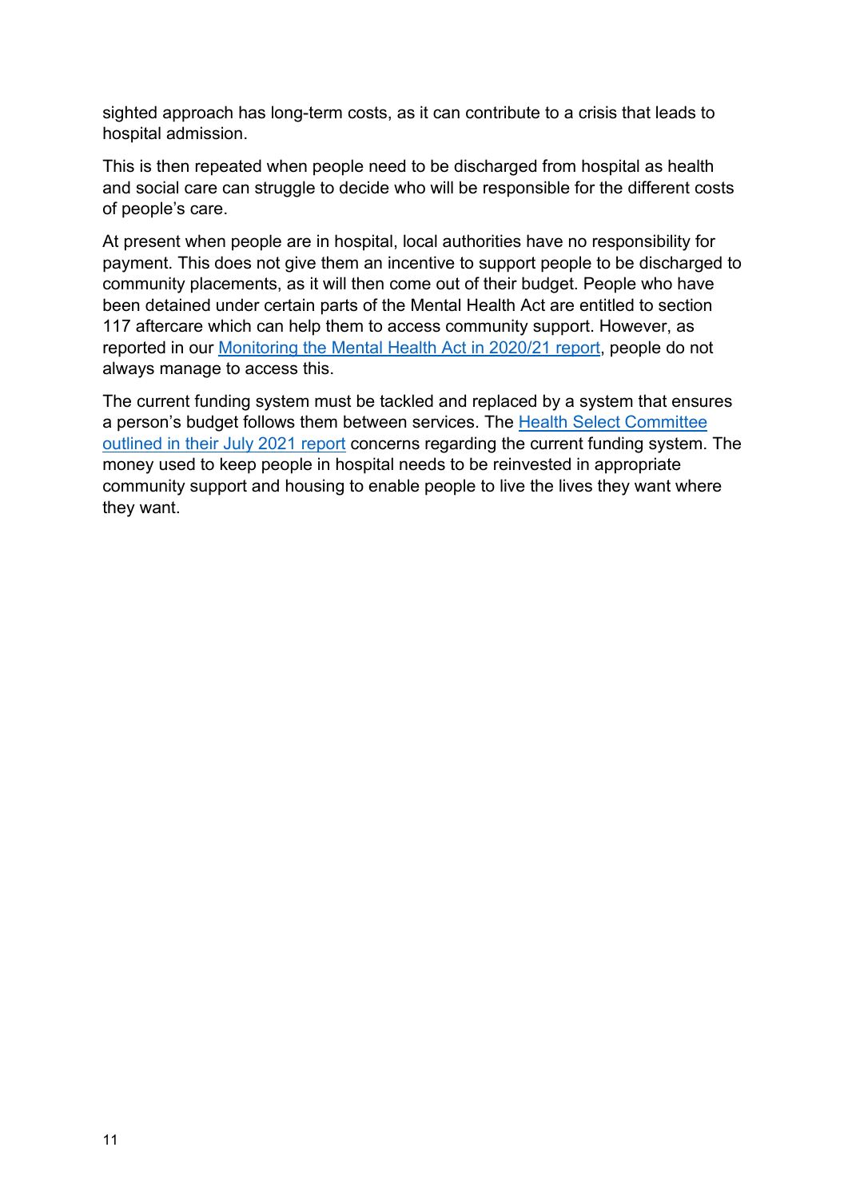sighted approach has long-term costs, as it can contribute to a crisis that leads to hospital admission.

This is then repeated when people need to be discharged from hospital as health and social care can struggle to decide who will be responsible for the different costs of people's care.

At present when people are in hospital, local authorities have no responsibility for payment. This does not give them an incentive to support people to be discharged to community placements, as it will then come out of their budget. People who have been detained under certain parts of the Mental Health Act are entitled to section 117 aftercare which can help them to access community support. However, as reported in our Monitoring the Mental Health Act in 2020/21 report, people do not always manage to access this.

The current funding system must be tackled and replaced by a system that ensures a person's budget follows them between services. The Health Select Committee outlined in their July 2021 report concerns regarding the current funding system. The money used to keep people in hospital needs to be reinvested in appropriate community support and housing to enable people to live the lives they want where they want.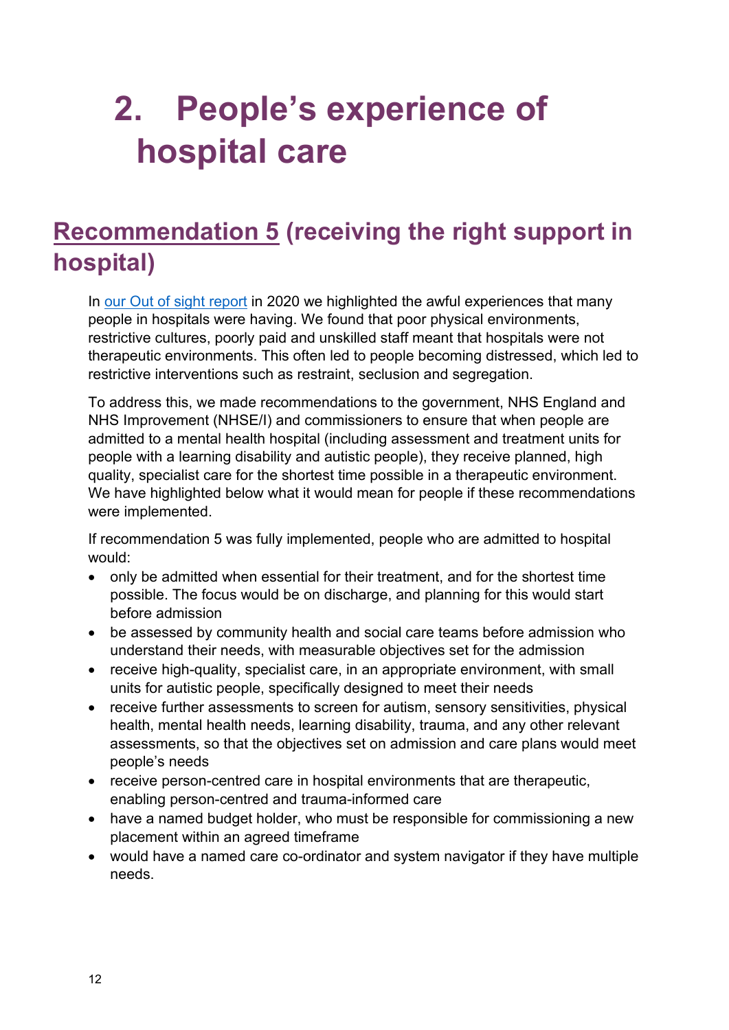# 2. People's experience of hospital care

## [Recommendation 5](#) (receiving the right support in hospital)

In [our Out of sight report](#) in 2020 we highlighted the awful experiences that many people in hospitals were having. We found that poor physical environments, restrictive cultures, poorly paid and unskilled staff meant that hospitals were not therapeutic environments. This often led to people becoming distressed, which led to restrictive interventions such as restraint, seclusion and segregation.

To address this, we made recommendations to the government, NHS England and NHS Improvement (NHSE/I) and commissioners to ensure that when people are admitted to a mental health hospital (including assessment and treatment units for people with a learning disability and autistic people), they receive planned, high quality, specialist care for the shortest time possible in a therapeutic environment. We have highlighted below what it would mean for people if these recommendations were implemented.

If recommendation 5 was fully implemented, people who are admitted to hospital would:

- only be admitted when essential for their treatment, and for the shortest time possible. The focus would be on discharge, and planning for this would start before admission
- be assessed by community health and social care teams before admission who understand their needs, with measurable objectives set for the admission
- receive high-quality, specialist care, in an appropriate environment, with small units for autistic people, specifically designed to meet their needs
- receive further assessments to screen for autism, sensory sensitivities, physical health, mental health needs, learning disability, trauma, and any other relevant assessments, so that the objectives set on admission and care plans would meet people's needs
- receive person-centred care in hospital environments that are therapeutic, enabling person-centred and trauma-informed care
- have a named budget holder, who must be responsible for commissioning a new placement within an agreed timeframe
- would have a named care co-ordinator and system navigator if they have multiple needs.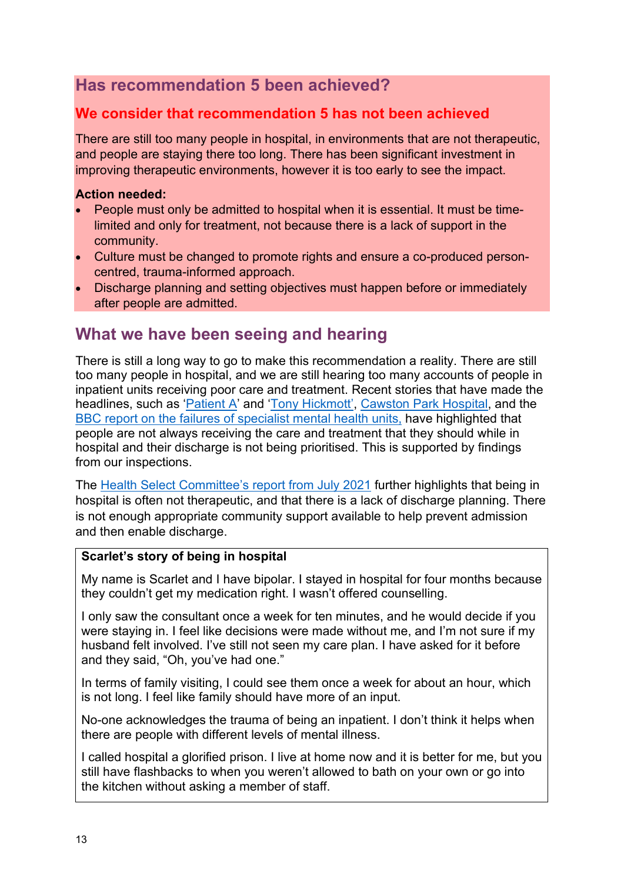## Has recommendation 5 been achieved?

### We consider that recommendation 5 has not been achieved

There are still too many people in hospital, in environments that are not therapeutic, and people are staying there too long. There has been significant investment in improving therapeutic environments, however it is too early to see the impact.

**Action needed:**

- People must only be admitted to hospital when it is essential. It must be time-limited and only for treatment, not because there is a lack of support in the community.
- Culture must be changed to promote rights and ensure a co-produced person-centred, trauma-informed approach.
- Discharge planning and setting objectives must happen before or immediately after people are admitted.

## What we have been seeing and hearing

There is still a long way to go to make this recommendation a reality. There are still too many people in hospital, and we are still hearing too many accounts of people in inpatient units receiving poor care and treatment. Recent stories that have made the headlines, such as 'Patient A' and 'Tony Hickmott', Cawston Park Hospital, and the BBC report on the failures of specialist mental health units, have highlighted that people are not always receiving the care and treatment that they should while in hospital and their discharge is not being prioritised. This is supported by findings from our inspections.

The Health Select Committee's report from July 2021 further highlights that being in hospital is often not therapeutic, and that there is a lack of discharge planning. There is not enough appropriate community support available to help prevent admission and then enable discharge.

**Scarlet's story of being in hospital**

My name is Scarlet and I have bipolar. I stayed in hospital for four months because they couldn't get my medication right. I wasn't offered counselling.

I only saw the consultant once a week for ten minutes, and he would decide if you were staying in. I feel like decisions were made without me, and I'm not sure if my husband felt involved. I've still not seen my care plan. I have asked for it before and they said, "Oh, you've had one."

In terms of family visiting, I could see them once a week for about an hour, which is not long. I feel like family should have more of an input.

No-one acknowledges the trauma of being an inpatient. I don't think it helps when there are people with different levels of mental illness.

I called hospital a glorified prison. I live at home now and it is better for me, but you still have flashbacks to when you weren't allowed to bath on your own or go into the kitchen without asking a member of staff.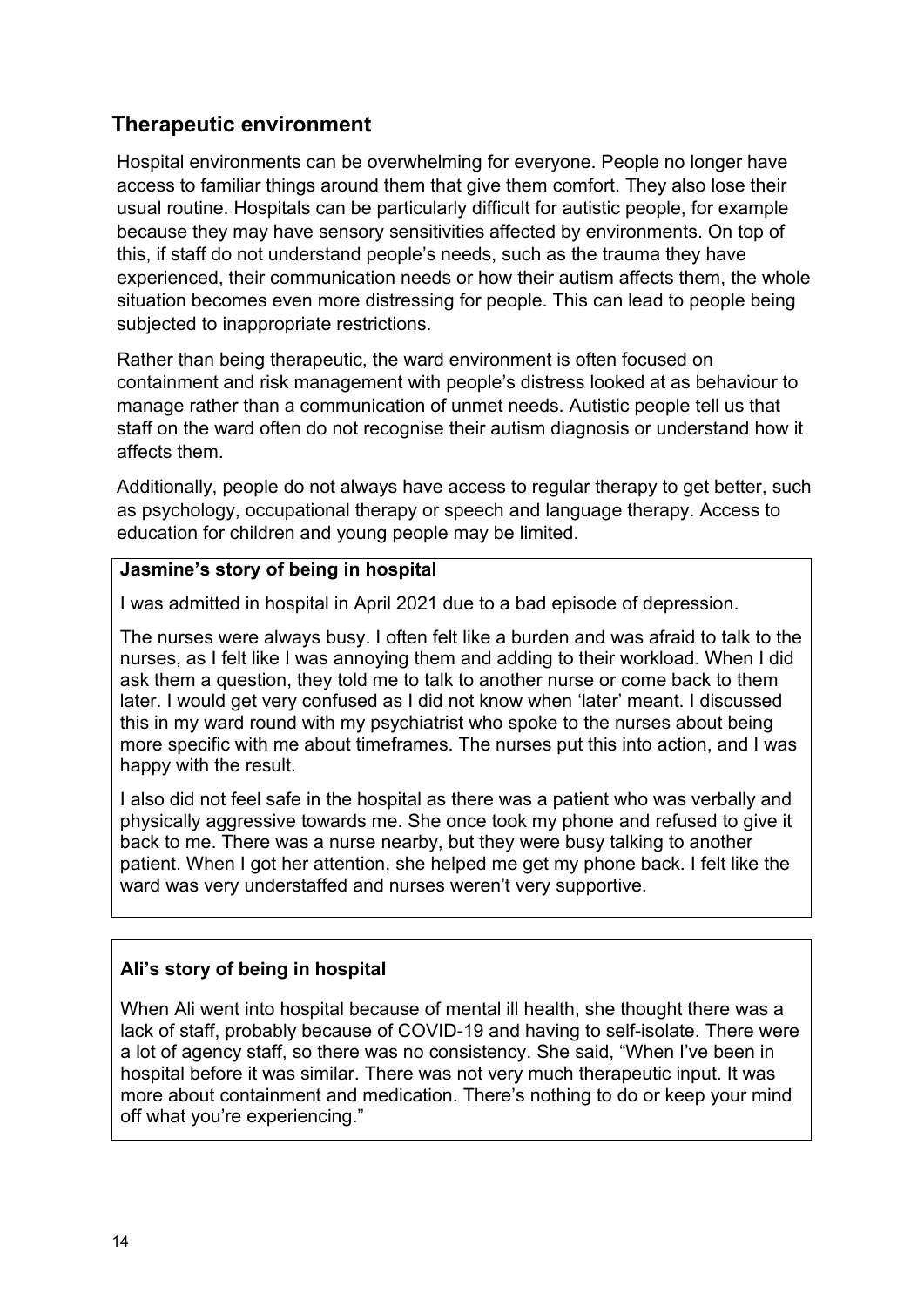## Therapeutic environment

Hospital environments can be overwhelming for everyone. People no longer have access to familiar things around them that give them comfort. They also lose their usual routine. Hospitals can be particularly difficult for autistic people, for example because they may have sensory sensitivities affected by environments. On top of this, if staff do not understand people's needs, such as the trauma they have experienced, their communication needs or how their autism affects them, the whole situation becomes even more distressing for people. This can lead to people being subjected to inappropriate restrictions.

Rather than being therapeutic, the ward environment is often focused on containment and risk management with people's distress looked at as behaviour to manage rather than a communication of unmet needs. Autistic people tell us that staff on the ward often do not recognise their autism diagnosis or understand how it affects them.

Additionally, people do not always have access to regular therapy to get better, such as psychology, occupational therapy or speech and language therapy. Access to education for children and young people may be limited.

**Jasmine's story of being in hospital**

I was admitted in hospital in April 2021 due to a bad episode of depression.

The nurses were always busy. I often felt like a burden and was afraid to talk to the nurses, as I felt like I was annoying them and adding to their workload. When I did ask them a question, they told me to talk to another nurse or come back to them later. I would get very confused as I did not know when 'later' meant. I discussed this in my ward round with my psychiatrist who spoke to the nurses about being more specific with me about timeframes. The nurses put this into action, and I was happy with the result.

I also did not feel safe in the hospital as there was a patient who was verbally and physically aggressive towards me. She once took my phone and refused to give it back to me. There was a nurse nearby, but they were busy talking to another patient. When I got her attention, she helped me get my phone back. I felt like the ward was very understaffed and nurses weren't very supportive.

**Ali's story of being in hospital**

When Ali went into hospital because of mental ill health, she thought there was a lack of staff, probably because of COVID-19 and having to self-isolate. There were a lot of agency staff, so there was no consistency. She said, "When I've been in hospital before it was similar. There was not very much therapeutic input. It was more about containment and medication. There's nothing to do or keep your mind off what you're experiencing."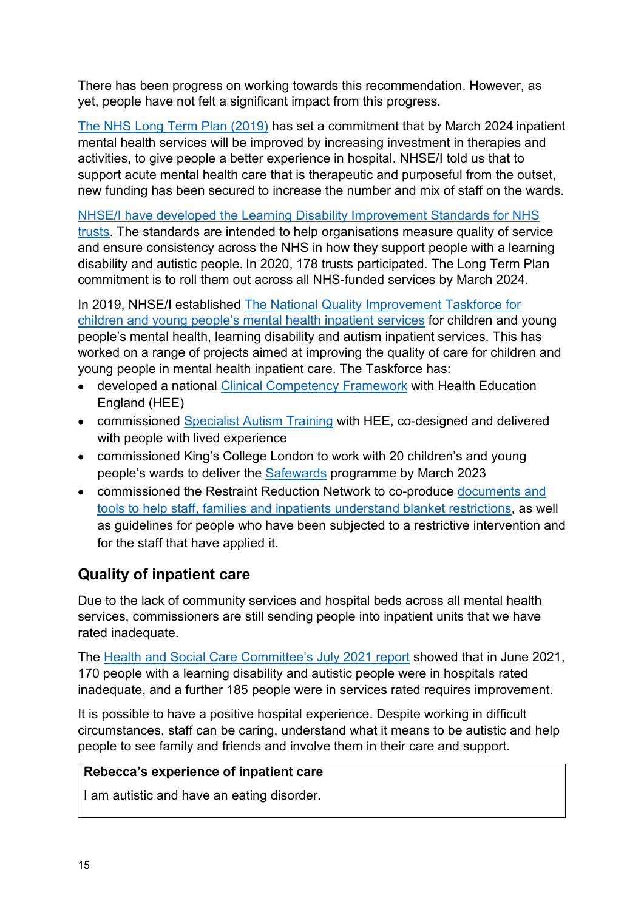There has been progress on working towards this recommendation. However, as yet, people have not felt a significant impact from this progress.

The NHS Long Term Plan (2019) has set a commitment that by March 2024 inpatient mental health services will be improved by increasing investment in therapies and activities, to give people a better experience in hospital. NHSE/I told us that to support acute mental health care that is therapeutic and purposeful from the outset, new funding has been secured to increase the number and mix of staff on the wards.

NHSE/I have developed the Learning Disability Improvement Standards for NHS trusts. The standards are intended to help organisations measure quality of service and ensure consistency across the NHS in how they support people with a learning disability and autistic people. In 2020, 178 trusts participated. The Long Term Plan commitment is to roll them out across all NHS-funded services by March 2024.

In 2019, NHSE/I established The National Quality Improvement Taskforce for children and young people's mental health inpatient services for children and young people's mental health, learning disability and autism inpatient services. This has worked on a range of projects aimed at improving the quality of care for children and young people in mental health inpatient care. The Taskforce has:

- developed a national Clinical Competency Framework with Health Education England (HEE)
- commissioned Specialist Autism Training with HEE, co-designed and delivered with people with lived experience
- commissioned King's College London to work with 20 children's and young people's wards to deliver the Safewards programme by March 2023
- commissioned the Restraint Reduction Network to co-produce documents and tools to help staff, families and inpatients understand blanket restrictions, as well as guidelines for people who have been subjected to a restrictive intervention and for the staff that have applied it.

## Quality of inpatient care

Due to the lack of community services and hospital beds across all mental health services, commissioners are still sending people into inpatient units that we have rated inadequate.

The Health and Social Care Committee's July 2021 report showed that in June 2021, 170 people with a learning disability and autistic people were in hospitals rated inadequate, and a further 185 people were in services rated requires improvement.

It is possible to have a positive hospital experience. Despite working in difficult circumstances, staff can be caring, understand what it means to be autistic and help people to see family and friends and involve them in their care and support.

**Rebecca's experience of inpatient care**

I am autistic and have an eating disorder.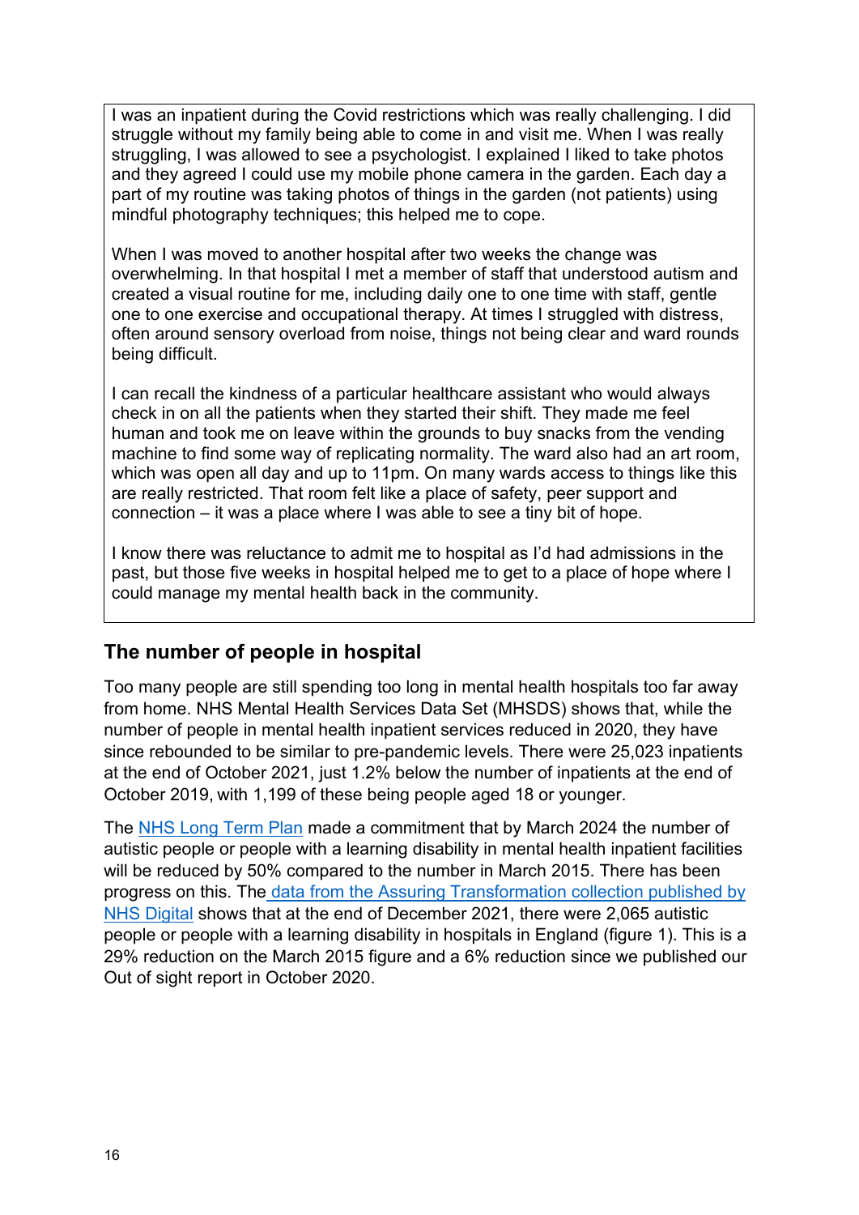> I was an inpatient during the Covid restrictions which was really challenging. I did struggle without my family being able to come in and visit me. When I was really struggling, I was allowed to see a psychologist. I explained I liked to take photos and they agreed I could use my mobile phone camera in the garden. Each day a part of my routine was taking photos of things in the garden (not patients) using mindful photography techniques; this helped me to cope.
>
> When I was moved to another hospital after two weeks the change was overwhelming. In that hospital I met a member of staff that understood autism and created a visual routine for me, including daily one to one time with staff, gentle one to one exercise and occupational therapy. At times I struggled with distress, often around sensory overload from noise, things not being clear and ward rounds being difficult.
>
> I can recall the kindness of a particular healthcare assistant who would always check in on all the patients when they started their shift. They made me feel human and took me on leave within the grounds to buy snacks from the vending machine to find some way of replicating normality. The ward also had an art room, which was open all day and up to 11pm. On many wards access to things like this are really restricted. That room felt like a place of safety, peer support and connection – it was a place where I was able to see a tiny bit of hope.
>
> I know there was reluctance to admit me to hospital as I'd had admissions in the past, but those five weeks in hospital helped me to get to a place of hope where I could manage my mental health back in the community.

## The number of people in hospital

Too many people are still spending too long in mental health hospitals too far away from home. NHS Mental Health Services Data Set (MHSDS) shows that, while the number of people in mental health inpatient services reduced in 2020, they have since rebounded to be similar to pre-pandemic levels. There were 25,023 inpatients at the end of October 2021, just 1.2% below the number of inpatients at the end of October 2019, with 1,199 of these being people aged 18 or younger.

The NHS Long Term Plan made a commitment that by March 2024 the number of autistic people or people with a learning disability in mental health inpatient facilities will be reduced by 50% compared to the number in March 2015. There has been progress on this. The data from the Assuring Transformation collection published by NHS Digital shows that at the end of December 2021, there were 2,065 autistic people or people with a learning disability in hospitals in England (figure 1). This is a 29% reduction on the March 2015 figure and a 6% reduction since we published our Out of sight report in October 2020.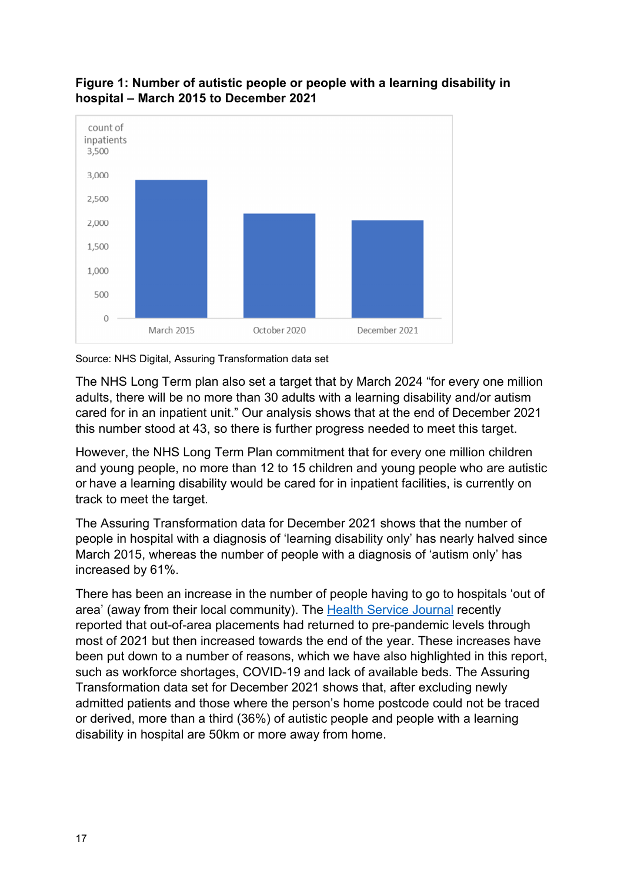**Figure 1: Number of autistic people or people with a learning disability in hospital – March 2015 to December 2021**

Source: NHS Digital, Assuring Transformation data set

The NHS Long Term plan also set a target that by March 2024 "for every one million adults, there will be no more than 30 adults with a learning disability and/or autism cared for in an inpatient unit." Our analysis shows that at the end of December 2021 this number stood at 43, so there is further progress needed to meet this target.

However, the NHS Long Term Plan commitment that for every one million children and young people, no more than 12 to 15 children and young people who are autistic or have a learning disability would be cared for in inpatient facilities, is currently on track to meet the target.

The Assuring Transformation data for December 2021 shows that the number of people in hospital with a diagnosis of 'learning disability only' has nearly halved since March 2015, whereas the number of people with a diagnosis of 'autism only' has increased by 61%.

There has been an increase in the number of people having to go to hospitals 'out of area' (away from their local community). The Health Service Journal recently reported that out-of-area placements had returned to pre-pandemic levels through most of 2021 but then increased towards the end of the year. These increases have been put down to a number of reasons, which we have also highlighted in this report, such as workforce shortages, COVID-19 and lack of available beds. The Assuring Transformation data set for December 2021 shows that, after excluding newly admitted patients and those where the person's home postcode could not be traced or derived, more than a third (36%) of autistic people and people with a learning disability in hospital are 50km or more away from home.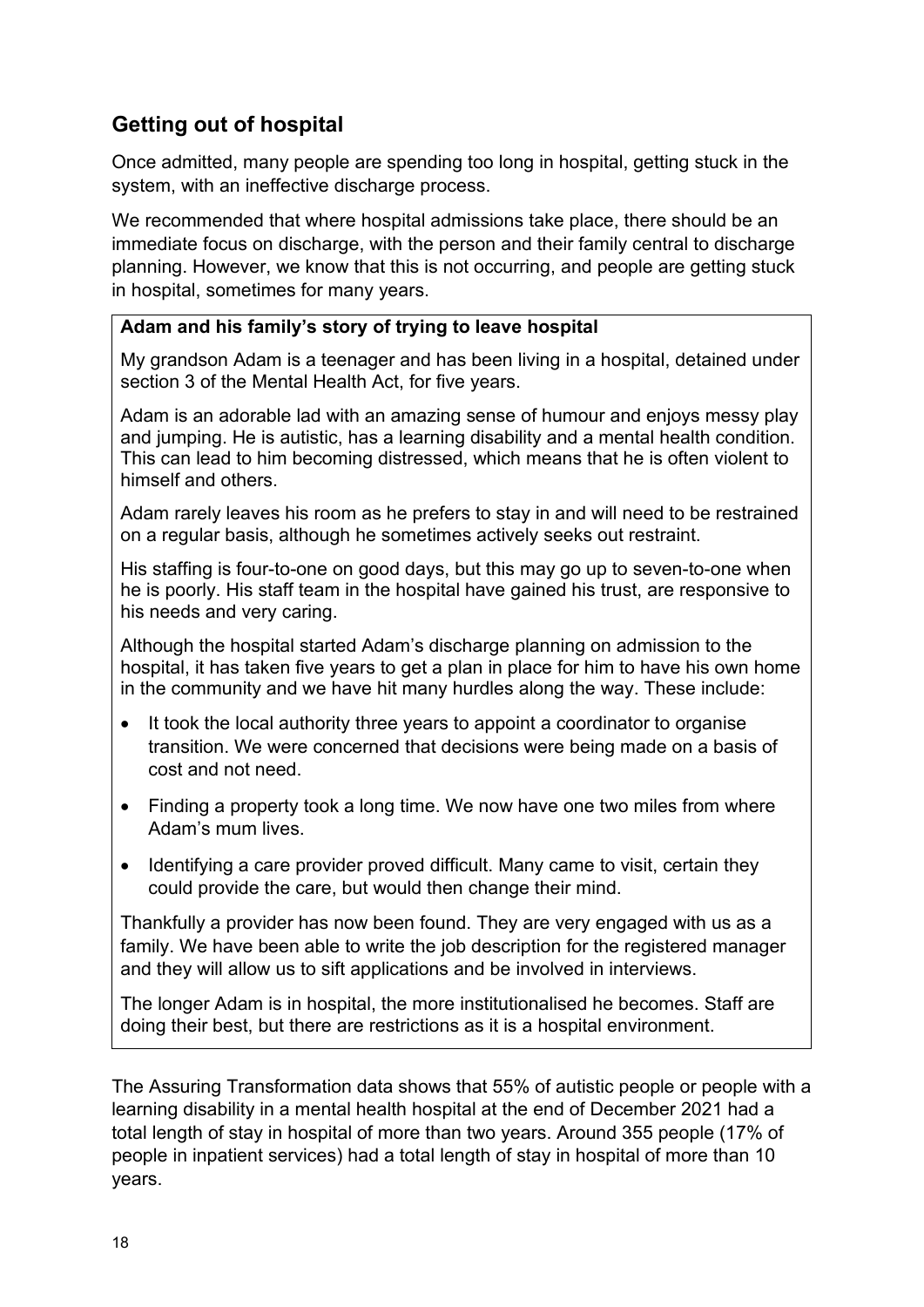## Getting out of hospital

Once admitted, many people are spending too long in hospital, getting stuck in the system, with an ineffective discharge process.

We recommended that where hospital admissions take place, there should be an immediate focus on discharge, with the person and their family central to discharge planning. However, we know that this is not occurring, and people are getting stuck in hospital, sometimes for many years.

> **Adam and his family's story of trying to leave hospital**
>
> My grandson Adam is a teenager and has been living in a hospital, detained under section 3 of the Mental Health Act, for five years.
>
> Adam is an adorable lad with an amazing sense of humour and enjoys messy play and jumping. He is autistic, has a learning disability and a mental health condition. This can lead to him becoming distressed, which means that he is often violent to himself and others.
>
> Adam rarely leaves his room as he prefers to stay in and will need to be restrained on a regular basis, although he sometimes actively seeks out restraint.
>
> His staffing is four-to-one on good days, but this may go up to seven-to-one when he is poorly. His staff team in the hospital have gained his trust, are responsive to his needs and very caring.
>
> Although the hospital started Adam's discharge planning on admission to the hospital, it has taken five years to get a plan in place for him to have his own home in the community and we have hit many hurdles along the way. These include:
>
> - It took the local authority three years to appoint a coordinator to organise transition. We were concerned that decisions were being made on a basis of cost and not need.
> - Finding a property took a long time. We now have one two miles from where Adam's mum lives.
> - Identifying a care provider proved difficult. Many came to visit, certain they could provide the care, but would then change their mind.
>
> Thankfully a provider has now been found. They are very engaged with us as a family. We have been able to write the job description for the registered manager and they will allow us to sift applications and be involved in interviews.
>
> The longer Adam is in hospital, the more institutionalised he becomes. Staff are doing their best, but there are restrictions as it is a hospital environment.

The Assuring Transformation data shows that 55% of autistic people or people with a learning disability in a mental health hospital at the end of December 2021 had a total length of stay in hospital of more than two years. Around 355 people (17% of people in inpatient services) had a total length of stay in hospital of more than 10 years.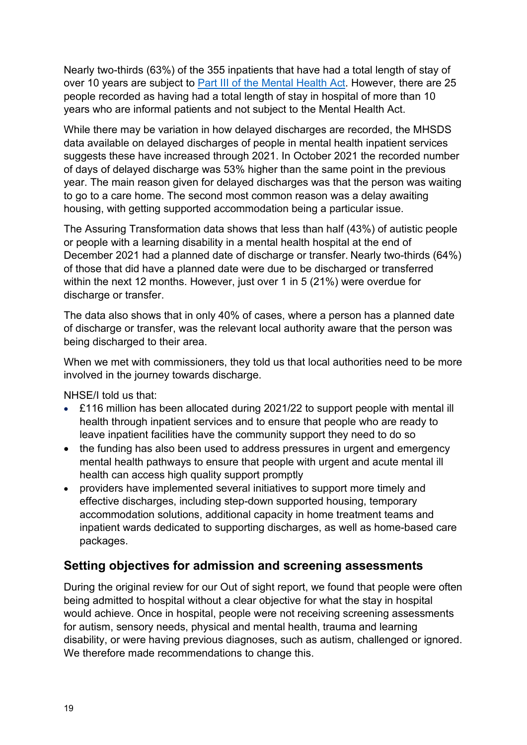Nearly two-thirds (63%) of the 355 inpatients that have had a total length of stay of over 10 years are subject to [Part III of the Mental Health Act](). However, there are 25 people recorded as having had a total length of stay in hospital of more than 10 years who are informal patients and not subject to the Mental Health Act.

While there may be variation in how delayed discharges are recorded, the MHSDS data available on delayed discharges of people in mental health inpatient services suggests these have increased through 2021. In October 2021 the recorded number of days of delayed discharge was 53% higher than the same point in the previous year. The main reason given for delayed discharges was that the person was waiting to go to a care home. The second most common reason was a delay awaiting housing, with getting supported accommodation being a particular issue.

The Assuring Transformation data shows that less than half (43%) of autistic people or people with a learning disability in a mental health hospital at the end of December 2021 had a planned date of discharge or transfer. Nearly two-thirds (64%) of those that did have a planned date were due to be discharged or transferred within the next 12 months. However, just over 1 in 5 (21%) were overdue for discharge or transfer.

The data also shows that in only 40% of cases, where a person has a planned date of discharge or transfer, was the relevant local authority aware that the person was being discharged to their area.

When we met with commissioners, they told us that local authorities need to be more involved in the journey towards discharge.

NHSE/I told us that:

- £116 million has been allocated during 2021/22 to support people with mental ill health through inpatient services and to ensure that people who are ready to leave inpatient facilities have the community support they need to do so
- the funding has also been used to address pressures in urgent and emergency mental health pathways to ensure that people with urgent and acute mental ill health can access high quality support promptly
- providers have implemented several initiatives to support more timely and effective discharges, including step-down supported housing, temporary accommodation solutions, additional capacity in home treatment teams and inpatient wards dedicated to supporting discharges, as well as home-based care packages.

## Setting objectives for admission and screening assessments

During the original review for our Out of sight report, we found that people were often being admitted to hospital without a clear objective for what the stay in hospital would achieve. Once in hospital, people were not receiving screening assessments for autism, sensory needs, physical and mental health, trauma and learning disability, or were having previous diagnoses, such as autism, challenged or ignored. We therefore made recommendations to change this.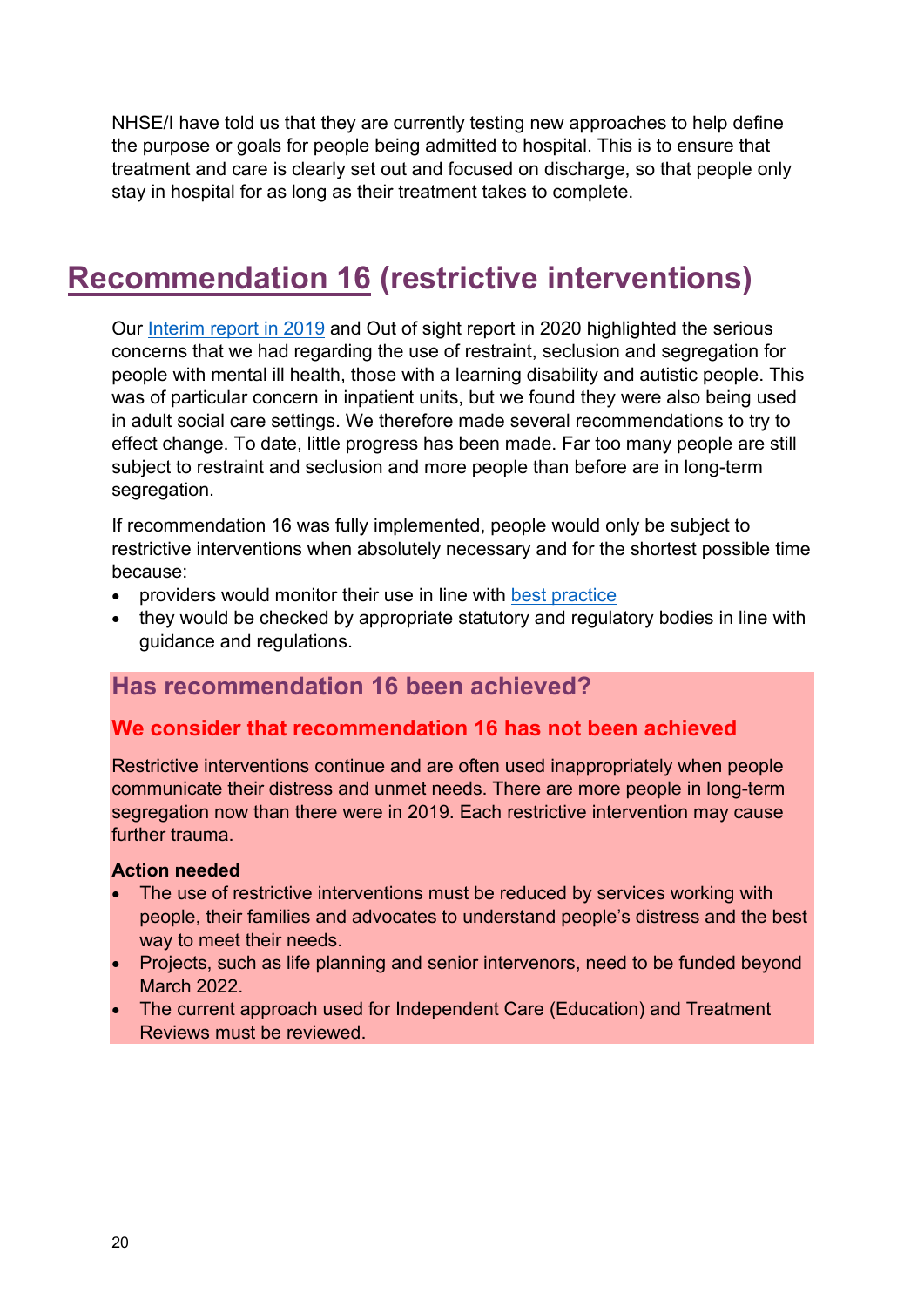NHSE/I have told us that they are currently testing new approaches to help define the purpose or goals for people being admitted to hospital. This is to ensure that treatment and care is clearly set out and focused on discharge, so that people only stay in hospital for as long as their treatment takes to complete.

## Recommendation 16 (restrictive interventions)

Our Interim report in 2019 and Out of sight report in 2020 highlighted the serious concerns that we had regarding the use of restraint, seclusion and segregation for people with mental ill health, those with a learning disability and autistic people. This was of particular concern in inpatient units, but we found they were also being used in adult social care settings. We therefore made several recommendations to try to effect change. To date, little progress has been made. Far too many people are still subject to restraint and seclusion and more people than before are in long-term segregation.

If recommendation 16 was fully implemented, people would only be subject to restrictive interventions when absolutely necessary and for the shortest possible time because:

- providers would monitor their use in line with best practice
- they would be checked by appropriate statutory and regulatory bodies in line with guidance and regulations.

### Has recommendation 16 been achieved?

#### We consider that recommendation 16 has not been achieved

Restrictive interventions continue and are often used inappropriately when people communicate their distress and unmet needs. There are more people in long-term segregation now than there were in 2019. Each restrictive intervention may cause further trauma.

**Action needed**

- The use of restrictive interventions must be reduced by services working with people, their families and advocates to understand people's distress and the best way to meet their needs.
- Projects, such as life planning and senior intervenors, need to be funded beyond March 2022.
- The current approach used for Independent Care (Education) and Treatment Reviews must be reviewed.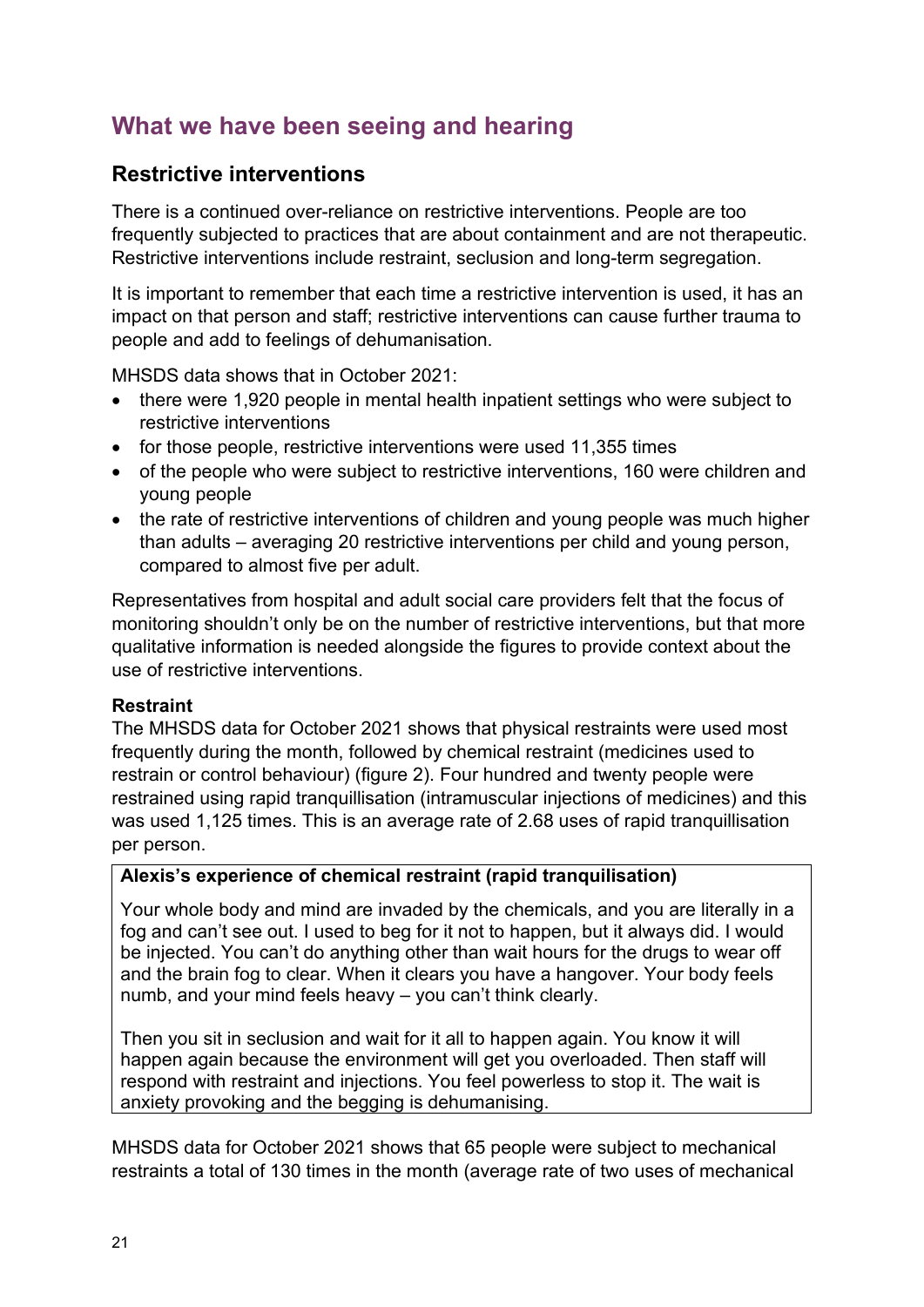## What we have been seeing and hearing

### Restrictive interventions

There is a continued over-reliance on restrictive interventions. People are too frequently subjected to practices that are about containment and are not therapeutic. Restrictive interventions include restraint, seclusion and long-term segregation.

It is important to remember that each time a restrictive intervention is used, it has an impact on that person and staff; restrictive interventions can cause further trauma to people and add to feelings of dehumanisation.

MHSDS data shows that in October 2021:

- there were 1,920 people in mental health inpatient settings who were subject to restrictive interventions
- for those people, restrictive interventions were used 11,355 times
- of the people who were subject to restrictive interventions, 160 were children and young people
- the rate of restrictive interventions of children and young people was much higher than adults – averaging 20 restrictive interventions per child and young person, compared to almost five per adult.

Representatives from hospital and adult social care providers felt that the focus of monitoring shouldn't only be on the number of restrictive interventions, but that more qualitative information is needed alongside the figures to provide context about the use of restrictive interventions.

#### Restraint

The MHSDS data for October 2021 shows that physical restraints were used most frequently during the month, followed by chemical restraint (medicines used to restrain or control behaviour) (figure 2). Four hundred and twenty people were restrained using rapid tranquillisation (intramuscular injections of medicines) and this was used 1,125 times. This is an average rate of 2.68 uses of rapid tranquillisation per person.

> **Alexis's experience of chemical restraint (rapid tranquilisation)**
>
> Your whole body and mind are invaded by the chemicals, and you are literally in a fog and can't see out. I used to beg for it not to happen, but it always did. I would be injected. You can't do anything other than wait hours for the drugs to wear off and the brain fog to clear. When it clears you have a hangover. Your body feels numb, and your mind feels heavy – you can't think clearly.
>
> Then you sit in seclusion and wait for it all to happen again. You know it will happen again because the environment will get you overloaded. Then staff will respond with restraint and injections. You feel powerless to stop it. The wait is anxiety provoking and the begging is dehumanising.

MHSDS data for October 2021 shows that 65 people were subject to mechanical restraints a total of 130 times in the month (average rate of two uses of mechanical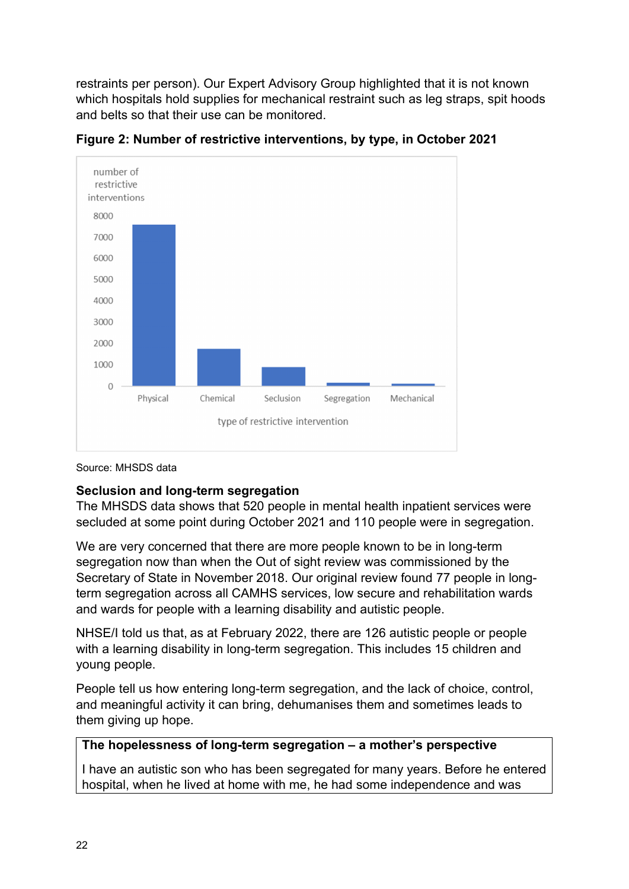restraints per person). Our Expert Advisory Group highlighted that it is not known which hospitals hold supplies for mechanical restraint such as leg straps, spit hoods and belts so that their use can be monitored.

**Figure 2: Number of restrictive interventions, by type, in October 2021**

Source: MHSDS data

**Seclusion and long-term segregation**

The MHSDS data shows that 520 people in mental health inpatient services were secluded at some point during October 2021 and 110 people were in segregation.

We are very concerned that there are more people known to be in long-term segregation now than when the Out of sight review was commissioned by the Secretary of State in November 2018. Our original review found 77 people in long-term segregation across all CAMHS services, low secure and rehabilitation wards and wards for people with a learning disability and autistic people.

NHSE/I told us that, as at February 2022, there are 126 autistic people or people with a learning disability in long-term segregation. This includes 15 children and young people.

People tell us how entering long-term segregation, and the lack of choice, control, and meaningful activity it can bring, dehumanises them and sometimes leads to them giving up hope.

**The hopelessness of long-term segregation – a mother's perspective**

I have an autistic son who has been segregated for many years. Before he entered hospital, when he lived at home with me, he had some independence and was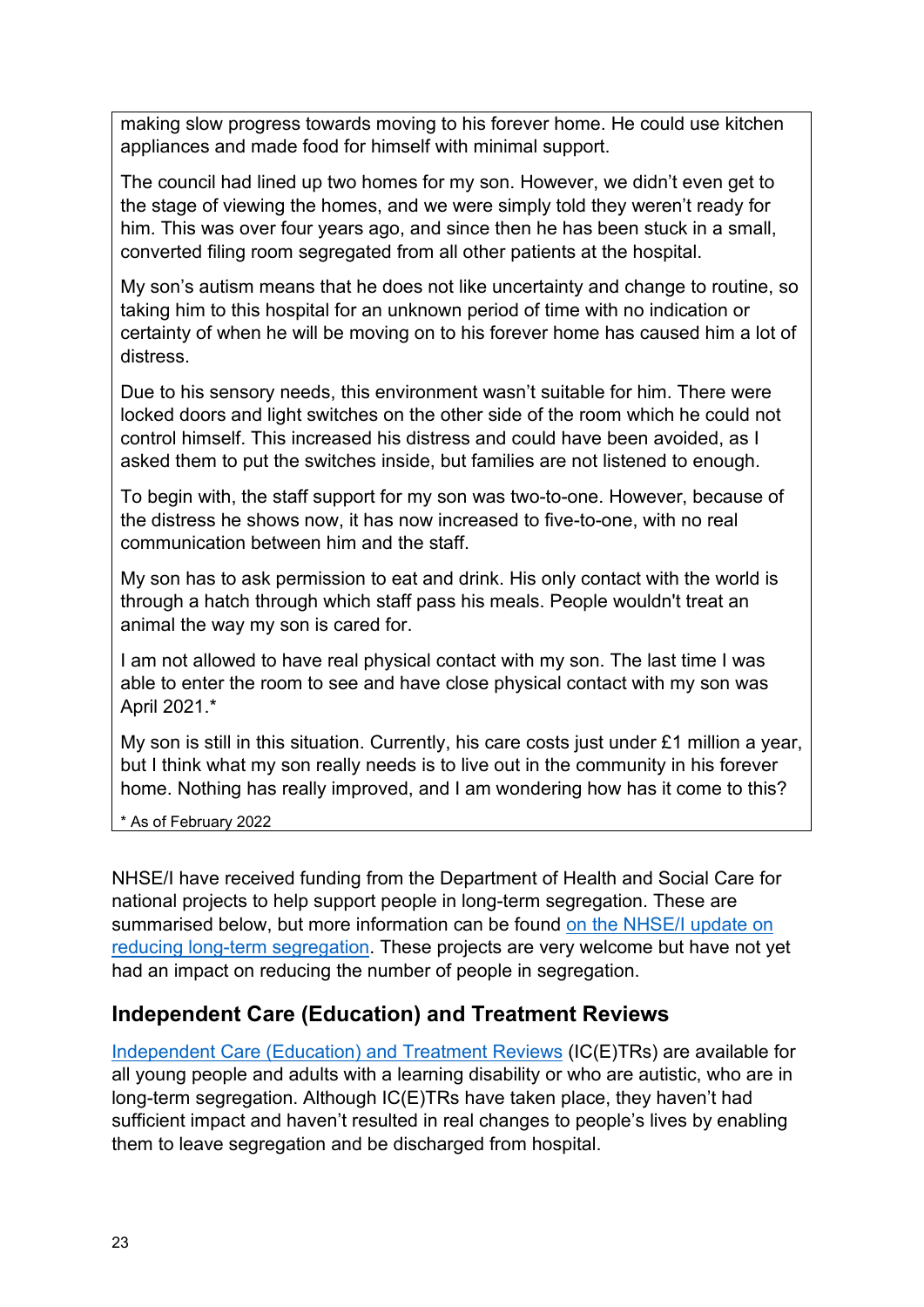making slow progress towards moving to his forever home. He could use kitchen appliances and made food for himself with minimal support.

The council had lined up two homes for my son. However, we didn't even get to the stage of viewing the homes, and we were simply told they weren't ready for him. This was over four years ago, and since then he has been stuck in a small, converted filing room segregated from all other patients at the hospital.

My son's autism means that he does not like uncertainty and change to routine, so taking him to this hospital for an unknown period of time with no indication or certainty of when he will be moving on to his forever home has caused him a lot of distress.

Due to his sensory needs, this environment wasn't suitable for him. There were locked doors and light switches on the other side of the room which he could not control himself. This increased his distress and could have been avoided, as I asked them to put the switches inside, but families are not listened to enough.

To begin with, the staff support for my son was two-to-one. However, because of the distress he shows now, it has now increased to five-to-one, with no real communication between him and the staff.

My son has to ask permission to eat and drink. His only contact with the world is through a hatch through which staff pass his meals. People wouldn't treat an animal the way my son is cared for.

I am not allowed to have real physical contact with my son. The last time I was able to enter the room to see and have close physical contact with my son was April 2021.*

My son is still in this situation. Currently, his care costs just under £1 million a year, but I think what my son really needs is to live out in the community in his forever home. Nothing has really improved, and I am wondering how has it come to this?

* As of February 2022

NHSE/I have received funding from the Department of Health and Social Care for national projects to help support people in long-term segregation. These are summarised below, but more information can be found on the NHSE/I update on reducing long-term segregation. These projects are very welcome but have not yet had an impact on reducing the number of people in segregation.

## Independent Care (Education) and Treatment Reviews

Independent Care (Education) and Treatment Reviews (IC(E)TRs) are available for all young people and adults with a learning disability or who are autistic, who are in long-term segregation. Although IC(E)TRs have taken place, they haven't had sufficient impact and haven't resulted in real changes to people's lives by enabling them to leave segregation and be discharged from hospital.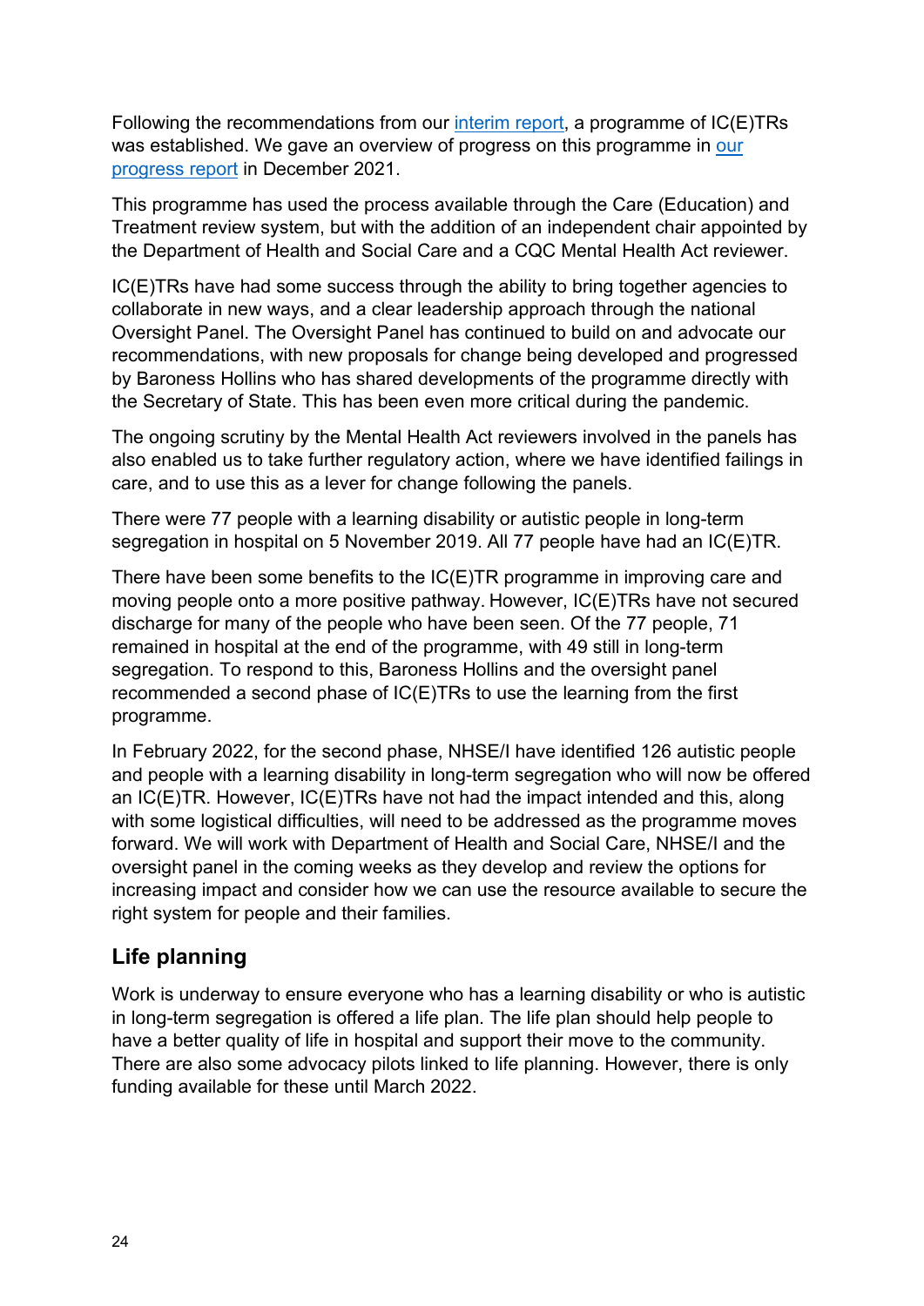Following the recommendations from our [interim report](), a programme of IC(E)TRs was established. We gave an overview of progress on this programme in [our progress report]() in December 2021.

This programme has used the process available through the Care (Education) and Treatment review system, but with the addition of an independent chair appointed by the Department of Health and Social Care and a CQC Mental Health Act reviewer.

IC(E)TRs have had some success through the ability to bring together agencies to collaborate in new ways, and a clear leadership approach through the national Oversight Panel. The Oversight Panel has continued to build on and advocate our recommendations, with new proposals for change being developed and progressed by Baroness Hollins who has shared developments of the programme directly with the Secretary of State. This has been even more critical during the pandemic.

The ongoing scrutiny by the Mental Health Act reviewers involved in the panels has also enabled us to take further regulatory action, where we have identified failings in care, and to use this as a lever for change following the panels.

There were 77 people with a learning disability or autistic people in long-term segregation in hospital on 5 November 2019. All 77 people have had an IC(E)TR.

There have been some benefits to the IC(E)TR programme in improving care and moving people onto a more positive pathway. However, IC(E)TRs have not secured discharge for many of the people who have been seen. Of the 77 people, 71 remained in hospital at the end of the programme, with 49 still in long-term segregation. To respond to this, Baroness Hollins and the oversight panel recommended a second phase of IC(E)TRs to use the learning from the first programme.

In February 2022, for the second phase, NHSE/I have identified 126 autistic people and people with a learning disability in long-term segregation who will now be offered an IC(E)TR. However, IC(E)TRs have not had the impact intended and this, along with some logistical difficulties, will need to be addressed as the programme moves forward. We will work with Department of Health and Social Care, NHSE/I and the oversight panel in the coming weeks as they develop and review the options for increasing impact and consider how we can use the resource available to secure the right system for people and their families.

## Life planning

Work is underway to ensure everyone who has a learning disability or who is autistic in long-term segregation is offered a life plan. The life plan should help people to have a better quality of life in hospital and support their move to the community. There are also some advocacy pilots linked to life planning. However, there is only funding available for these until March 2022.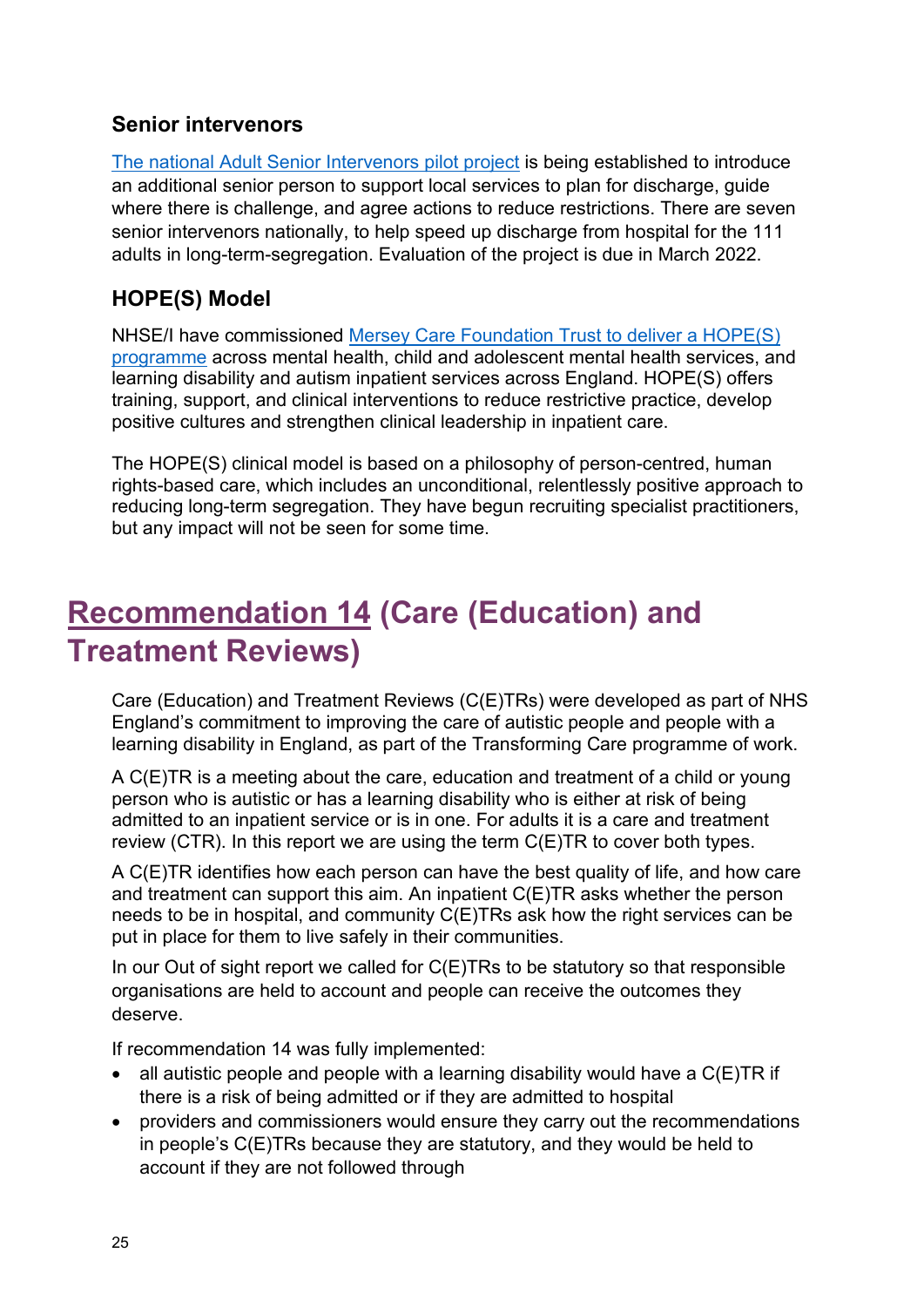### Senior intervenors

The national Adult Senior Intervenors pilot project is being established to introduce an additional senior person to support local services to plan for discharge, guide where there is challenge, and agree actions to reduce restrictions. There are seven senior intervenors nationally, to help speed up discharge from hospital for the 111 adults in long-term-segregation. Evaluation of the project is due in March 2022.

### HOPE(S) Model

NHSE/I have commissioned Mersey Care Foundation Trust to deliver a HOPE(S) programme across mental health, child and adolescent mental health services, and learning disability and autism inpatient services across England. HOPE(S) offers training, support, and clinical interventions to reduce restrictive practice, develop positive cultures and strengthen clinical leadership in inpatient care.

The HOPE(S) clinical model is based on a philosophy of person-centred, human rights-based care, which includes an unconditional, relentlessly positive approach to reducing long-term segregation. They have begun recruiting specialist practitioners, but any impact will not be seen for some time.

# Recommendation 14 (Care (Education) and Treatment Reviews)

Care (Education) and Treatment Reviews (C(E)TRs) were developed as part of NHS England's commitment to improving the care of autistic people and people with a learning disability in England, as part of the Transforming Care programme of work.

A C(E)TR is a meeting about the care, education and treatment of a child or young person who is autistic or has a learning disability who is either at risk of being admitted to an inpatient service or is in one. For adults it is a care and treatment review (CTR). In this report we are using the term C(E)TR to cover both types.

A C(E)TR identifies how each person can have the best quality of life, and how care and treatment can support this aim. An inpatient C(E)TR asks whether the person needs to be in hospital, and community C(E)TRs ask how the right services can be put in place for them to live safely in their communities.

In our Out of sight report we called for C(E)TRs to be statutory so that responsible organisations are held to account and people can receive the outcomes they deserve.

If recommendation 14 was fully implemented:

- all autistic people and people with a learning disability would have a C(E)TR if there is a risk of being admitted or if they are admitted to hospital
- providers and commissioners would ensure they carry out the recommendations in people's C(E)TRs because they are statutory, and they would be held to account if they are not followed through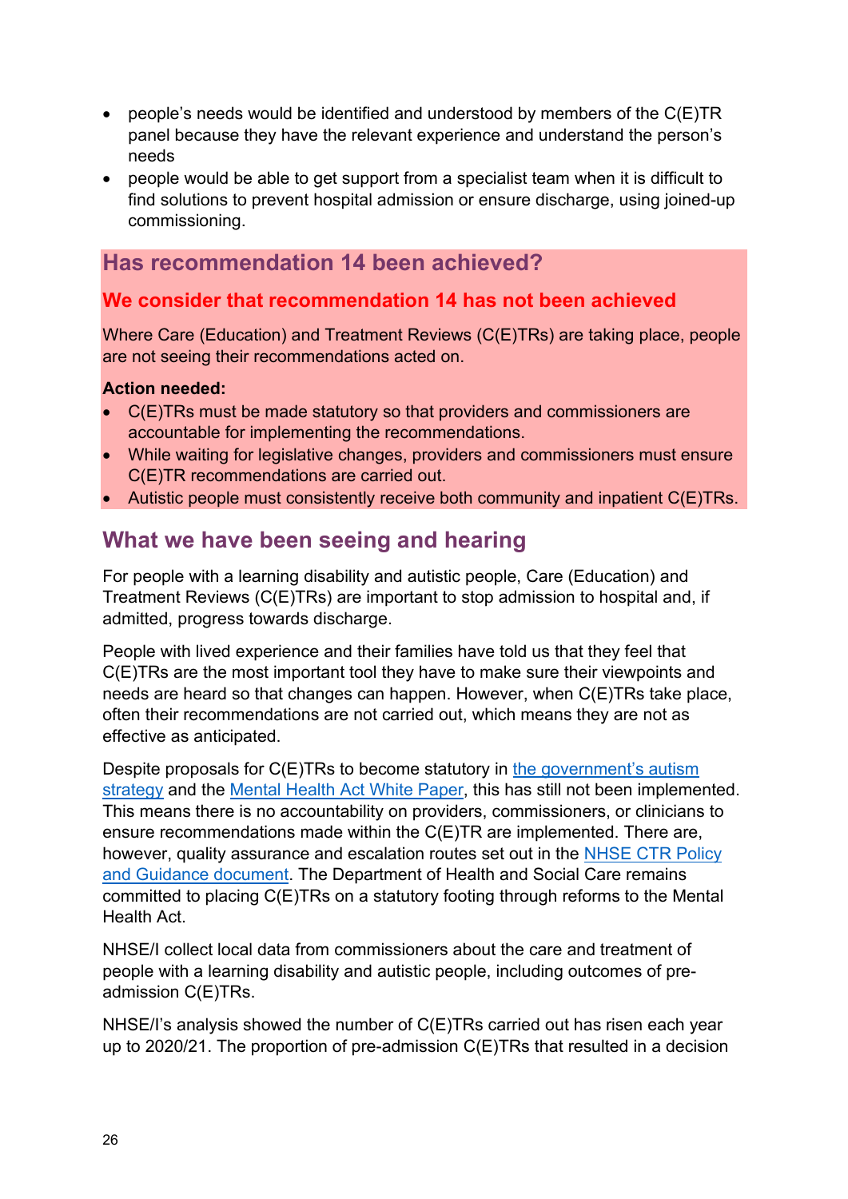- people's needs would be identified and understood by members of the C(E)TR panel because they have the relevant experience and understand the person's needs
- people would be able to get support from a specialist team when it is difficult to find solutions to prevent hospital admission or ensure discharge, using joined-up commissioning.

## Has recommendation 14 been achieved?

### We consider that recommendation 14 has not been achieved

Where Care (Education) and Treatment Reviews (C(E)TRs) are taking place, people are not seeing their recommendations acted on.

**Action needed:**

- C(E)TRs must be made statutory so that providers and commissioners are accountable for implementing the recommendations.
- While waiting for legislative changes, providers and commissioners must ensure C(E)TR recommendations are carried out.
- Autistic people must consistently receive both community and inpatient C(E)TRs.

## What we have been seeing and hearing

For people with a learning disability and autistic people, Care (Education) and Treatment Reviews (C(E)TRs) are important to stop admission to hospital and, if admitted, progress towards discharge.

People with lived experience and their families have told us that they feel that C(E)TRs are the most important tool they have to make sure their viewpoints and needs are heard so that changes can happen. However, when C(E)TRs take place, often their recommendations are not carried out, which means they are not as effective as anticipated.

Despite proposals for C(E)TRs to become statutory in the government's autism strategy and the Mental Health Act White Paper, this has still not been implemented. This means there is no accountability on providers, commissioners, or clinicians to ensure recommendations made within the C(E)TR are implemented. There are, however, quality assurance and escalation routes set out in the NHSE CTR Policy and Guidance document. The Department of Health and Social Care remains committed to placing C(E)TRs on a statutory footing through reforms to the Mental Health Act.

NHSE/I collect local data from commissioners about the care and treatment of people with a learning disability and autistic people, including outcomes of pre-admission C(E)TRs.

NHSE/I's analysis showed the number of C(E)TRs carried out has risen each year up to 2020/21. The proportion of pre-admission C(E)TRs that resulted in a decision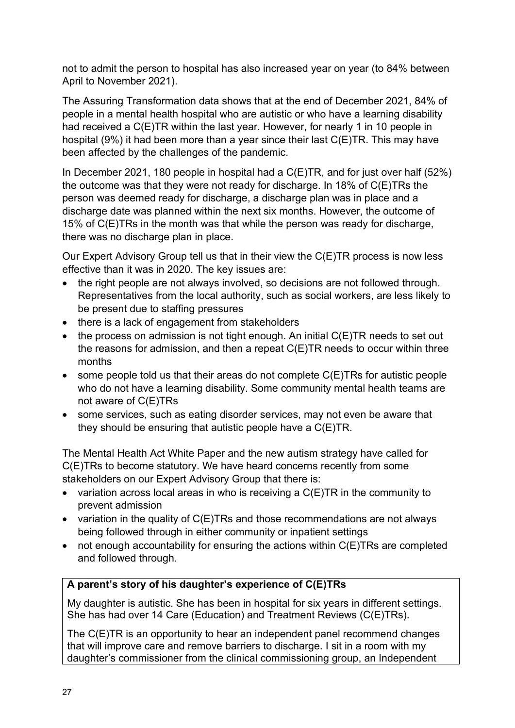not to admit the person to hospital has also increased year on year (to 84% between April to November 2021).

The Assuring Transformation data shows that at the end of December 2021, 84% of people in a mental health hospital who are autistic or who have a learning disability had received a C(E)TR within the last year. However, for nearly 1 in 10 people in hospital (9%) it had been more than a year since their last C(E)TR. This may have been affected by the challenges of the pandemic.

In December 2021, 180 people in hospital had a C(E)TR, and for just over half (52%) the outcome was that they were not ready for discharge. In 18% of C(E)TRs the person was deemed ready for discharge, a discharge plan was in place and a discharge date was planned within the next six months. However, the outcome of 15% of C(E)TRs in the month was that while the person was ready for discharge, there was no discharge plan in place.

Our Expert Advisory Group tell us that in their view the C(E)TR process is now less effective than it was in 2020. The key issues are:

- the right people are not always involved, so decisions are not followed through. Representatives from the local authority, such as social workers, are less likely to be present due to staffing pressures
- there is a lack of engagement from stakeholders
- the process on admission is not tight enough. An initial C(E)TR needs to set out the reasons for admission, and then a repeat C(E)TR needs to occur within three months
- some people told us that their areas do not complete C(E)TRs for autistic people who do not have a learning disability. Some community mental health teams are not aware of C(E)TRs
- some services, such as eating disorder services, may not even be aware that they should be ensuring that autistic people have a C(E)TR.

The Mental Health Act White Paper and the new autism strategy have called for C(E)TRs to become statutory. We have heard concerns recently from some stakeholders on our Expert Advisory Group that there is:

- variation across local areas in who is receiving a C(E)TR in the community to prevent admission
- variation in the quality of C(E)TRs and those recommendations are not always being followed through in either community or inpatient settings
- not enough accountability for ensuring the actions within C(E)TRs are completed and followed through.

**A parent's story of his daughter's experience of C(E)TRs**

My daughter is autistic. She has been in hospital for six years in different settings. She has had over 14 Care (Education) and Treatment Reviews (C(E)TRs).

The C(E)TR is an opportunity to hear an independent panel recommend changes that will improve care and remove barriers to discharge. I sit in a room with my daughter's commissioner from the clinical commissioning group, an Independent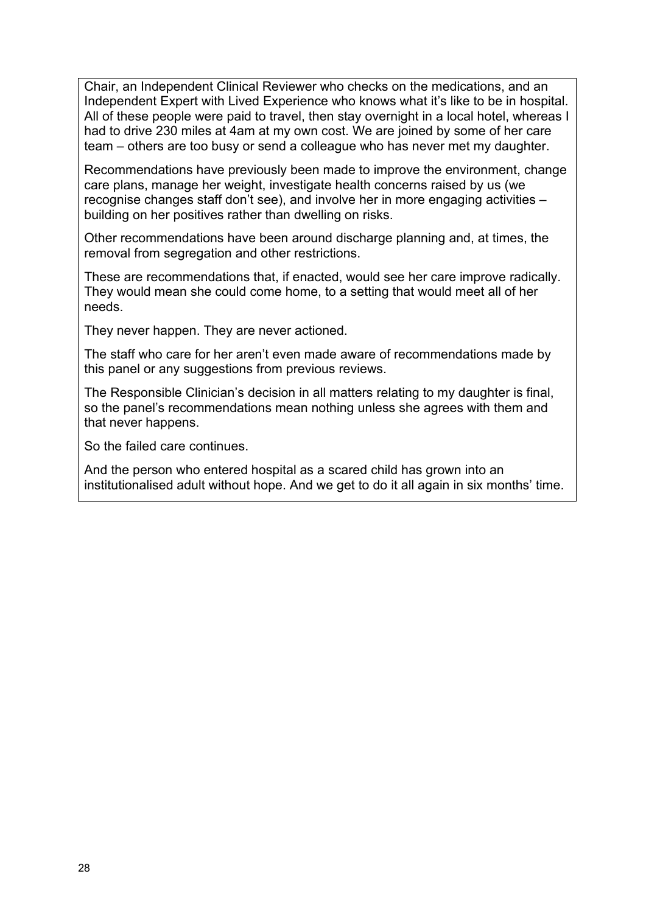Chair, an Independent Clinical Reviewer who checks on the medications, and an Independent Expert with Lived Experience who knows what it's like to be in hospital. All of these people were paid to travel, then stay overnight in a local hotel, whereas I had to drive 230 miles at 4am at my own cost. We are joined by some of her care team – others are too busy or send a colleague who has never met my daughter.

Recommendations have previously been made to improve the environment, change care plans, manage her weight, investigate health concerns raised by us (we recognise changes staff don't see), and involve her in more engaging activities – building on her positives rather than dwelling on risks.

Other recommendations have been around discharge planning and, at times, the removal from segregation and other restrictions.

These are recommendations that, if enacted, would see her care improve radically. They would mean she could come home, to a setting that would meet all of her needs.

They never happen. They are never actioned.

The staff who care for her aren't even made aware of recommendations made by this panel or any suggestions from previous reviews.

The Responsible Clinician's decision in all matters relating to my daughter is final, so the panel's recommendations mean nothing unless she agrees with them and that never happens.

So the failed care continues.

And the person who entered hospital as a scared child has grown into an institutionalised adult without hope. And we get to do it all again in six months' time.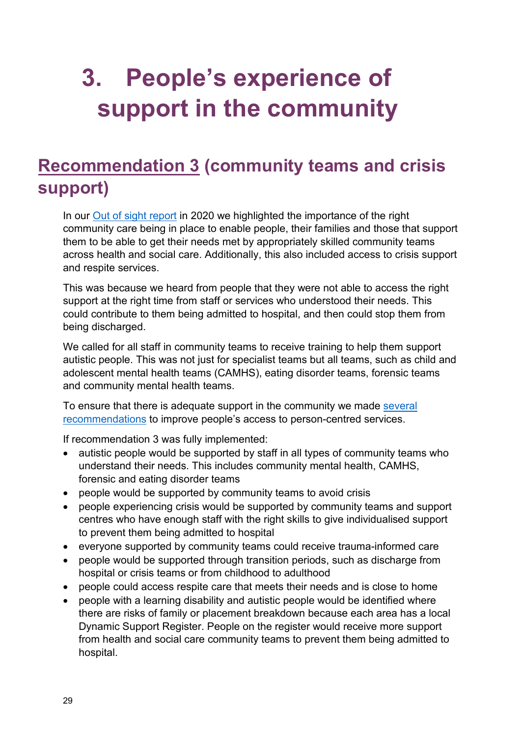# 3. People's experience of support in the community

## Recommendation 3 (community teams and crisis support)

In our Out of sight report in 2020 we highlighted the importance of the right community care being in place to enable people, their families and those that support them to be able to get their needs met by appropriately skilled community teams across health and social care. Additionally, this also included access to crisis support and respite services.

This was because we heard from people that they were not able to access the right support at the right time from staff or services who understood their needs. This could contribute to them being admitted to hospital, and then could stop them from being discharged.

We called for all staff in community teams to receive training to help them support autistic people. This was not just for specialist teams but all teams, such as child and adolescent mental health teams (CAMHS), eating disorder teams, forensic teams and community mental health teams.

To ensure that there is adequate support in the community we made several recommendations to improve people's access to person-centred services.

If recommendation 3 was fully implemented:

- autistic people would be supported by staff in all types of community teams who understand their needs. This includes community mental health, CAMHS, forensic and eating disorder teams
- people would be supported by community teams to avoid crisis
- people experiencing crisis would be supported by community teams and support centres who have enough staff with the right skills to give individualised support to prevent them being admitted to hospital
- everyone supported by community teams could receive trauma-informed care
- people would be supported through transition periods, such as discharge from hospital or crisis teams or from childhood to adulthood
- people could access respite care that meets their needs and is close to home
- people with a learning disability and autistic people would be identified where there are risks of family or placement breakdown because each area has a local Dynamic Support Register. People on the register would receive more support from health and social care community teams to prevent them being admitted to hospital.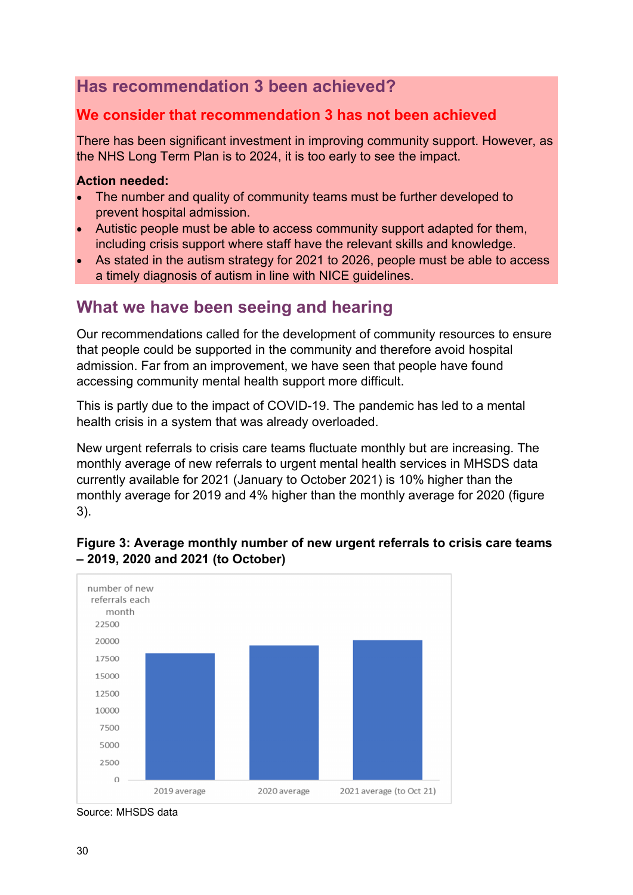## Has recommendation 3 been achieved?

### We consider that recommendation 3 has not been achieved

There has been significant investment in improving community support. However, as the NHS Long Term Plan is to 2024, it is too early to see the impact.

**Action needed:**

- The number and quality of community teams must be further developed to prevent hospital admission.
- Autistic people must be able to access community support adapted for them, including crisis support where staff have the relevant skills and knowledge.
- As stated in the autism strategy for 2021 to 2026, people must be able to access a timely diagnosis of autism in line with NICE guidelines.

## What we have been seeing and hearing

Our recommendations called for the development of community resources to ensure that people could be supported in the community and therefore avoid hospital admission. Far from an improvement, we have seen that people have found accessing community mental health support more difficult.

This is partly due to the impact of COVID-19. The pandemic has led to a mental health crisis in a system that was already overloaded.

New urgent referrals to crisis care teams fluctuate monthly but are increasing. The monthly average of new referrals to urgent mental health services in MHSDS data currently available for 2021 (January to October 2021) is 10% higher than the monthly average for 2019 and 4% higher than the monthly average for 2020 (figure 3).

**Figure 3: Average monthly number of new urgent referrals to crisis care teams – 2019, 2020 and 2021 (to October)**

number of new referrals each month

| | number of new referrals each month |
|---|---|
| 2019 average | ~18,300 |
| 2020 average | ~19,400 |
| 2021 average (to Oct 21) | ~20,100 |

Source: MHSDS data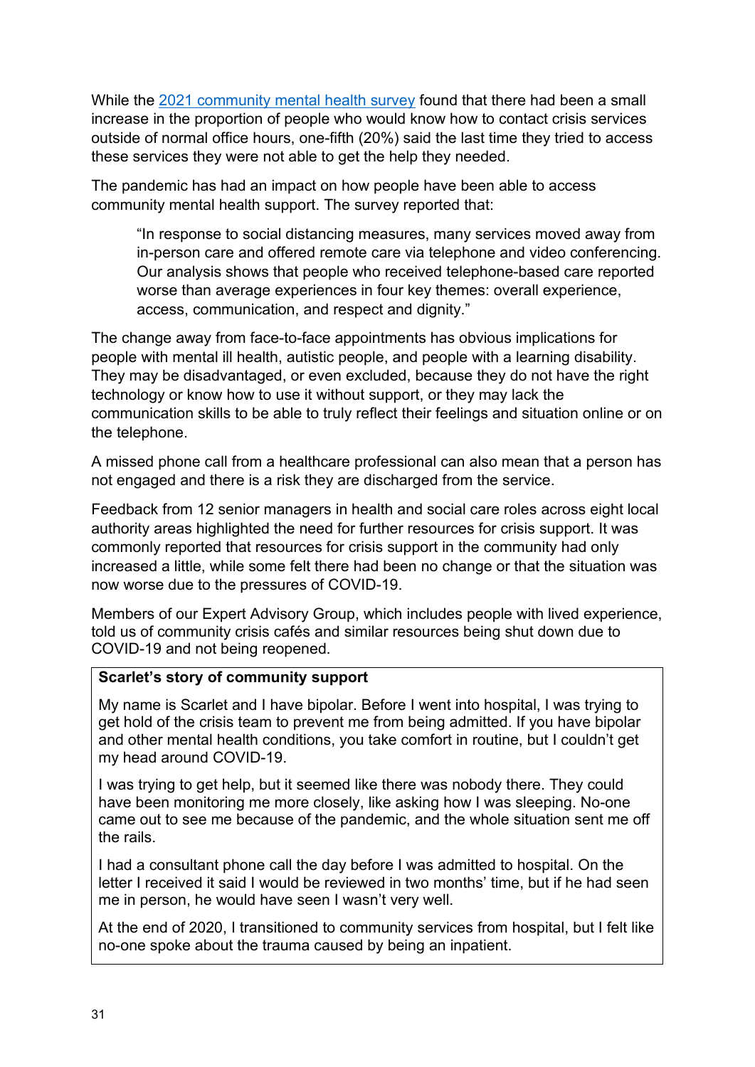While the [2021 community mental health survey]() found that there had been a small increase in the proportion of people who would know how to contact crisis services outside of normal office hours, one-fifth (20%) said the last time they tried to access these services they were not able to get the help they needed.

The pandemic has had an impact on how people have been able to access community mental health support. The survey reported that:

> "In response to social distancing measures, many services moved away from in-person care and offered remote care via telephone and video conferencing. Our analysis shows that people who received telephone-based care reported worse than average experiences in four key themes: overall experience, access, communication, and respect and dignity."

The change away from face-to-face appointments has obvious implications for people with mental ill health, autistic people, and people with a learning disability. They may be disadvantaged, or even excluded, because they do not have the right technology or know how to use it without support, or they may lack the communication skills to be able to truly reflect their feelings and situation online or on the telephone.

A missed phone call from a healthcare professional can also mean that a person has not engaged and there is a risk they are discharged from the service.

Feedback from 12 senior managers in health and social care roles across eight local authority areas highlighted the need for further resources for crisis support. It was commonly reported that resources for crisis support in the community had only increased a little, while some felt there had been no change or that the situation was now worse due to the pressures of COVID-19.

Members of our Expert Advisory Group, which includes people with lived experience, told us of community crisis cafés and similar resources being shut down due to COVID-19 and not being reopened.

**Scarlet's story of community support**

My name is Scarlet and I have bipolar. Before I went into hospital, I was trying to get hold of the crisis team to prevent me from being admitted. If you have bipolar and other mental health conditions, you take comfort in routine, but I couldn't get my head around COVID-19.

I was trying to get help, but it seemed like there was nobody there. They could have been monitoring me more closely, like asking how I was sleeping. No-one came out to see me because of the pandemic, and the whole situation sent me off the rails.

I had a consultant phone call the day before I was admitted to hospital. On the letter I received it said I would be reviewed in two months' time, but if he had seen me in person, he would have seen I wasn't very well.

At the end of 2020, I transitioned to community services from hospital, but I felt like no-one spoke about the trauma caused by being an inpatient.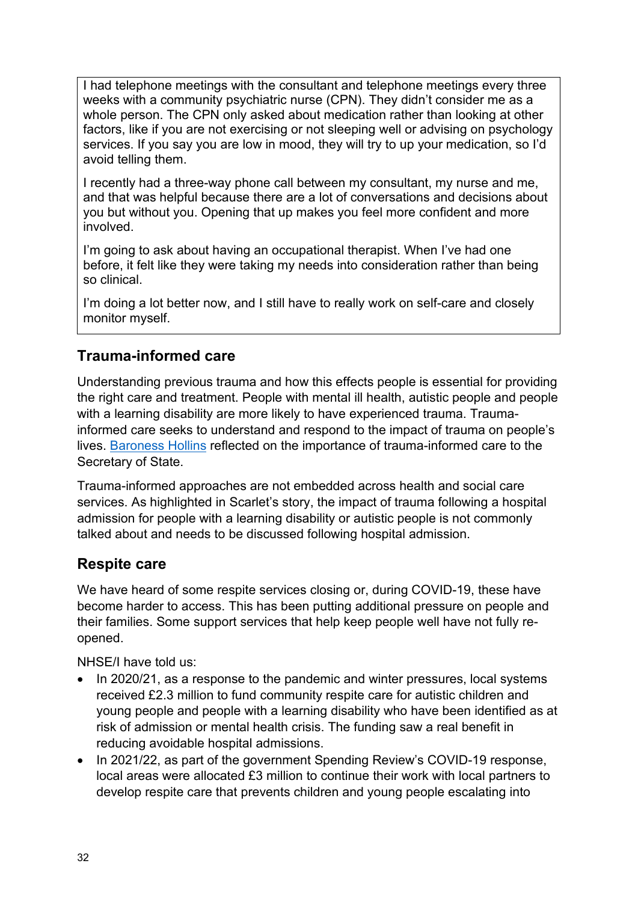I had telephone meetings with the consultant and telephone meetings every three weeks with a community psychiatric nurse (CPN). They didn't consider me as a whole person. The CPN only asked about medication rather than looking at other factors, like if you are not exercising or not sleeping well or advising on psychology services. If you say you are low in mood, they will try to up your medication, so I'd avoid telling them.

I recently had a three-way phone call between my consultant, my nurse and me, and that was helpful because there are a lot of conversations and decisions about you but without you. Opening that up makes you feel more confident and more involved.

I'm going to ask about having an occupational therapist. When I've had one before, it felt like they were taking my needs into consideration rather than being so clinical.

I'm doing a lot better now, and I still have to really work on self-care and closely monitor myself.

## Trauma-informed care

Understanding previous trauma and how this effects people is essential for providing the right care and treatment. People with mental ill health, autistic people and people with a learning disability are more likely to have experienced trauma. Trauma-informed care seeks to understand and respond to the impact of trauma on people's lives. Baroness Hollins reflected on the importance of trauma-informed care to the Secretary of State.

Trauma-informed approaches are not embedded across health and social care services. As highlighted in Scarlet's story, the impact of trauma following a hospital admission for people with a learning disability or autistic people is not commonly talked about and needs to be discussed following hospital admission.

## Respite care

We have heard of some respite services closing or, during COVID-19, these have become harder to access. This has been putting additional pressure on people and their families. Some support services that help keep people well have not fully re-opened.

NHSE/I have told us:

- In 2020/21, as a response to the pandemic and winter pressures, local systems received £2.3 million to fund community respite care for autistic children and young people and people with a learning disability who have been identified as at risk of admission or mental health crisis. The funding saw a real benefit in reducing avoidable hospital admissions.
- In 2021/22, as part of the government Spending Review's COVID-19 response, local areas were allocated £3 million to continue their work with local partners to develop respite care that prevents children and young people escalating into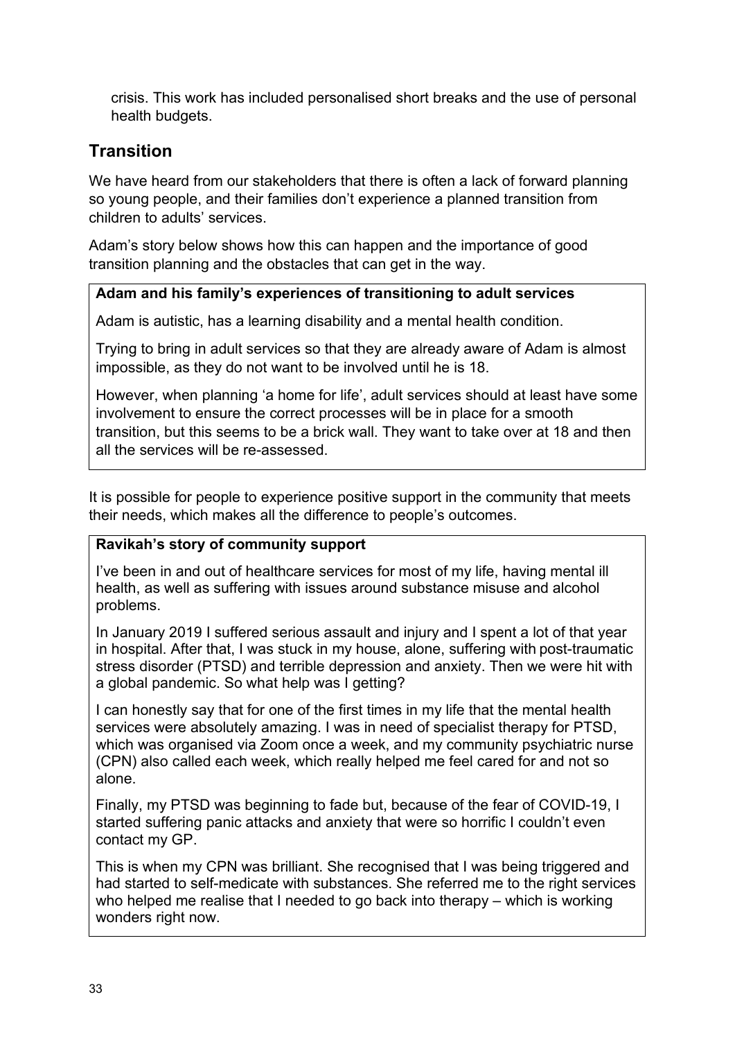crisis. This work has included personalised short breaks and the use of personal health budgets.

## Transition

We have heard from our stakeholders that there is often a lack of forward planning so young people, and their families don't experience a planned transition from children to adults' services.

Adam's story below shows how this can happen and the importance of good transition planning and the obstacles that can get in the way.

**Adam and his family's experiences of transitioning to adult services**

Adam is autistic, has a learning disability and a mental health condition.

Trying to bring in adult services so that they are already aware of Adam is almost impossible, as they do not want to be involved until he is 18.

However, when planning 'a home for life', adult services should at least have some involvement to ensure the correct processes will be in place for a smooth transition, but this seems to be a brick wall. They want to take over at 18 and then all the services will be re-assessed.

It is possible for people to experience positive support in the community that meets their needs, which makes all the difference to people's outcomes.

**Ravikah's story of community support**

I've been in and out of healthcare services for most of my life, having mental ill health, as well as suffering with issues around substance misuse and alcohol problems.

In January 2019 I suffered serious assault and injury and I spent a lot of that year in hospital. After that, I was stuck in my house, alone, suffering with post-traumatic stress disorder (PTSD) and terrible depression and anxiety. Then we were hit with a global pandemic. So what help was I getting?

I can honestly say that for one of the first times in my life that the mental health services were absolutely amazing. I was in need of specialist therapy for PTSD, which was organised via Zoom once a week, and my community psychiatric nurse (CPN) also called each week, which really helped me feel cared for and not so alone.

Finally, my PTSD was beginning to fade but, because of the fear of COVID-19, I started suffering panic attacks and anxiety that were so horrific I couldn't even contact my GP.

This is when my CPN was brilliant. She recognised that I was being triggered and had started to self-medicate with substances. She referred me to the right services who helped me realise that I needed to go back into therapy – which is working wonders right now.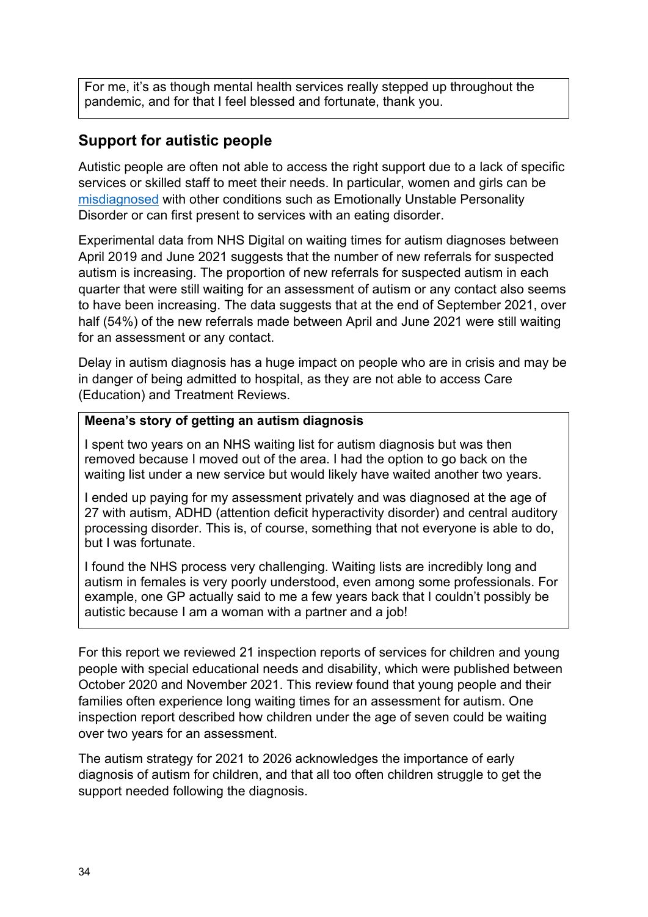For me, it's as though mental health services really stepped up throughout the pandemic, and for that I feel blessed and fortunate, thank you.

## Support for autistic people

Autistic people are often not able to access the right support due to a lack of specific services or skilled staff to meet their needs. In particular, women and girls can be misdiagnosed with other conditions such as Emotionally Unstable Personality Disorder or can first present to services with an eating disorder.

Experimental data from NHS Digital on waiting times for autism diagnoses between April 2019 and June 2021 suggests that the number of new referrals for suspected autism is increasing. The proportion of new referrals for suspected autism in each quarter that were still waiting for an assessment of autism or any contact also seems to have been increasing. The data suggests that at the end of September 2021, over half (54%) of the new referrals made between April and June 2021 were still waiting for an assessment or any contact.

Delay in autism diagnosis has a huge impact on people who are in crisis and may be in danger of being admitted to hospital, as they are not able to access Care (Education) and Treatment Reviews.

**Meena's story of getting an autism diagnosis**

I spent two years on an NHS waiting list for autism diagnosis but was then removed because I moved out of the area. I had the option to go back on the waiting list under a new service but would likely have waited another two years.

I ended up paying for my assessment privately and was diagnosed at the age of 27 with autism, ADHD (attention deficit hyperactivity disorder) and central auditory processing disorder. This is, of course, something that not everyone is able to do, but I was fortunate.

I found the NHS process very challenging. Waiting lists are incredibly long and autism in females is very poorly understood, even among some professionals. For example, one GP actually said to me a few years back that I couldn't possibly be autistic because I am a woman with a partner and a job!

For this report we reviewed 21 inspection reports of services for children and young people with special educational needs and disability, which were published between October 2020 and November 2021. This review found that young people and their families often experience long waiting times for an assessment for autism. One inspection report described how children under the age of seven could be waiting over two years for an assessment.

The autism strategy for 2021 to 2026 acknowledges the importance of early diagnosis of autism for children, and that all too often children struggle to get the support needed following the diagnosis.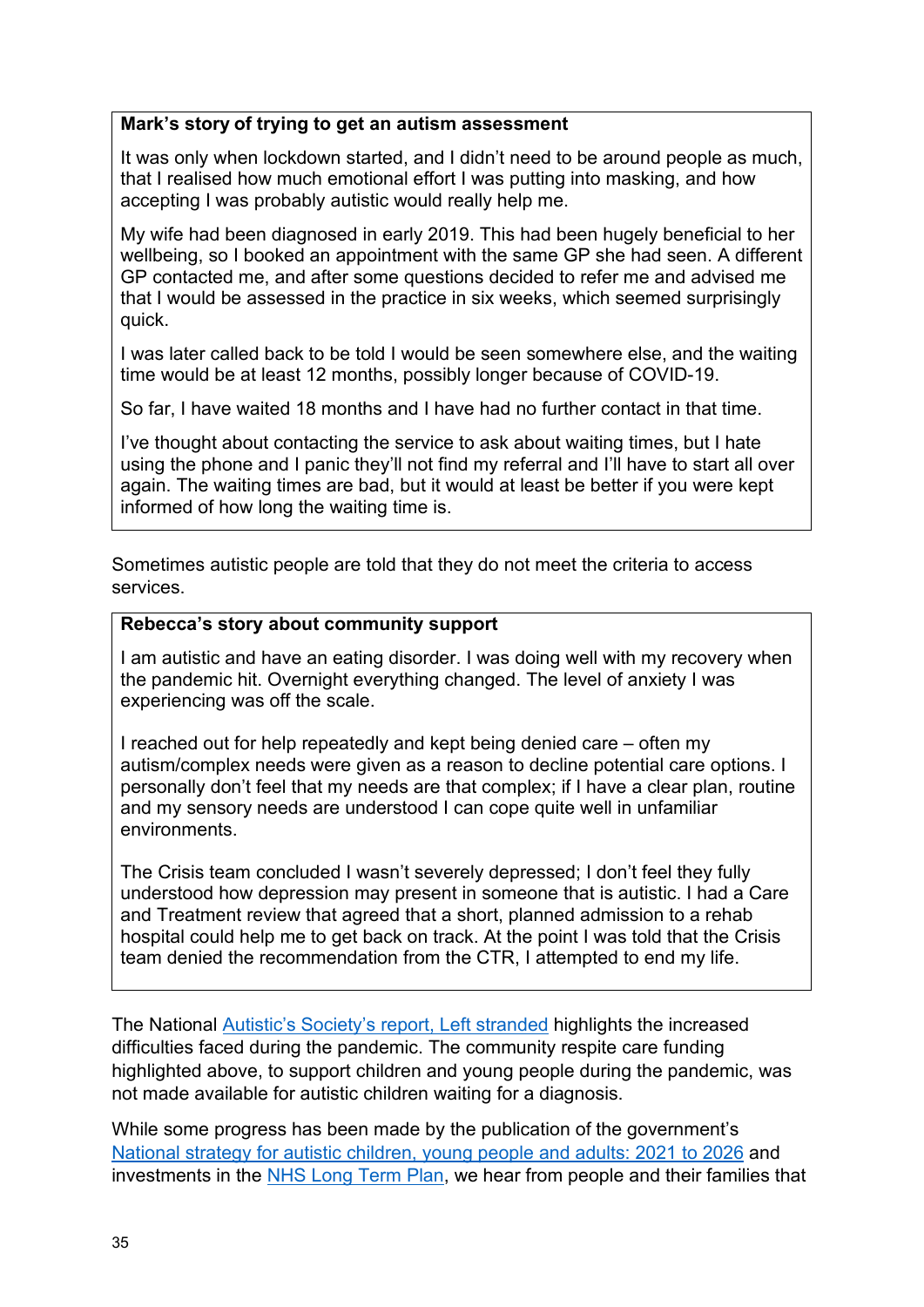**Mark's story of trying to get an autism assessment**

It was only when lockdown started, and I didn't need to be around people as much, that I realised how much emotional effort I was putting into masking, and how accepting I was probably autistic would really help me.

My wife had been diagnosed in early 2019. This had been hugely beneficial to her wellbeing, so I booked an appointment with the same GP she had seen. A different GP contacted me, and after some questions decided to refer me and advised me that I would be assessed in the practice in six weeks, which seemed surprisingly quick.

I was later called back to be told I would be seen somewhere else, and the waiting time would be at least 12 months, possibly longer because of COVID-19.

So far, I have waited 18 months and I have had no further contact in that time.

I've thought about contacting the service to ask about waiting times, but I hate using the phone and I panic they'll not find my referral and I'll have to start all over again. The waiting times are bad, but it would at least be better if you were kept informed of how long the waiting time is.

Sometimes autistic people are told that they do not meet the criteria to access services.

**Rebecca's story about community support**

I am autistic and have an eating disorder. I was doing well with my recovery when the pandemic hit. Overnight everything changed. The level of anxiety I was experiencing was off the scale.

I reached out for help repeatedly and kept being denied care – often my autism/complex needs were given as a reason to decline potential care options. I personally don't feel that my needs are that complex; if I have a clear plan, routine and my sensory needs are understood I can cope quite well in unfamiliar environments.

The Crisis team concluded I wasn't severely depressed; I don't feel they fully understood how depression may present in someone that is autistic. I had a Care and Treatment review that agreed that a short, planned admission to a rehab hospital could help me to get back on track. At the point I was told that the Crisis team denied the recommendation from the CTR, I attempted to end my life.

The National Autistic's Society's report, Left stranded highlights the increased difficulties faced during the pandemic. The community respite care funding highlighted above, to support children and young people during the pandemic, was not made available for autistic children waiting for a diagnosis.

While some progress has been made by the publication of the government's National strategy for autistic children, young people and adults: 2021 to 2026 and investments in the NHS Long Term Plan, we hear from people and their families that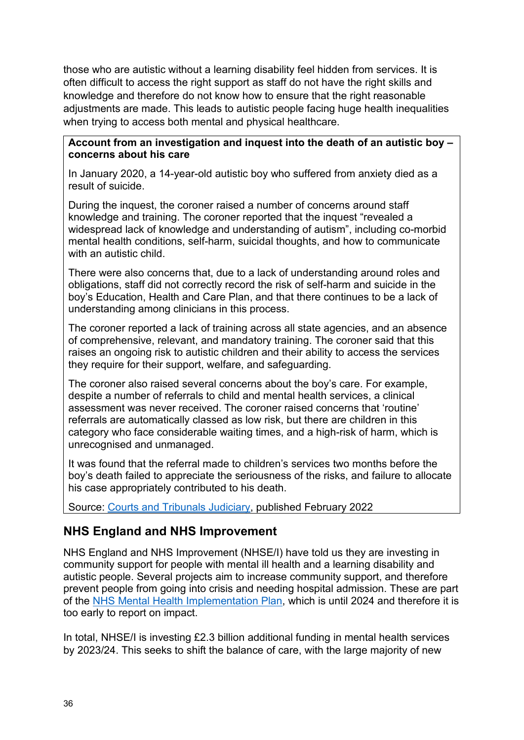those who are autistic without a learning disability feel hidden from services. It is often difficult to access the right support as staff do not have the right skills and knowledge and therefore do not know how to ensure that the right reasonable adjustments are made. This leads to autistic people facing huge health inequalities when trying to access both mental and physical healthcare.

> **Account from an investigation and inquest into the death of an autistic boy – concerns about his care**
>
> In January 2020, a 14-year-old autistic boy who suffered from anxiety died as a result of suicide.
>
> During the inquest, the coroner raised a number of concerns around staff knowledge and training. The coroner reported that the inquest "revealed a widespread lack of knowledge and understanding of autism", including co-morbid mental health conditions, self-harm, suicidal thoughts, and how to communicate with an autistic child.
>
> There were also concerns that, due to a lack of understanding around roles and obligations, staff did not correctly record the risk of self-harm and suicide in the boy's Education, Health and Care Plan, and that there continues to be a lack of understanding among clinicians in this process.
>
> The coroner reported a lack of training across all state agencies, and an absence of comprehensive, relevant, and mandatory training. The coroner said that this raises an ongoing risk to autistic children and their ability to access the services they require for their support, welfare, and safeguarding.
>
> The coroner also raised several concerns about the boy's care. For example, despite a number of referrals to child and mental health services, a clinical assessment was never received. The coroner raised concerns that 'routine' referrals are automatically classed as low risk, but there are children in this category who face considerable waiting times, and a high-risk of harm, which is unrecognised and unmanaged.
>
> It was found that the referral made to children's services two months before the boy's death failed to appreciate the seriousness of the risks, and failure to allocate his case appropriately contributed to his death.
>
> Source: Courts and Tribunals Judiciary, published February 2022

## NHS England and NHS Improvement

NHS England and NHS Improvement (NHSE/I) have told us they are investing in community support for people with mental ill health and a learning disability and autistic people. Several projects aim to increase community support, and therefore prevent people from going into crisis and needing hospital admission. These are part of the NHS Mental Health Implementation Plan, which is until 2024 and therefore it is too early to report on impact.

In total, NHSE/I is investing £2.3 billion additional funding in mental health services by 2023/24. This seeks to shift the balance of care, with the large majority of new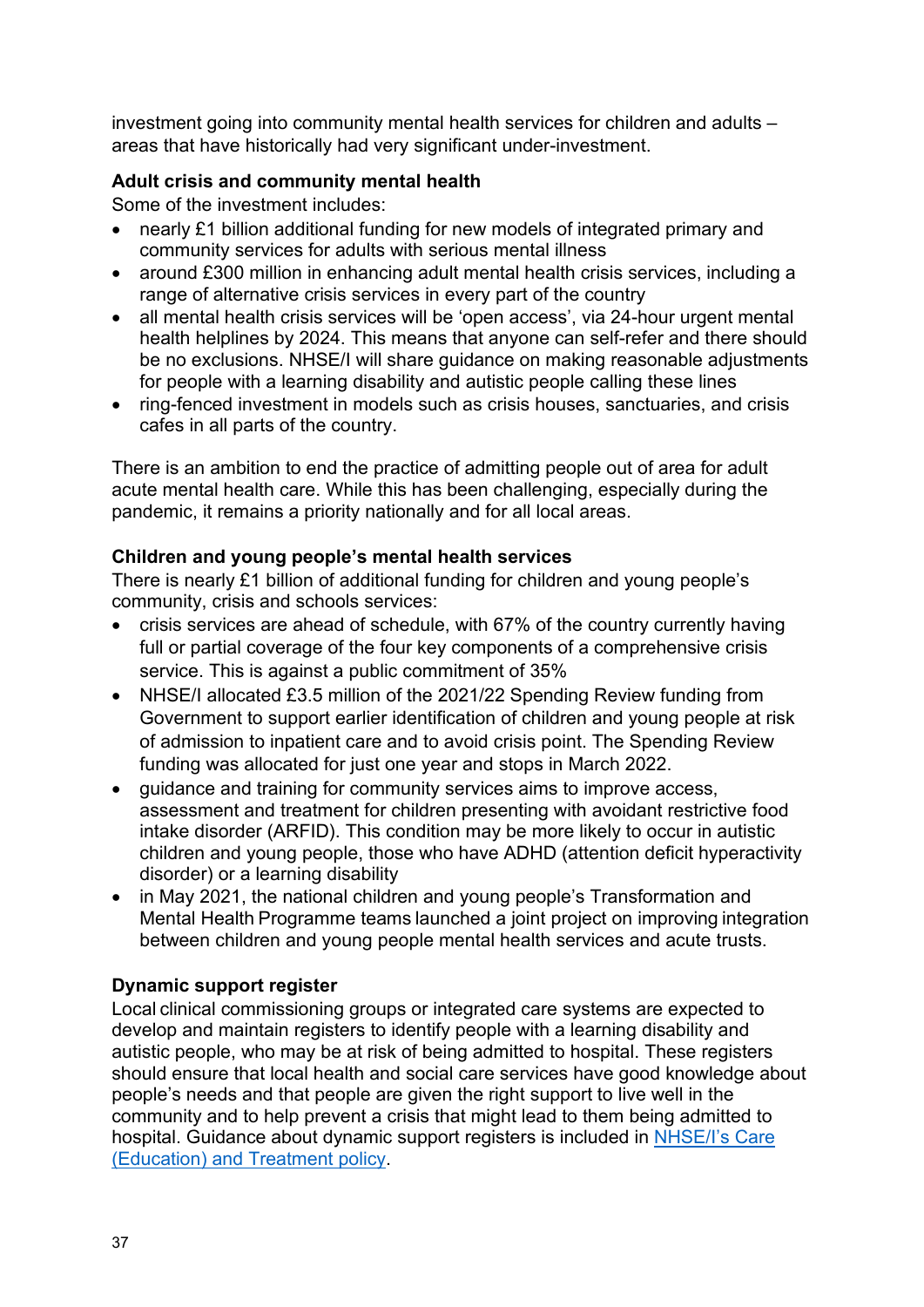investment going into community mental health services for children and adults – areas that have historically had very significant under-investment.

**Adult crisis and community mental health**

Some of the investment includes:

- nearly £1 billion additional funding for new models of integrated primary and community services for adults with serious mental illness
- around £300 million in enhancing adult mental health crisis services, including a range of alternative crisis services in every part of the country
- all mental health crisis services will be 'open access', via 24-hour urgent mental health helplines by 2024. This means that anyone can self-refer and there should be no exclusions. NHSE/I will share guidance on making reasonable adjustments for people with a learning disability and autistic people calling these lines
- ring-fenced investment in models such as crisis houses, sanctuaries, and crisis cafes in all parts of the country.

There is an ambition to end the practice of admitting people out of area for adult acute mental health care. While this has been challenging, especially during the pandemic, it remains a priority nationally and for all local areas.

**Children and young people's mental health services**

There is nearly £1 billion of additional funding for children and young people's community, crisis and schools services:

- crisis services are ahead of schedule, with 67% of the country currently having full or partial coverage of the four key components of a comprehensive crisis service. This is against a public commitment of 35%
- NHSE/I allocated £3.5 million of the 2021/22 Spending Review funding from Government to support earlier identification of children and young people at risk of admission to inpatient care and to avoid crisis point. The Spending Review funding was allocated for just one year and stops in March 2022.
- guidance and training for community services aims to improve access, assessment and treatment for children presenting with avoidant restrictive food intake disorder (ARFID). This condition may be more likely to occur in autistic children and young people, those who have ADHD (attention deficit hyperactivity disorder) or a learning disability
- in May 2021, the national children and young people's Transformation and Mental Health Programme teams launched a joint project on improving integration between children and young people mental health services and acute trusts.

**Dynamic support register**

Local clinical commissioning groups or integrated care systems are expected to develop and maintain registers to identify people with a learning disability and autistic people, who may be at risk of being admitted to hospital. These registers should ensure that local health and social care services have good knowledge about people's needs and that people are given the right support to live well in the community and to help prevent a crisis that might lead to them being admitted to hospital. Guidance about dynamic support registers is included in NHSE/I's Care (Education) and Treatment policy.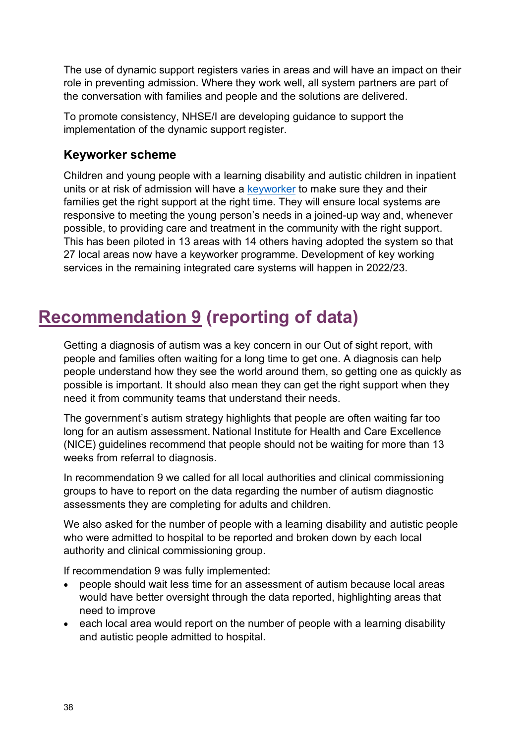The use of dynamic support registers varies in areas and will have an impact on their role in preventing admission. Where they work well, all system partners are part of the conversation with families and people and the solutions are delivered.

To promote consistency, NHSE/I are developing guidance to support the implementation of the dynamic support register.

### Keyworker scheme

Children and young people with a learning disability and autistic children in inpatient units or at risk of admission will have a keyworker to make sure they and their families get the right support at the right time. They will ensure local systems are responsive to meeting the young person's needs in a joined-up way and, whenever possible, to providing care and treatment in the community with the right support. This has been piloted in 13 areas with 14 others having adopted the system so that 27 local areas now have a keyworker programme. Development of key working services in the remaining integrated care systems will happen in 2022/23.

## Recommendation 9 (reporting of data)

Getting a diagnosis of autism was a key concern in our Out of sight report, with people and families often waiting for a long time to get one. A diagnosis can help people understand how they see the world around them, so getting one as quickly as possible is important. It should also mean they can get the right support when they need it from community teams that understand their needs.

The government's autism strategy highlights that people are often waiting far too long for an autism assessment. National Institute for Health and Care Excellence (NICE) guidelines recommend that people should not be waiting for more than 13 weeks from referral to diagnosis.

In recommendation 9 we called for all local authorities and clinical commissioning groups to have to report on the data regarding the number of autism diagnostic assessments they are completing for adults and children.

We also asked for the number of people with a learning disability and autistic people who were admitted to hospital to be reported and broken down by each local authority and clinical commissioning group.

If recommendation 9 was fully implemented:

- people should wait less time for an assessment of autism because local areas would have better oversight through the data reported, highlighting areas that need to improve
- each local area would report on the number of people with a learning disability and autistic people admitted to hospital.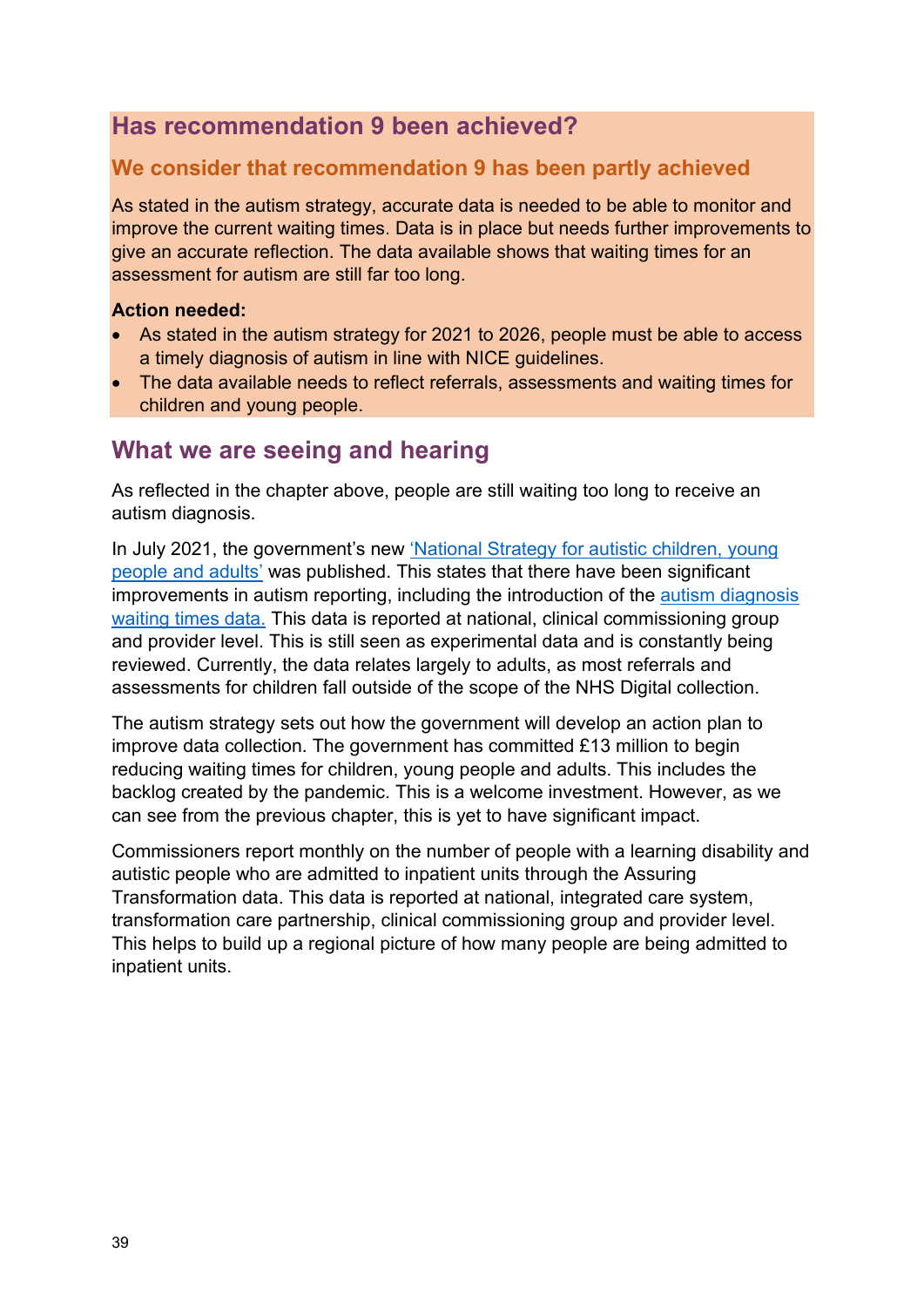## Has recommendation 9 been achieved?

### We consider that recommendation 9 has been partly achieved

As stated in the autism strategy, accurate data is needed to be able to monitor and improve the current waiting times. Data is in place but needs further improvements to give an accurate reflection. The data available shows that waiting times for an assessment for autism are still far too long.

**Action needed:**

- As stated in the autism strategy for 2021 to 2026, people must be able to access a timely diagnosis of autism in line with NICE guidelines.
- The data available needs to reflect referrals, assessments and waiting times for children and young people.

## What we are seeing and hearing

As reflected in the chapter above, people are still waiting too long to receive an autism diagnosis.

In July 2021, the government's new 'National Strategy for autistic children, young people and adults' was published. This states that there have been significant improvements in autism reporting, including the introduction of the autism diagnosis waiting times data. This data is reported at national, clinical commissioning group and provider level. This is still seen as experimental data and is constantly being reviewed. Currently, the data relates largely to adults, as most referrals and assessments for children fall outside of the scope of the NHS Digital collection.

The autism strategy sets out how the government will develop an action plan to improve data collection. The government has committed £13 million to begin reducing waiting times for children, young people and adults. This includes the backlog created by the pandemic. This is a welcome investment. However, as we can see from the previous chapter, this is yet to have significant impact.

Commissioners report monthly on the number of people with a learning disability and autistic people who are admitted to inpatient units through the Assuring Transformation data. This data is reported at national, integrated care system, transformation care partnership, clinical commissioning group and provider level. This helps to build up a regional picture of how many people are being admitted to inpatient units.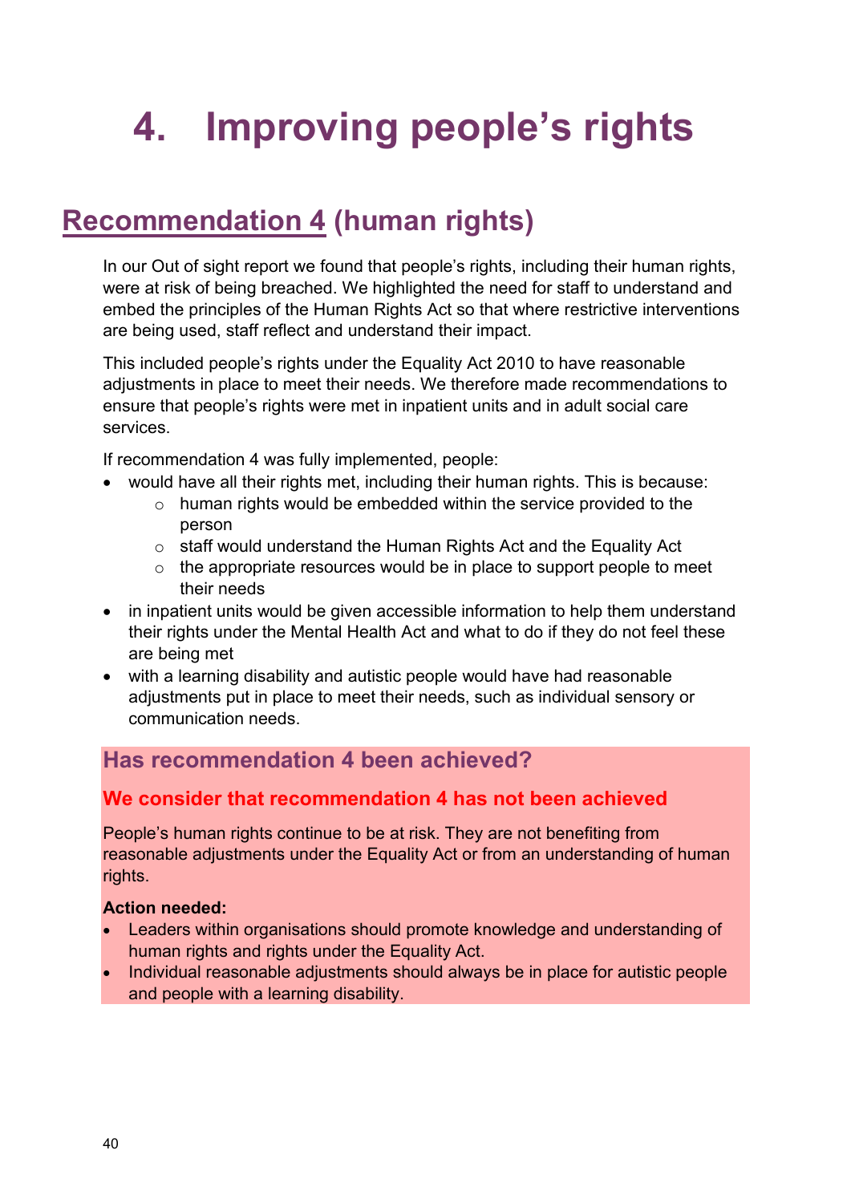# 4. Improving people's rights

## Recommendation 4 (human rights)

In our Out of sight report we found that people's rights, including their human rights, were at risk of being breached. We highlighted the need for staff to understand and embed the principles of the Human Rights Act so that where restrictive interventions are being used, staff reflect and understand their impact.

This included people's rights under the Equality Act 2010 to have reasonable adjustments in place to meet their needs. We therefore made recommendations to ensure that people's rights were met in inpatient units and in adult social care services.

If recommendation 4 was fully implemented, people:

- would have all their rights met, including their human rights. This is because:
    - human rights would be embedded within the service provided to the person
    - staff would understand the Human Rights Act and the Equality Act
    - the appropriate resources would be in place to support people to meet their needs
- in inpatient units would be given accessible information to help them understand their rights under the Mental Health Act and what to do if they do not feel these are being met
- with a learning disability and autistic people would have had reasonable adjustments put in place to meet their needs, such as individual sensory or communication needs.

### Has recommendation 4 been achieved?

#### We consider that recommendation 4 has not been achieved

People's human rights continue to be at risk. They are not benefiting from reasonable adjustments under the Equality Act or from an understanding of human rights.

**Action needed:**

- Leaders within organisations should promote knowledge and understanding of human rights and rights under the Equality Act.
- Individual reasonable adjustments should always be in place for autistic people and people with a learning disability.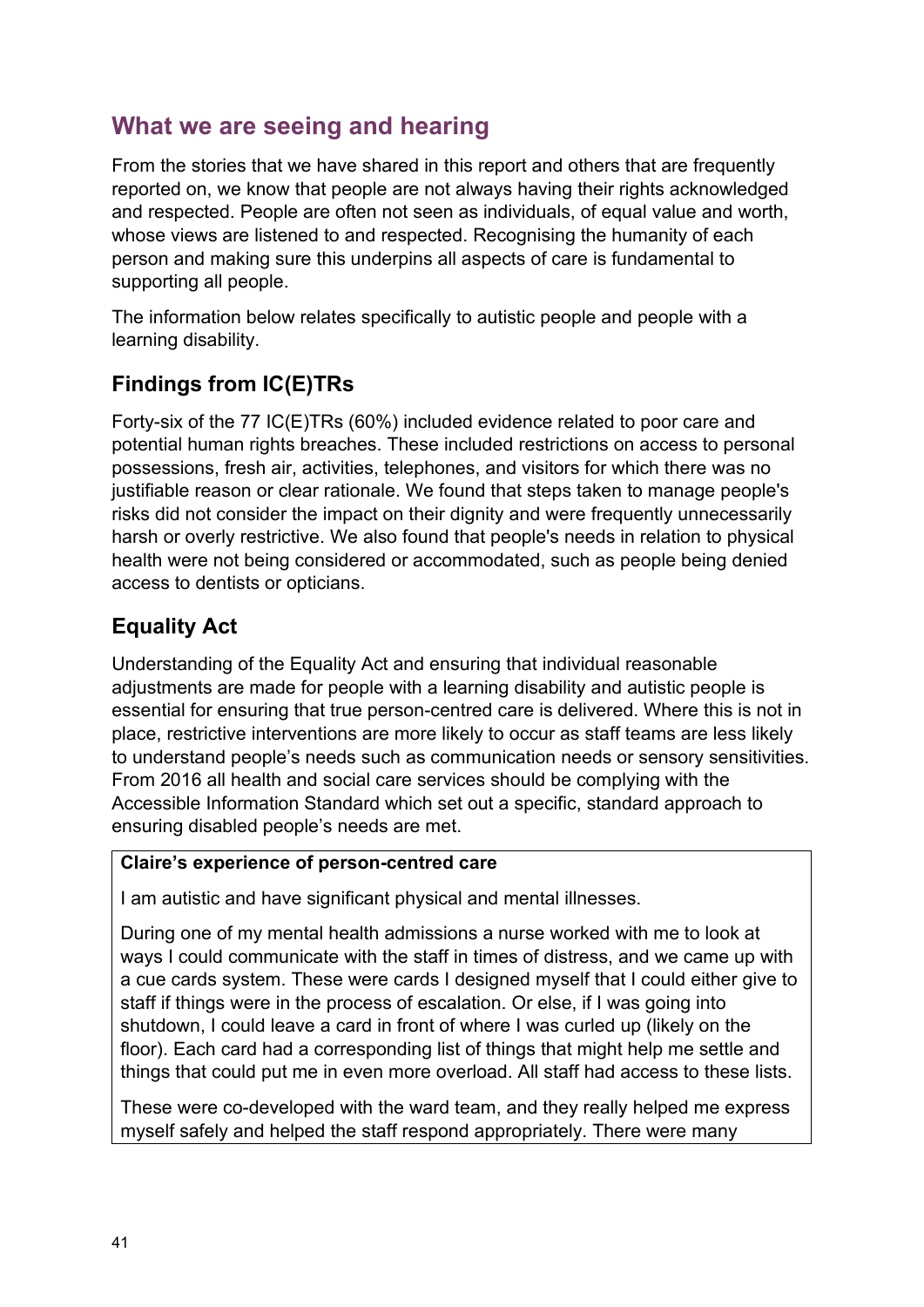## What we are seeing and hearing

From the stories that we have shared in this report and others that are frequently reported on, we know that people are not always having their rights acknowledged and respected. People are often not seen as individuals, of equal value and worth, whose views are listened to and respected. Recognising the humanity of each person and making sure this underpins all aspects of care is fundamental to supporting all people.

The information below relates specifically to autistic people and people with a learning disability.

### Findings from IC(E)TRs

Forty-six of the 77 IC(E)TRs (60%) included evidence related to poor care and potential human rights breaches. These included restrictions on access to personal possessions, fresh air, activities, telephones, and visitors for which there was no justifiable reason or clear rationale. We found that steps taken to manage people's risks did not consider the impact on their dignity and were frequently unnecessarily harsh or overly restrictive. We also found that people's needs in relation to physical health were not being considered or accommodated, such as people being denied access to dentists or opticians.

### Equality Act

Understanding of the Equality Act and ensuring that individual reasonable adjustments are made for people with a learning disability and autistic people is essential for ensuring that true person-centred care is delivered. Where this is not in place, restrictive interventions are more likely to occur as staff teams are less likely to understand people's needs such as communication needs or sensory sensitivities. From 2016 all health and social care services should be complying with the Accessible Information Standard which set out a specific, standard approach to ensuring disabled people's needs are met.

**Claire's experience of person-centred care**

I am autistic and have significant physical and mental illnesses.

During one of my mental health admissions a nurse worked with me to look at ways I could communicate with the staff in times of distress, and we came up with a cue cards system. These were cards I designed myself that I could either give to staff if things were in the process of escalation. Or else, if I was going into shutdown, I could leave a card in front of where I was curled up (likely on the floor). Each card had a corresponding list of things that might help me settle and things that could put me in even more overload. All staff had access to these lists.

These were co-developed with the ward team, and they really helped me express myself safely and helped the staff respond appropriately. There were many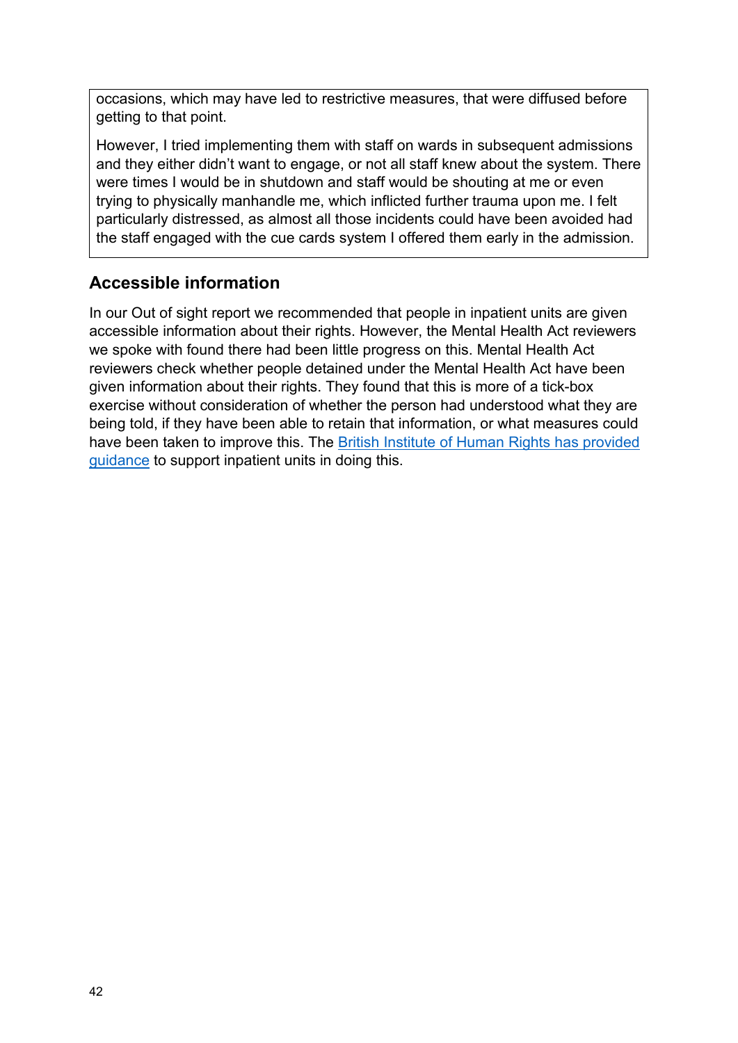occasions, which may have led to restrictive measures, that were diffused before getting to that point.

However, I tried implementing them with staff on wards in subsequent admissions and they either didn't want to engage, or not all staff knew about the system. There were times I would be in shutdown and staff would be shouting at me or even trying to physically manhandle me, which inflicted further trauma upon me. I felt particularly distressed, as almost all those incidents could have been avoided had the staff engaged with the cue cards system I offered them early in the admission.

## Accessible information

In our Out of sight report we recommended that people in inpatient units are given accessible information about their rights. However, the Mental Health Act reviewers we spoke with found there had been little progress on this. Mental Health Act reviewers check whether people detained under the Mental Health Act have been given information about their rights. They found that this is more of a tick-box exercise without consideration of whether the person had understood what they are being told, if they have been able to retain that information, or what measures could have been taken to improve this. The British Institute of Human Rights has provided guidance to support inpatient units in doing this.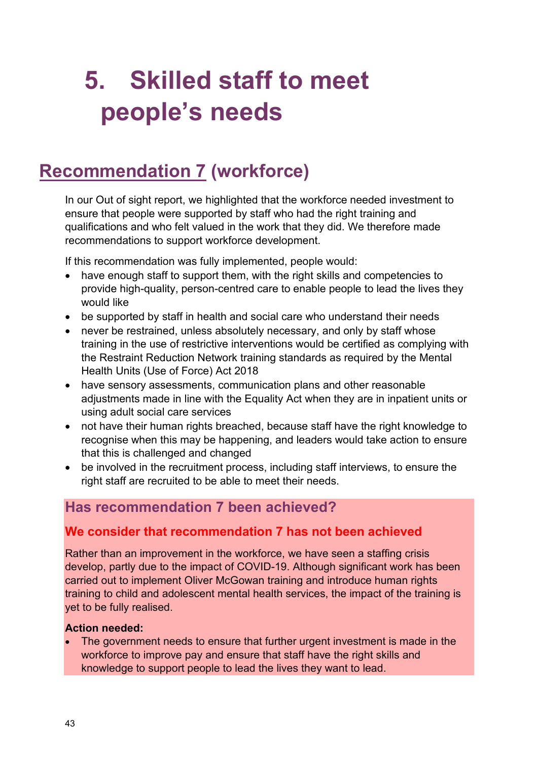# 5. Skilled staff to meet people's needs

## Recommendation 7 (workforce)

In our Out of sight report, we highlighted that the workforce needed investment to ensure that people were supported by staff who had the right training and qualifications and who felt valued in the work that they did. We therefore made recommendations to support workforce development.

If this recommendation was fully implemented, people would:

- have enough staff to support them, with the right skills and competencies to provide high-quality, person-centred care to enable people to lead the lives they would like
- be supported by staff in health and social care who understand their needs
- never be restrained, unless absolutely necessary, and only by staff whose training in the use of restrictive interventions would be certified as complying with the Restraint Reduction Network training standards as required by the Mental Health Units (Use of Force) Act 2018
- have sensory assessments, communication plans and other reasonable adjustments made in line with the Equality Act when they are in inpatient units or using adult social care services
- not have their human rights breached, because staff have the right knowledge to recognise when this may be happening, and leaders would take action to ensure that this is challenged and changed
- be involved in the recruitment process, including staff interviews, to ensure the right staff are recruited to be able to meet their needs.

### Has recommendation 7 been achieved?

#### We consider that recommendation 7 has not been achieved

Rather than an improvement in the workforce, we have seen a staffing crisis develop, partly due to the impact of COVID-19. Although significant work has been carried out to implement Oliver McGowan training and introduce human rights training to child and adolescent mental health services, the impact of the training is yet to be fully realised.

**Action needed:**

- The government needs to ensure that further urgent investment is made in the workforce to improve pay and ensure that staff have the right skills and knowledge to support people to lead the lives they want to lead.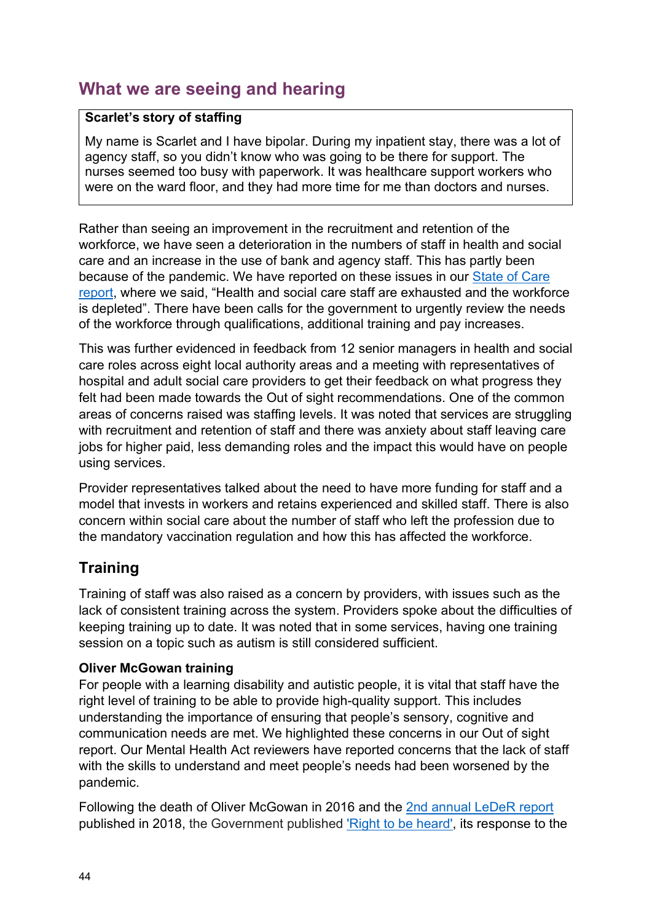## What we are seeing and hearing

**Scarlet's story of staffing**

My name is Scarlet and I have bipolar. During my inpatient stay, there was a lot of agency staff, so you didn't know who was going to be there for support. The nurses seemed too busy with paperwork. It was healthcare support workers who were on the ward floor, and they had more time for me than doctors and nurses.

Rather than seeing an improvement in the recruitment and retention of the workforce, we have seen a deterioration in the numbers of staff in health and social care and an increase in the use of bank and agency staff. This has partly been because of the pandemic. We have reported on these issues in our State of Care report, where we said, "Health and social care staff are exhausted and the workforce is depleted". There have been calls for the government to urgently review the needs of the workforce through qualifications, additional training and pay increases.

This was further evidenced in feedback from 12 senior managers in health and social care roles across eight local authority areas and a meeting with representatives of hospital and adult social care providers to get their feedback on what progress they felt had been made towards the Out of sight recommendations. One of the common areas of concerns raised was staffing levels. It was noted that services are struggling with recruitment and retention of staff and there was anxiety about staff leaving care jobs for higher paid, less demanding roles and the impact this would have on people using services.

Provider representatives talked about the need to have more funding for staff and a model that invests in workers and retains experienced and skilled staff. There is also concern within social care about the number of staff who left the profession due to the mandatory vaccination regulation and how this has affected the workforce.

### Training

Training of staff was also raised as a concern by providers, with issues such as the lack of consistent training across the system. Providers spoke about the difficulties of keeping training up to date. It was noted that in some services, having one training session on a topic such as autism is still considered sufficient.

**Oliver McGowan training**

For people with a learning disability and autistic people, it is vital that staff have the right level of training to be able to provide high-quality support. This includes understanding the importance of ensuring that people's sensory, cognitive and communication needs are met. We highlighted these concerns in our Out of sight report. Our Mental Health Act reviewers have reported concerns that the lack of staff with the skills to understand and meet people's needs had been worsened by the pandemic.

Following the death of Oliver McGowan in 2016 and the 2nd annual LeDeR report published in 2018, the Government published 'Right to be heard', its response to the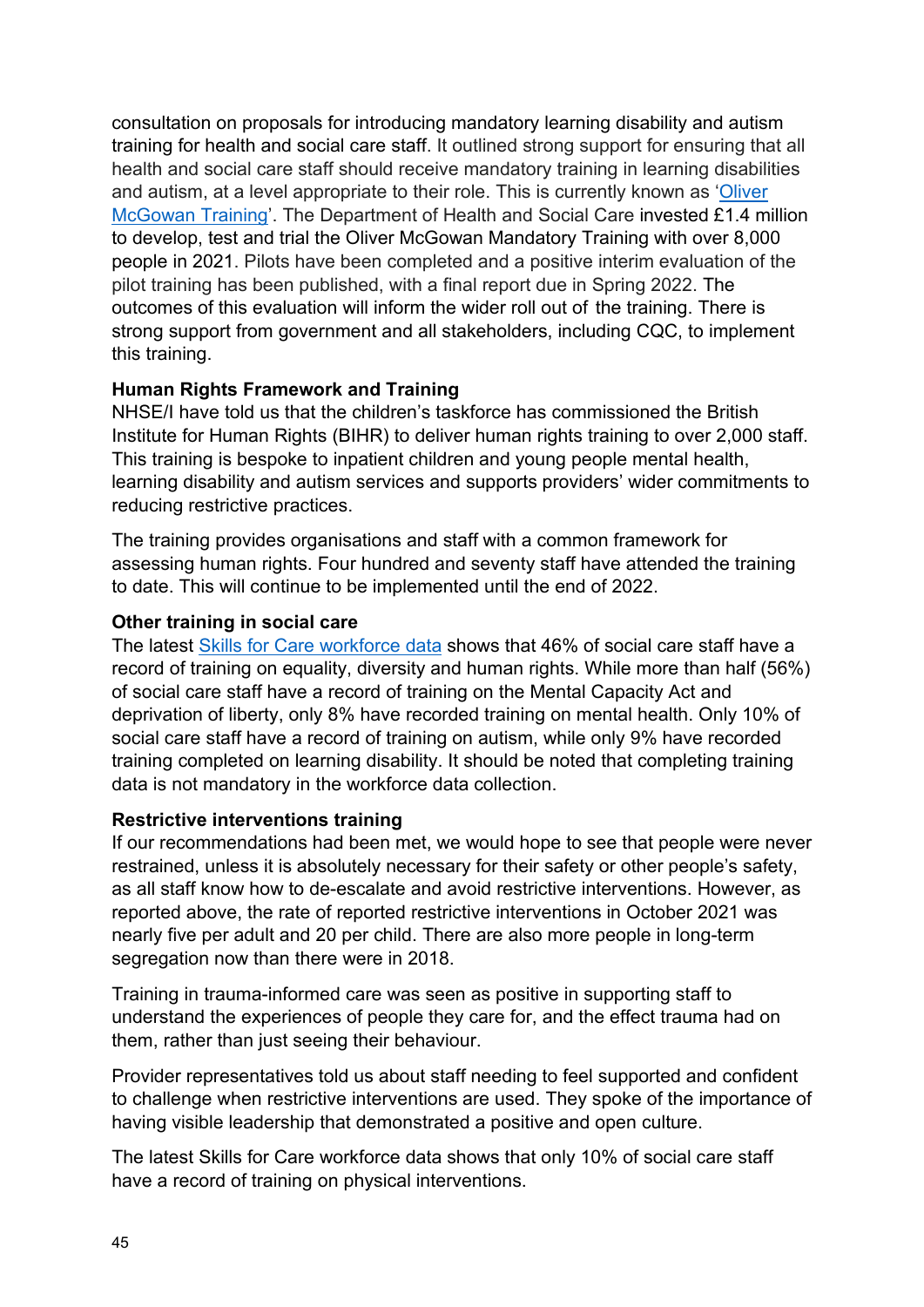consultation on proposals for introducing mandatory learning disability and autism training for health and social care staff. It outlined strong support for ensuring that all health and social care staff should receive mandatory training in learning disabilities and autism, at a level appropriate to their role. This is currently known as '[Oliver McGowan Training](#)'. The Department of Health and Social Care invested £1.4 million to develop, test and trial the Oliver McGowan Mandatory Training with over 8,000 people in 2021. Pilots have been completed and a positive interim evaluation of the pilot training has been published, with a final report due in Spring 2022. The outcomes of this evaluation will inform the wider roll out of the training. There is strong support from government and all stakeholders, including CQC, to implement this training.

**Human Rights Framework and Training**

NHSE/I have told us that the children's taskforce has commissioned the British Institute for Human Rights (BIHR) to deliver human rights training to over 2,000 staff. This training is bespoke to inpatient children and young people mental health, learning disability and autism services and supports providers' wider commitments to reducing restrictive practices.

The training provides organisations and staff with a common framework for assessing human rights. Four hundred and seventy staff have attended the training to date. This will continue to be implemented until the end of 2022.

**Other training in social care**

The latest [Skills for Care workforce data](#) shows that 46% of social care staff have a record of training on equality, diversity and human rights. While more than half (56%) of social care staff have a record of training on the Mental Capacity Act and deprivation of liberty, only 8% have recorded training on mental health. Only 10% of social care staff have a record of training on autism, while only 9% have recorded training completed on learning disability. It should be noted that completing training data is not mandatory in the workforce data collection.

**Restrictive interventions training**

If our recommendations had been met, we would hope to see that people were never restrained, unless it is absolutely necessary for their safety or other people's safety, as all staff know how to de-escalate and avoid restrictive interventions. However, as reported above, the rate of reported restrictive interventions in October 2021 was nearly five per adult and 20 per child. There are also more people in long-term segregation now than there were in 2018.

Training in trauma-informed care was seen as positive in supporting staff to understand the experiences of people they care for, and the effect trauma had on them, rather than just seeing their behaviour.

Provider representatives told us about staff needing to feel supported and confident to challenge when restrictive interventions are used. They spoke of the importance of having visible leadership that demonstrated a positive and open culture.

The latest Skills for Care workforce data shows that only 10% of social care staff have a record of training on physical interventions.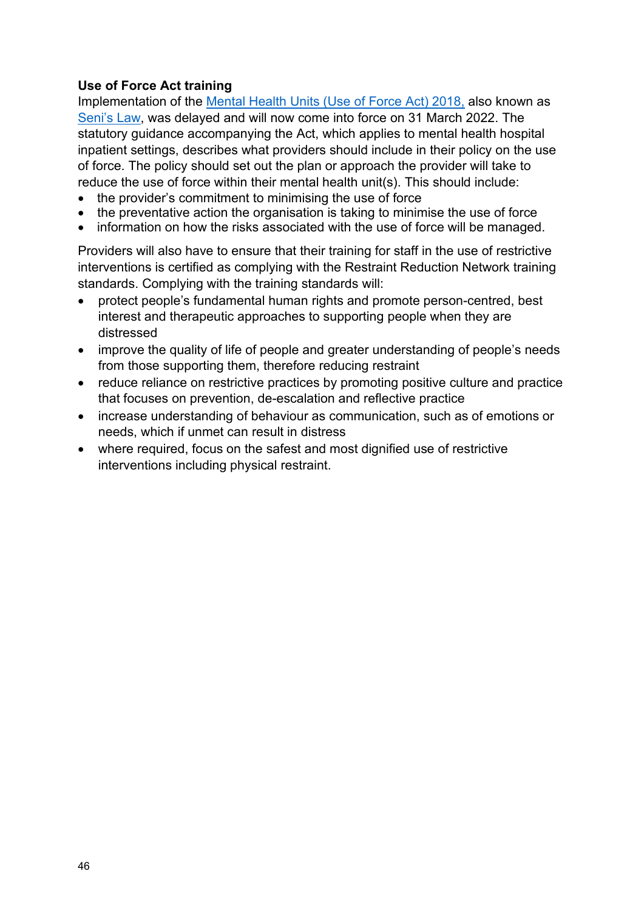**Use of Force Act training**

Implementation of the [Mental Health Units (Use of Force Act) 2018,](#) also known as [Seni's Law](#), was delayed and will now come into force on 31 March 2022. The statutory guidance accompanying the Act, which applies to mental health hospital inpatient settings, describes what providers should include in their policy on the use of force. The policy should set out the plan or approach the provider will take to reduce the use of force within their mental health unit(s). This should include:

- the provider's commitment to minimising the use of force
- the preventative action the organisation is taking to minimise the use of force
- information on how the risks associated with the use of force will be managed.

Providers will also have to ensure that their training for staff in the use of restrictive interventions is certified as complying with the Restraint Reduction Network training standards. Complying with the training standards will:

- protect people's fundamental human rights and promote person-centred, best interest and therapeutic approaches to supporting people when they are distressed
- improve the quality of life of people and greater understanding of people's needs from those supporting them, therefore reducing restraint
- reduce reliance on restrictive practices by promoting positive culture and practice that focuses on prevention, de-escalation and reflective practice
- increase understanding of behaviour as communication, such as of emotions or needs, which if unmet can result in distress
- where required, focus on the safest and most dignified use of restrictive interventions including physical restraint.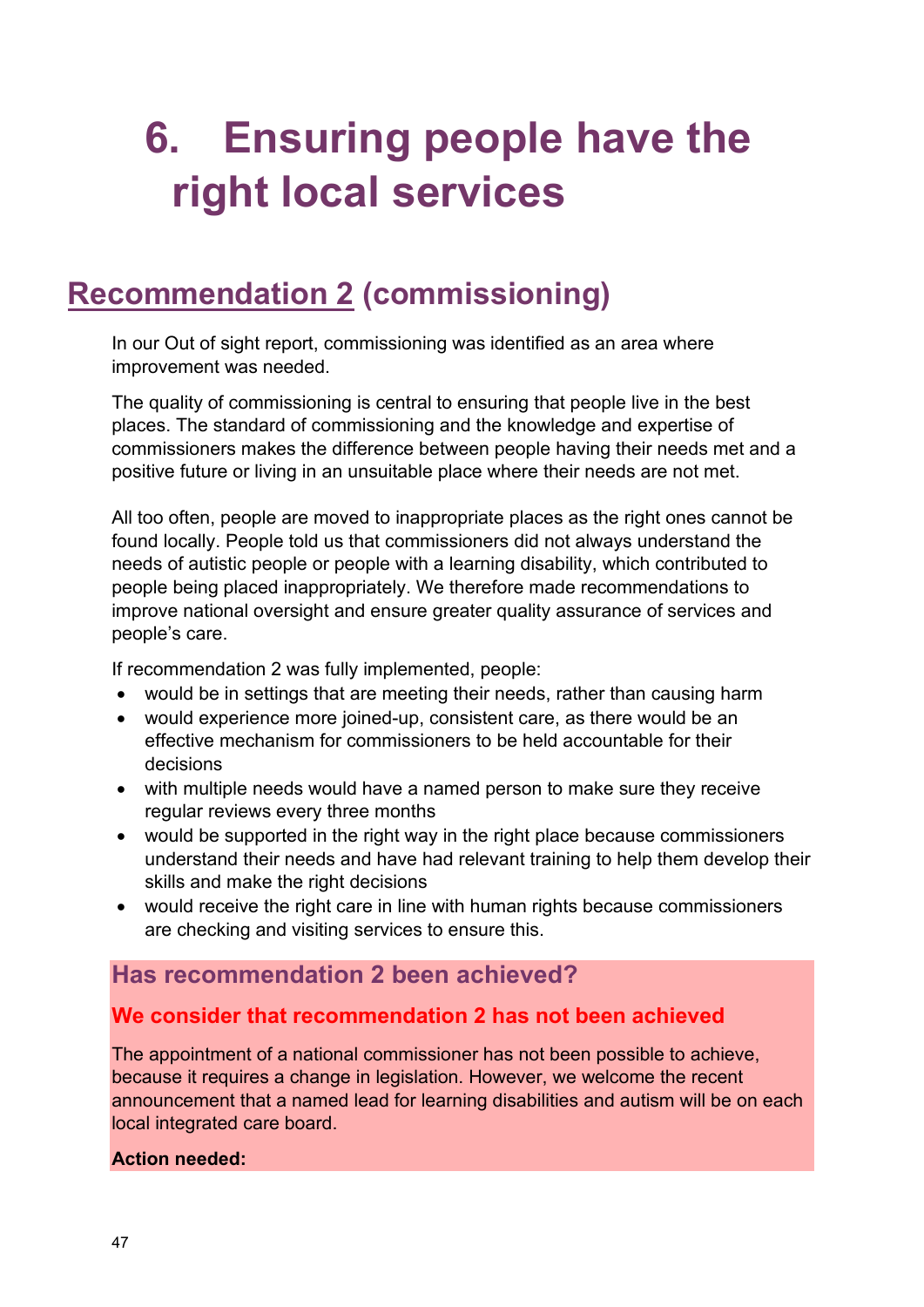# 6. Ensuring people have the right local services

## Recommendation 2 (commissioning)

In our Out of sight report, commissioning was identified as an area where improvement was needed.

The quality of commissioning is central to ensuring that people live in the best places. The standard of commissioning and the knowledge and expertise of commissioners makes the difference between people having their needs met and a positive future or living in an unsuitable place where their needs are not met.

All too often, people are moved to inappropriate places as the right ones cannot be found locally. People told us that commissioners did not always understand the needs of autistic people or people with a learning disability, which contributed to people being placed inappropriately. We therefore made recommendations to improve national oversight and ensure greater quality assurance of services and people's care.

If recommendation 2 was fully implemented, people:

- would be in settings that are meeting their needs, rather than causing harm
- would experience more joined-up, consistent care, as there would be an effective mechanism for commissioners to be held accountable for their decisions
- with multiple needs would have a named person to make sure they receive regular reviews every three months
- would be supported in the right way in the right place because commissioners understand their needs and have had relevant training to help them develop their skills and make the right decisions
- would receive the right care in line with human rights because commissioners are checking and visiting services to ensure this.

### Has recommendation 2 been achieved?

#### We consider that recommendation 2 has not been achieved

The appointment of a national commissioner has not been possible to achieve, because it requires a change in legislation. However, we welcome the recent announcement that a named lead for learning disabilities and autism will be on each local integrated care board.

**Action needed:**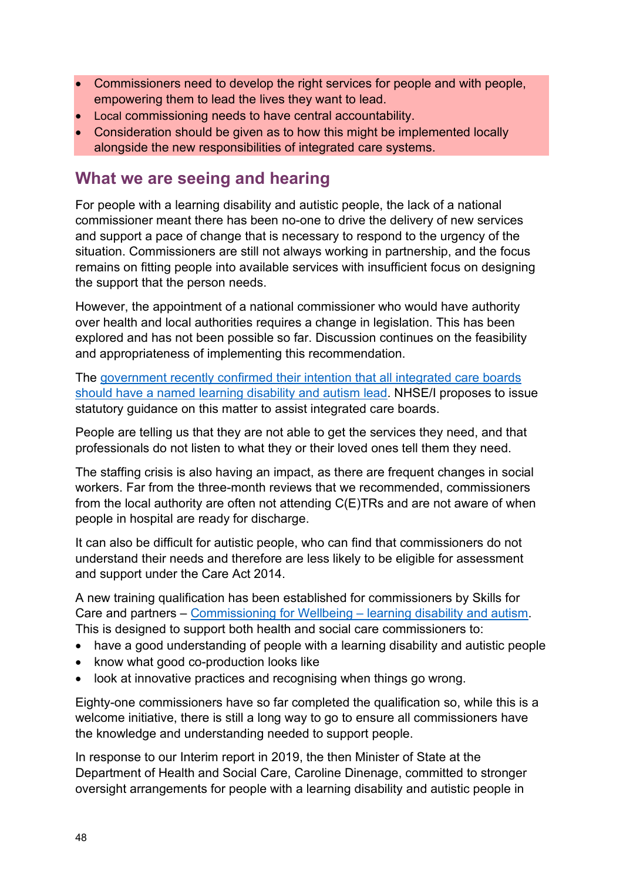- Commissioners need to develop the right services for people and with people, empowering them to lead the lives they want to lead.
- Local commissioning needs to have central accountability.
- Consideration should be given as to how this might be implemented locally alongside the new responsibilities of integrated care systems.

## What we are seeing and hearing

For people with a learning disability and autistic people, the lack of a national commissioner meant there has been no-one to drive the delivery of new services and support a pace of change that is necessary to respond to the urgency of the situation. Commissioners are still not always working in partnership, and the focus remains on fitting people into available services with insufficient focus on designing the support that the person needs.

However, the appointment of a national commissioner who would have authority over health and local authorities requires a change in legislation. This has been explored and has not been possible so far. Discussion continues on the feasibility and appropriateness of implementing this recommendation.

The government recently confirmed their intention that all integrated care boards should have a named learning disability and autism lead. NHSE/I proposes to issue statutory guidance on this matter to assist integrated care boards.

People are telling us that they are not able to get the services they need, and that professionals do not listen to what they or their loved ones tell them they need.

The staffing crisis is also having an impact, as there are frequent changes in social workers. Far from the three-month reviews that we recommended, commissioners from the local authority are often not attending C(E)TRs and are not aware of when people in hospital are ready for discharge.

It can also be difficult for autistic people, who can find that commissioners do not understand their needs and therefore are less likely to be eligible for assessment and support under the Care Act 2014.

A new training qualification has been established for commissioners by Skills for Care and partners – Commissioning for Wellbeing – learning disability and autism. This is designed to support both health and social care commissioners to:

- have a good understanding of people with a learning disability and autistic people
- know what good co-production looks like
- look at innovative practices and recognising when things go wrong.

Eighty-one commissioners have so far completed the qualification so, while this is a welcome initiative, there is still a long way to go to ensure all commissioners have the knowledge and understanding needed to support people.

In response to our Interim report in 2019, the then Minister of State at the Department of Health and Social Care, Caroline Dinenage, committed to stronger oversight arrangements for people with a learning disability and autistic people in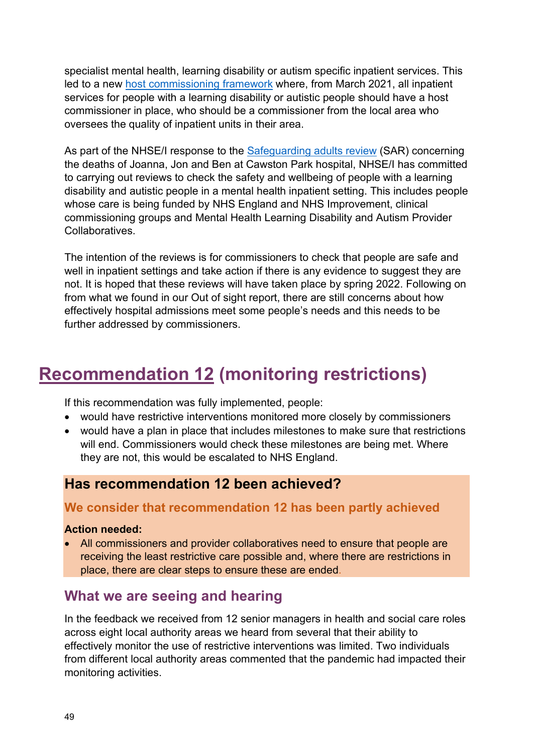specialist mental health, learning disability or autism specific inpatient services. This led to a new [host commissioning framework]() where, from March 2021, all inpatient services for people with a learning disability or autistic people should have a host commissioner in place, who should be a commissioner from the local area who oversees the quality of inpatient units in their area.

As part of the NHSE/I response to the [Safeguarding adults review]() (SAR) concerning the deaths of Joanna, Jon and Ben at Cawston Park hospital, NHSE/I has committed to carrying out reviews to check the safety and wellbeing of people with a learning disability and autistic people in a mental health inpatient setting. This includes people whose care is being funded by NHS England and NHS Improvement, clinical commissioning groups and Mental Health Learning Disability and Autism Provider Collaboratives.

The intention of the reviews is for commissioners to check that people are safe and well in inpatient settings and take action if there is any evidence to suggest they are not. It is hoped that these reviews will have taken place by spring 2022. Following on from what we found in our Out of sight report, there are still concerns about how effectively hospital admissions meet some people's needs and this needs to be further addressed by commissioners.

## Recommendation 12 (monitoring restrictions)

If this recommendation was fully implemented, people:

- would have restrictive interventions monitored more closely by commissioners
- would have a plan in place that includes milestones to make sure that restrictions will end. Commissioners would check these milestones are being met. Where they are not, this would be escalated to NHS England.

### Has recommendation 12 been achieved?

**We consider that recommendation 12 has been partly achieved**

**Action needed:**

- All commissioners and provider collaboratives need to ensure that people are receiving the least restrictive care possible and, where there are restrictions in place, there are clear steps to ensure these are ended.

### What we are seeing and hearing

In the feedback we received from 12 senior managers in health and social care roles across eight local authority areas we heard from several that their ability to effectively monitor the use of restrictive interventions was limited. Two individuals from different local authority areas commented that the pandemic had impacted their monitoring activities.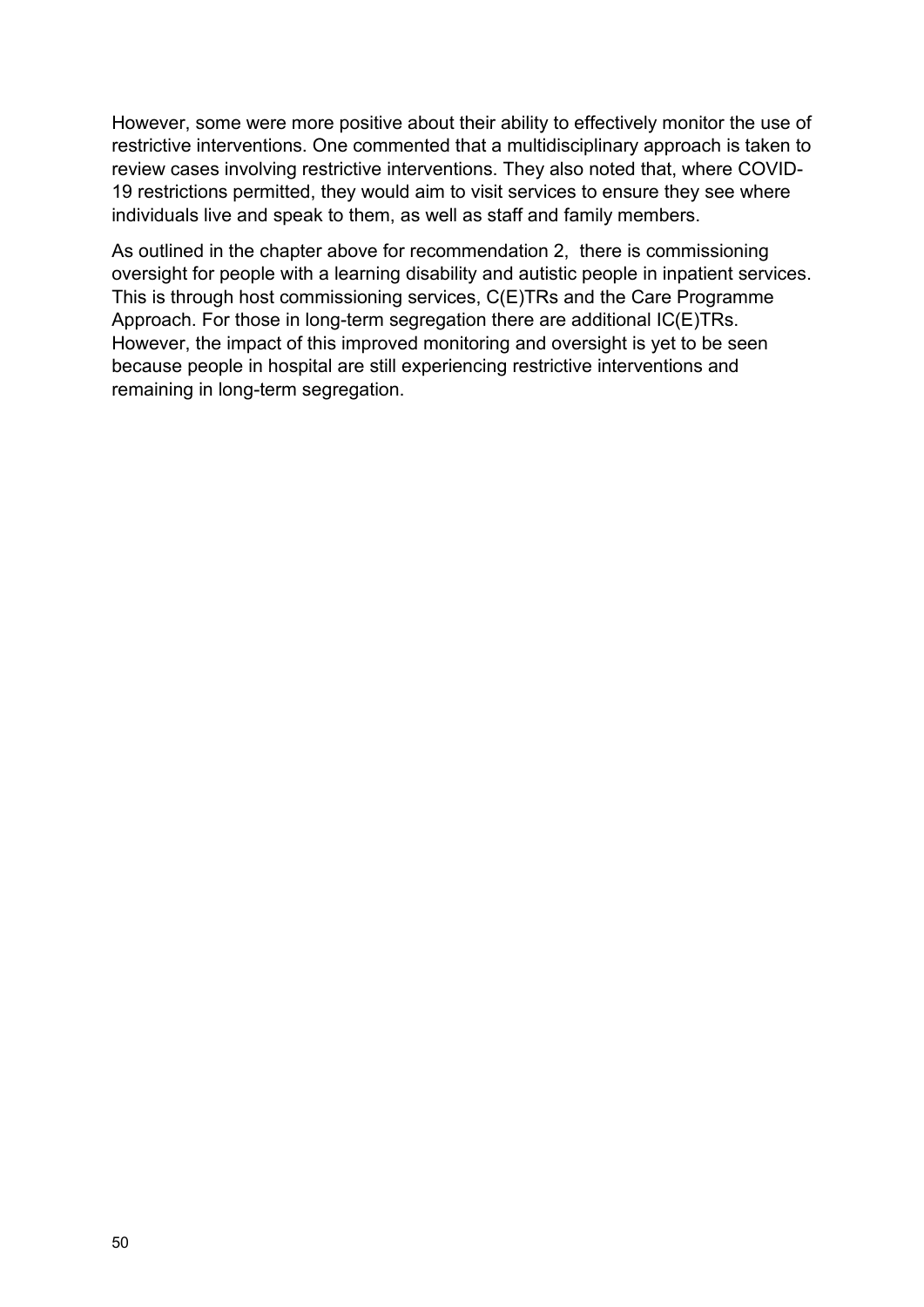However, some were more positive about their ability to effectively monitor the use of restrictive interventions. One commented that a multidisciplinary approach is taken to review cases involving restrictive interventions. They also noted that, where COVID-19 restrictions permitted, they would aim to visit services to ensure they see where individuals live and speak to them, as well as staff and family members.

As outlined in the chapter above for recommendation 2, there is commissioning oversight for people with a learning disability and autistic people in inpatient services. This is through host commissioning services, C(E)TRs and the Care Programme Approach. For those in long-term segregation there are additional IC(E)TRs. However, the impact of this improved monitoring and oversight is yet to be seen because people in hospital are still experiencing restrictive interventions and remaining in long-term segregation.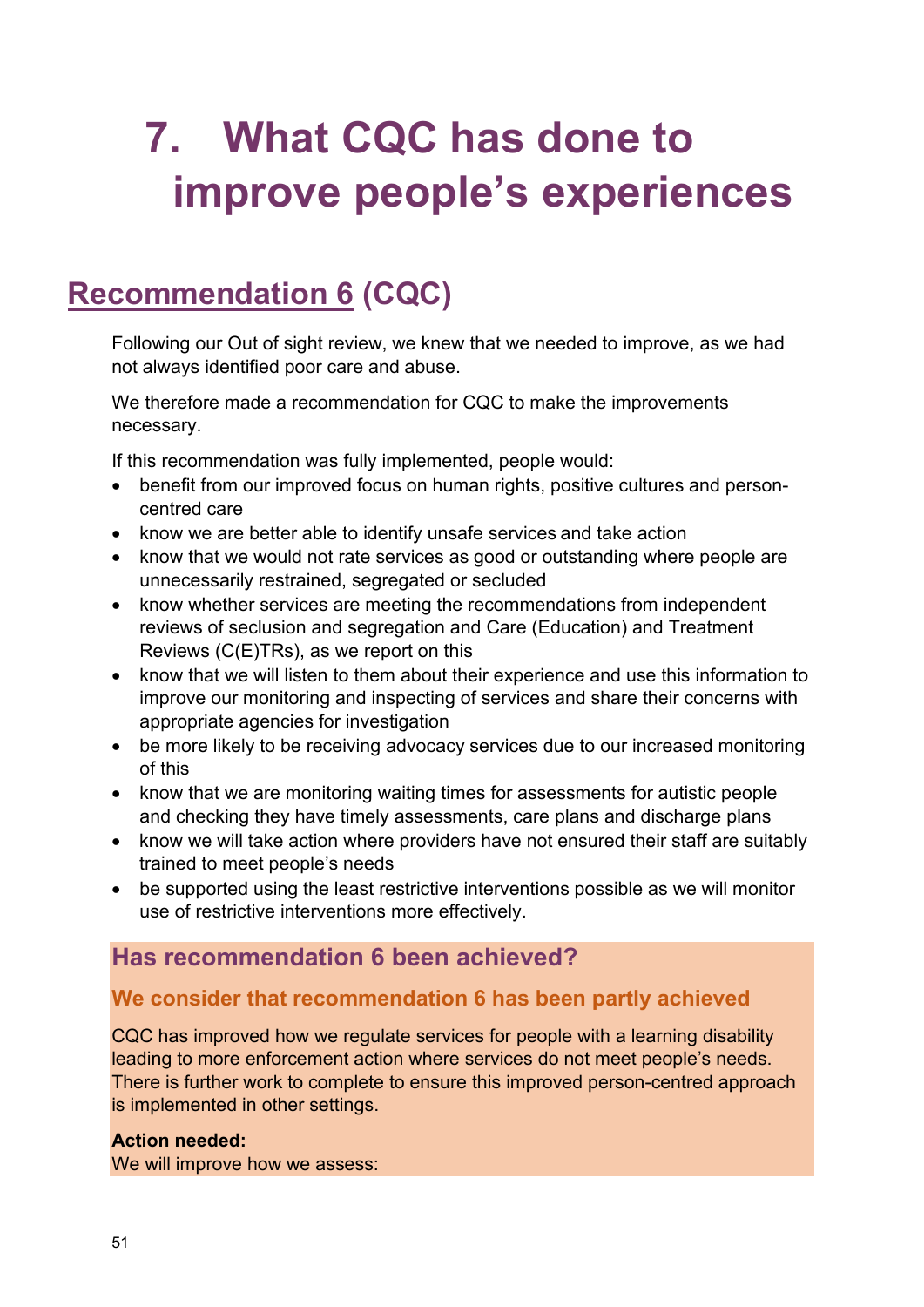# 7. What CQC has done to improve people's experiences

## Recommendation 6 (CQC)

Following our Out of sight review, we knew that we needed to improve, as we had not always identified poor care and abuse.

We therefore made a recommendation for CQC to make the improvements necessary.

If this recommendation was fully implemented, people would:

- benefit from our improved focus on human rights, positive cultures and person-centred care
- know we are better able to identify unsafe services and take action
- know that we would not rate services as good or outstanding where people are unnecessarily restrained, segregated or secluded
- know whether services are meeting the recommendations from independent reviews of seclusion and segregation and Care (Education) and Treatment Reviews (C(E)TRs), as we report on this
- know that we will listen to them about their experience and use this information to improve our monitoring and inspecting of services and share their concerns with appropriate agencies for investigation
- be more likely to be receiving advocacy services due to our increased monitoring of this
- know that we are monitoring waiting times for assessments for autistic people and checking they have timely assessments, care plans and discharge plans
- know we will take action where providers have not ensured their staff are suitably trained to meet people's needs
- be supported using the least restrictive interventions possible as we will monitor use of restrictive interventions more effectively.

### Has recommendation 6 been achieved?

#### We consider that recommendation 6 has been partly achieved

CQC has improved how we regulate services for people with a learning disability leading to more enforcement action where services do not meet people's needs. There is further work to complete to ensure this improved person-centred approach is implemented in other settings.

**Action needed:**
We will improve how we assess: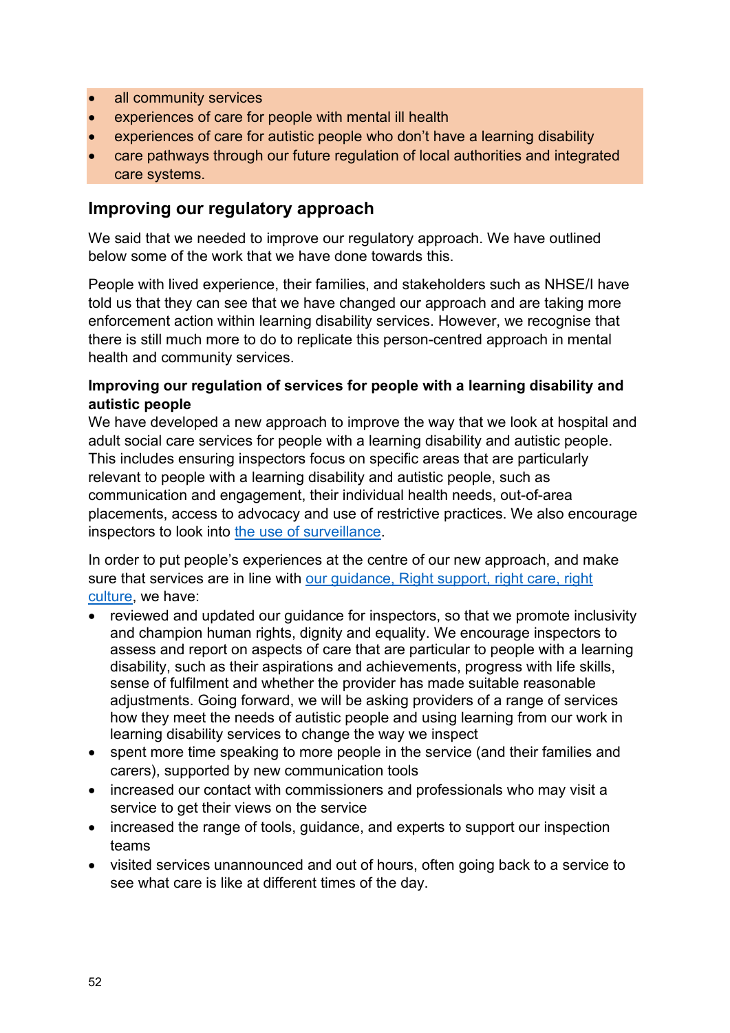- all community services
- experiences of care for people with mental ill health
- experiences of care for autistic people who don't have a learning disability
- care pathways through our future regulation of local authorities and integrated care systems.

## Improving our regulatory approach

We said that we needed to improve our regulatory approach. We have outlined below some of the work that we have done towards this.

People with lived experience, their families, and stakeholders such as NHSE/I have told us that they can see that we have changed our approach and are taking more enforcement action within learning disability services. However, we recognise that there is still much more to do to replicate this person-centred approach in mental health and community services.

**Improving our regulation of services for people with a learning disability and autistic people**

We have developed a new approach to improve the way that we look at hospital and adult social care services for people with a learning disability and autistic people. This includes ensuring inspectors focus on specific areas that are particularly relevant to people with a learning disability and autistic people, such as communication and engagement, their individual health needs, out-of-area placements, access to advocacy and use of restrictive practices. We also encourage inspectors to look into the use of surveillance.

In order to put people's experiences at the centre of our new approach, and make sure that services are in line with our guidance, Right support, right care, right culture, we have:

- reviewed and updated our guidance for inspectors, so that we promote inclusivity and champion human rights, dignity and equality. We encourage inspectors to assess and report on aspects of care that are particular to people with a learning disability, such as their aspirations and achievements, progress with life skills, sense of fulfilment and whether the provider has made suitable reasonable adjustments. Going forward, we will be asking providers of a range of services how they meet the needs of autistic people and using learning from our work in learning disability services to change the way we inspect
- spent more time speaking to more people in the service (and their families and carers), supported by new communication tools
- increased our contact with commissioners and professionals who may visit a service to get their views on the service
- increased the range of tools, guidance, and experts to support our inspection teams
- visited services unannounced and out of hours, often going back to a service to see what care is like at different times of the day.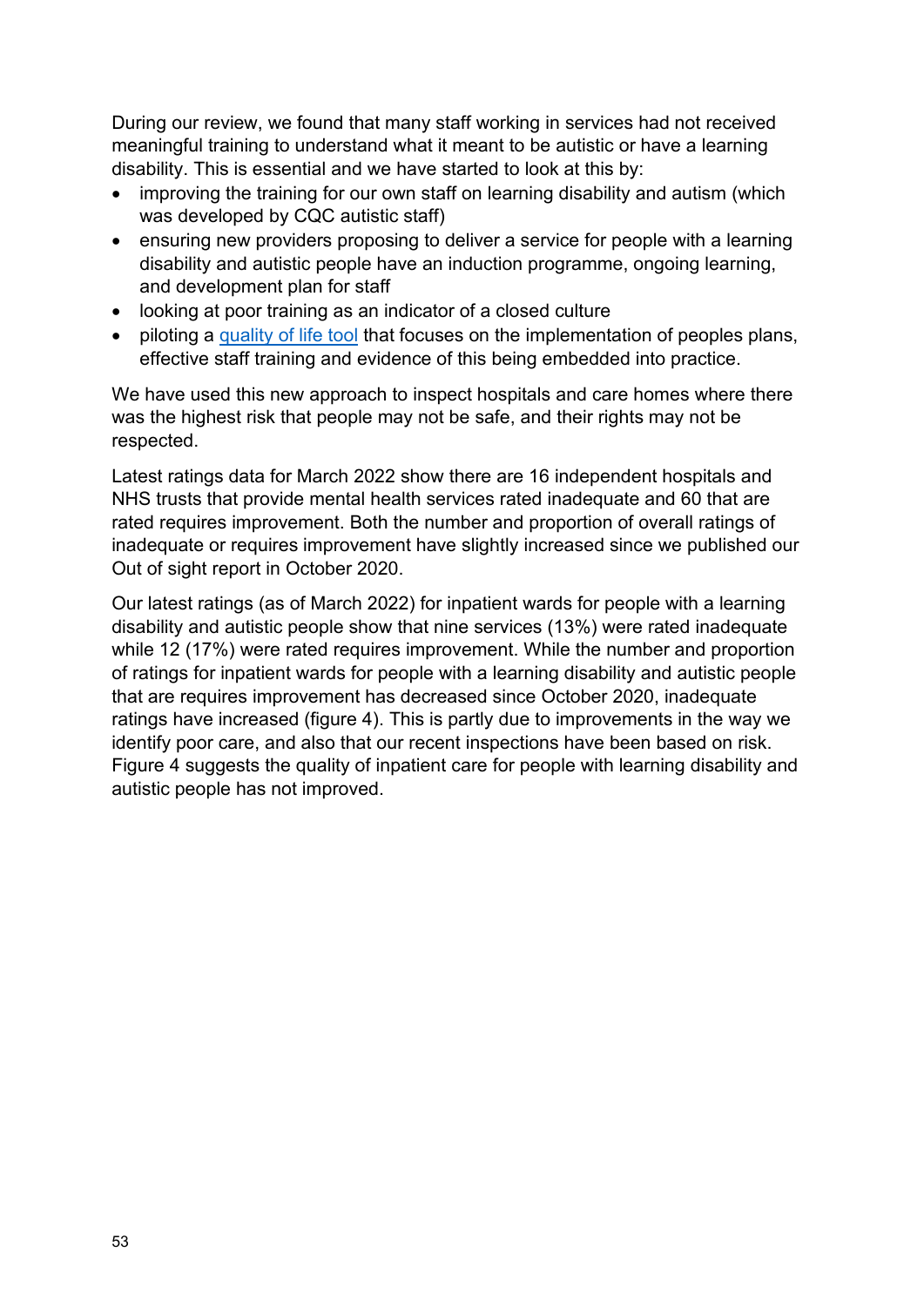During our review, we found that many staff working in services had not received meaningful training to understand what it meant to be autistic or have a learning disability. This is essential and we have started to look at this by:

- improving the training for our own staff on learning disability and autism (which was developed by CQC autistic staff)
- ensuring new providers proposing to deliver a service for people with a learning disability and autistic people have an induction programme, ongoing learning, and development plan for staff
- looking at poor training as an indicator of a closed culture
- piloting a [quality of life tool](quality of life tool) that focuses on the implementation of peoples plans, effective staff training and evidence of this being embedded into practice.

We have used this new approach to inspect hospitals and care homes where there was the highest risk that people may not be safe, and their rights may not be respected.

Latest ratings data for March 2022 show there are 16 independent hospitals and NHS trusts that provide mental health services rated inadequate and 60 that are rated requires improvement. Both the number and proportion of overall ratings of inadequate or requires improvement have slightly increased since we published our Out of sight report in October 2020.

Our latest ratings (as of March 2022) for inpatient wards for people with a learning disability and autistic people show that nine services (13%) were rated inadequate while 12 (17%) were rated requires improvement. While the number and proportion of ratings for inpatient wards for people with a learning disability and autistic people that are requires improvement has decreased since October 2020, inadequate ratings have increased (figure 4). This is partly due to improvements in the way we identify poor care, and also that our recent inspections have been based on risk. Figure 4 suggests the quality of inpatient care for people with learning disability and autistic people has not improved.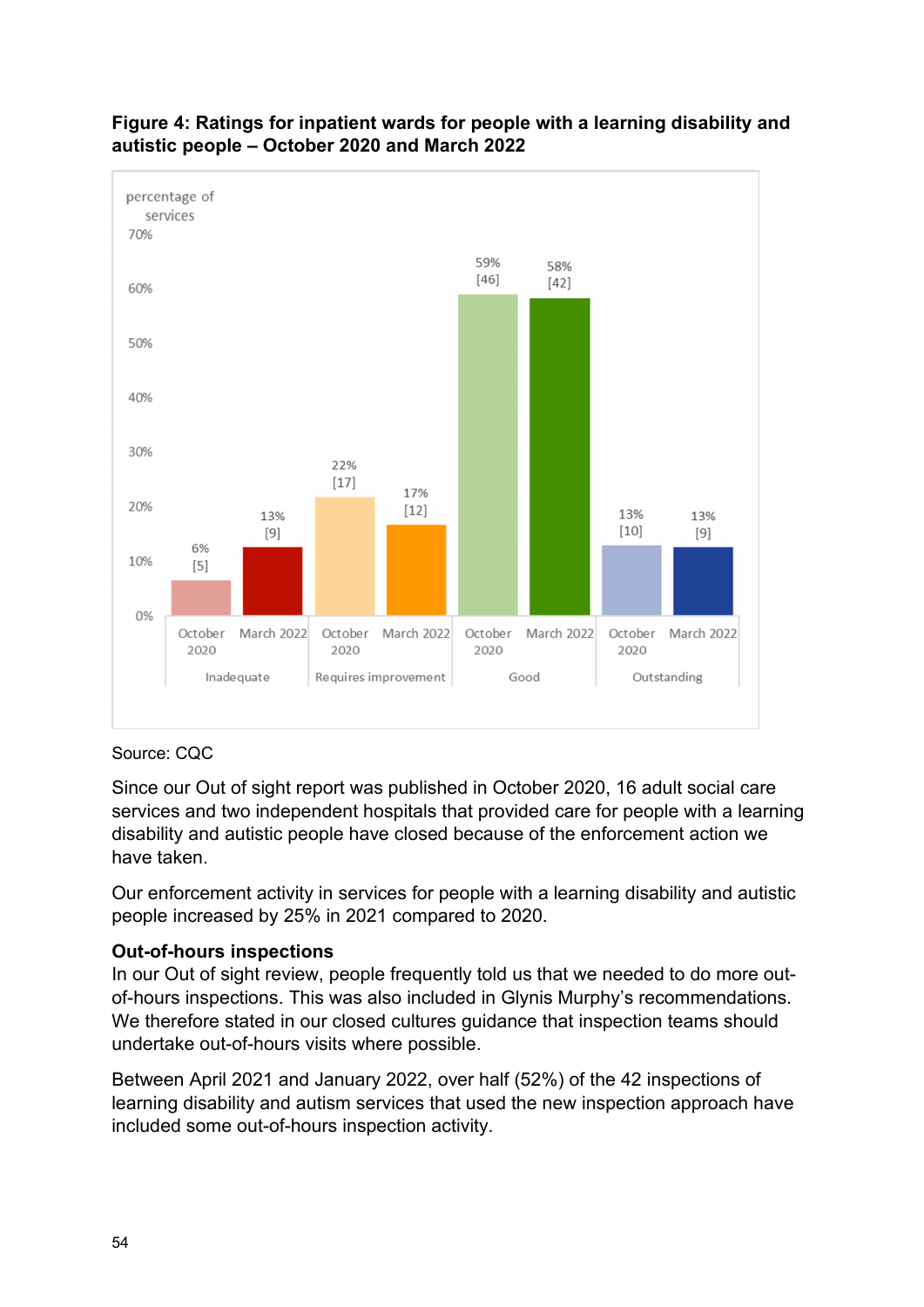**Figure 4: Ratings for inpatient wards for people with a learning disability and autistic people – October 2020 and March 2022**

| Rating | October 2020 | March 2022 |
|---|---|---|
| Inadequate | 6% [5] | 13% [9] |
| Requires improvement | 22% [17] | 17% [12] |
| Good | 59% [46] | 58% [42] |
| Outstanding | 13% [10] | 13% [9] |

Source: CQC

Since our Out of sight report was published in October 2020, 16 adult social care services and two independent hospitals that provided care for people with a learning disability and autistic people have closed because of the enforcement action we have taken.

Our enforcement activity in services for people with a learning disability and autistic people increased by 25% in 2021 compared to 2020.

**Out-of-hours inspections**

In our Out of sight review, people frequently told us that we needed to do more out-of-hours inspections. This was also included in Glynis Murphy's recommendations. We therefore stated in our closed cultures guidance that inspection teams should undertake out-of-hours visits where possible.

Between April 2021 and January 2022, over half (52%) of the 42 inspections of learning disability and autism services that used the new inspection approach have included some out-of-hours inspection activity.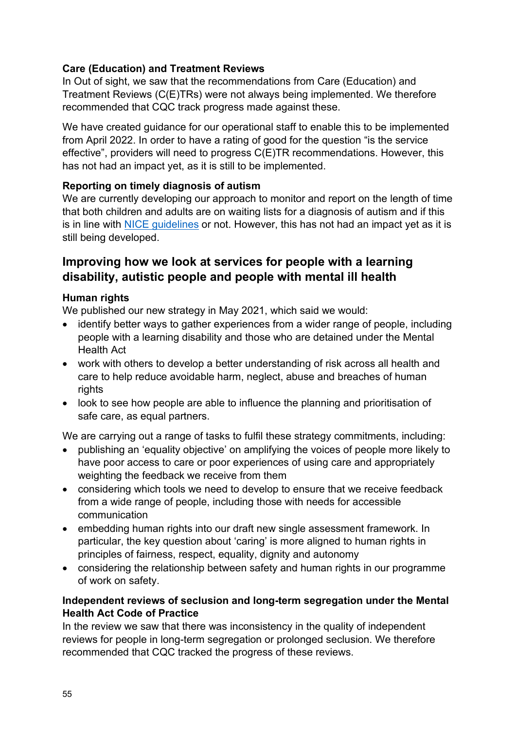**Care (Education) and Treatment Reviews**

In Out of sight, we saw that the recommendations from Care (Education) and Treatment Reviews (C(E)TRs) were not always being implemented. We therefore recommended that CQC track progress made against these.

We have created guidance for our operational staff to enable this to be implemented from April 2022. In order to have a rating of good for the question "is the service effective", providers will need to progress C(E)TR recommendations. However, this has not had an impact yet, as it is still to be implemented.

**Reporting on timely diagnosis of autism**

We are currently developing our approach to monitor and report on the length of time that both children and adults are on waiting lists for a diagnosis of autism and if this is in line with NICE guidelines or not. However, this has not had an impact yet as it is still being developed.

## Improving how we look at services for people with a learning disability, autistic people and people with mental ill health

**Human rights**

We published our new strategy in May 2021, which said we would:

- identify better ways to gather experiences from a wider range of people, including people with a learning disability and those who are detained under the Mental Health Act
- work with others to develop a better understanding of risk across all health and care to help reduce avoidable harm, neglect, abuse and breaches of human rights
- look to see how people are able to influence the planning and prioritisation of safe care, as equal partners.

We are carrying out a range of tasks to fulfil these strategy commitments, including:

- publishing an 'equality objective' on amplifying the voices of people more likely to have poor access to care or poor experiences of using care and appropriately weighting the feedback we receive from them
- considering which tools we need to develop to ensure that we receive feedback from a wide range of people, including those with needs for accessible communication
- embedding human rights into our draft new single assessment framework. In particular, the key question about 'caring' is more aligned to human rights in principles of fairness, respect, equality, dignity and autonomy
- considering the relationship between safety and human rights in our programme of work on safety.

**Independent reviews of seclusion and long-term segregation under the Mental Health Act Code of Practice**

In the review we saw that there was inconsistency in the quality of independent reviews for people in long-term segregation or prolonged seclusion. We therefore recommended that CQC tracked the progress of these reviews.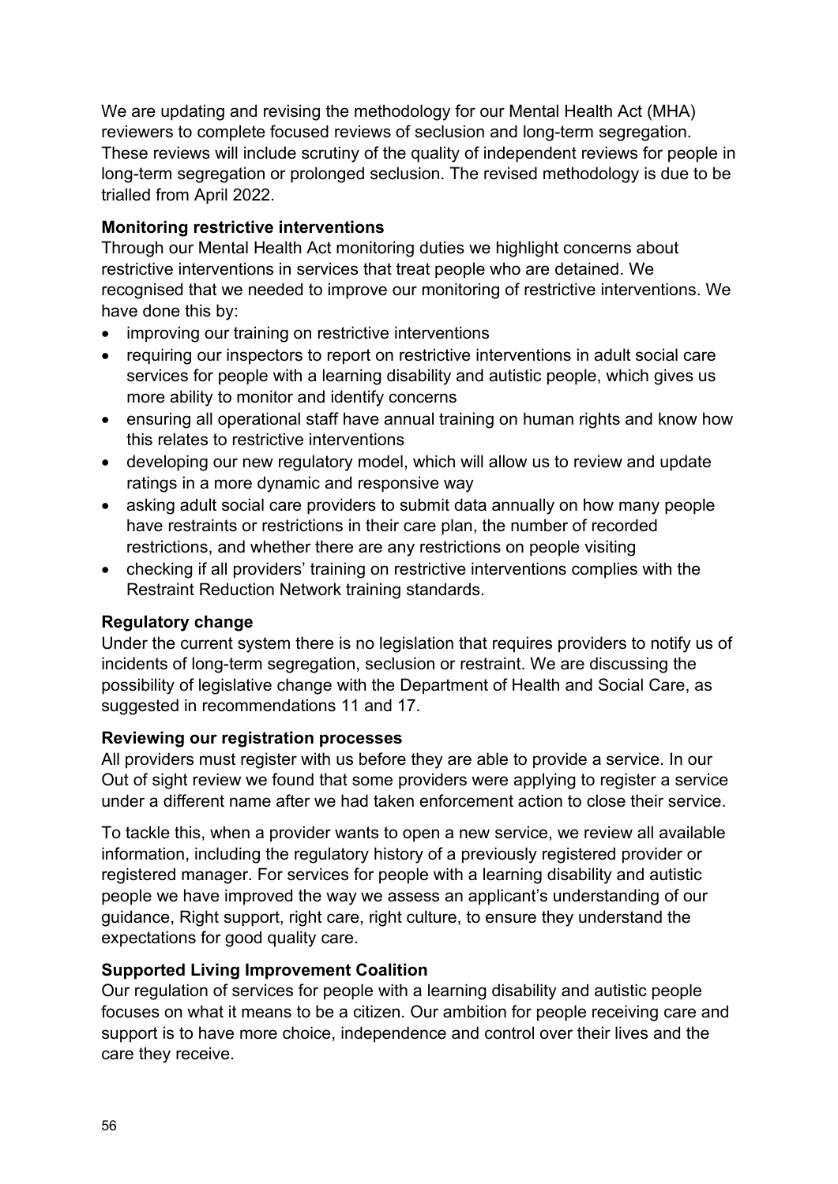We are updating and revising the methodology for our Mental Health Act (MHA) reviewers to complete focused reviews of seclusion and long-term segregation. These reviews will include scrutiny of the quality of independent reviews for people in long-term segregation or prolonged seclusion. The revised methodology is due to be trialled from April 2022.

**Monitoring restrictive interventions**

Through our Mental Health Act monitoring duties we highlight concerns about restrictive interventions in services that treat people who are detained. We recognised that we needed to improve our monitoring of restrictive interventions. We have done this by:

- improving our training on restrictive interventions
- requiring our inspectors to report on restrictive interventions in adult social care services for people with a learning disability and autistic people, which gives us more ability to monitor and identify concerns
- ensuring all operational staff have annual training on human rights and know how this relates to restrictive interventions
- developing our new regulatory model, which will allow us to review and update ratings in a more dynamic and responsive way
- asking adult social care providers to submit data annually on how many people have restraints or restrictions in their care plan, the number of recorded restrictions, and whether there are any restrictions on people visiting
- checking if all providers' training on restrictive interventions complies with the Restraint Reduction Network training standards.

**Regulatory change**

Under the current system there is no legislation that requires providers to notify us of incidents of long-term segregation, seclusion or restraint. We are discussing the possibility of legislative change with the Department of Health and Social Care, as suggested in recommendations 11 and 17.

**Reviewing our registration processes**

All providers must register with us before they are able to provide a service. In our Out of sight review we found that some providers were applying to register a service under a different name after we had taken enforcement action to close their service.

To tackle this, when a provider wants to open a new service, we review all available information, including the regulatory history of a previously registered provider or registered manager. For services for people with a learning disability and autistic people we have improved the way we assess an applicant's understanding of our guidance, Right support, right care, right culture, to ensure they understand the expectations for good quality care.

**Supported Living Improvement Coalition**

Our regulation of services for people with a learning disability and autistic people focuses on what it means to be a citizen. Our ambition for people receiving care and support is to have more choice, independence and control over their lives and the care they receive.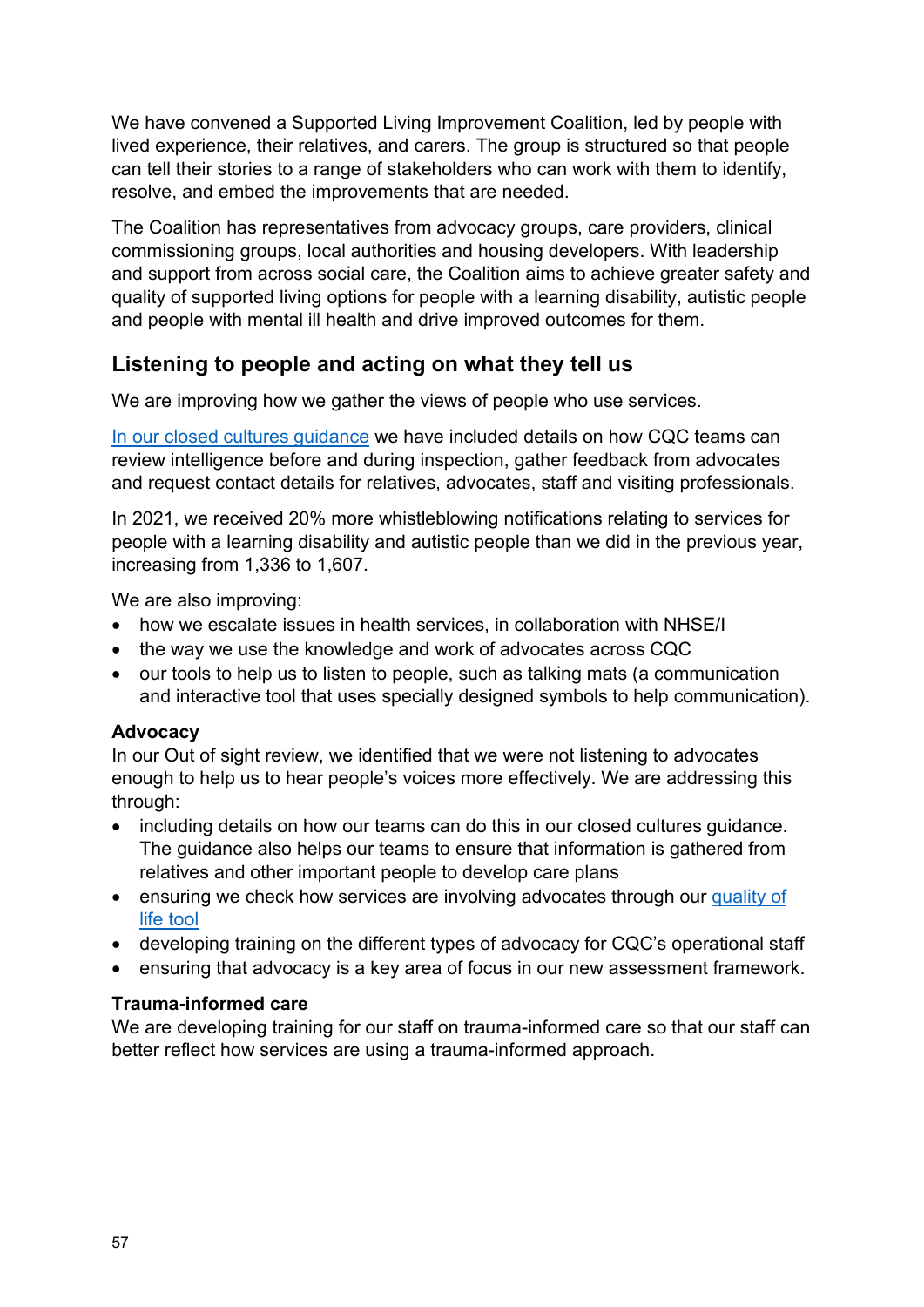We have convened a Supported Living Improvement Coalition, led by people with lived experience, their relatives, and carers. The group is structured so that people can tell their stories to a range of stakeholders who can work with them to identify, resolve, and embed the improvements that are needed.

The Coalition has representatives from advocacy groups, care providers, clinical commissioning groups, local authorities and housing developers. With leadership and support from across social care, the Coalition aims to achieve greater safety and quality of supported living options for people with a learning disability, autistic people and people with mental ill health and drive improved outcomes for them.

## Listening to people and acting on what they tell us

We are improving how we gather the views of people who use services.

In our closed cultures guidance we have included details on how CQC teams can review intelligence before and during inspection, gather feedback from advocates and request contact details for relatives, advocates, staff and visiting professionals.

In 2021, we received 20% more whistleblowing notifications relating to services for people with a learning disability and autistic people than we did in the previous year, increasing from 1,336 to 1,607.

We are also improving:

- how we escalate issues in health services, in collaboration with NHSE/I
- the way we use the knowledge and work of advocates across CQC
- our tools to help us to listen to people, such as talking mats (a communication and interactive tool that uses specially designed symbols to help communication).

**Advocacy**

In our Out of sight review, we identified that we were not listening to advocates enough to help us to hear people's voices more effectively. We are addressing this through:

- including details on how our teams can do this in our closed cultures guidance. The guidance also helps our teams to ensure that information is gathered from relatives and other important people to develop care plans
- ensuring we check how services are involving advocates through our quality of life tool
- developing training on the different types of advocacy for CQC's operational staff
- ensuring that advocacy is a key area of focus in our new assessment framework.

**Trauma-informed care**

We are developing training for our staff on trauma-informed care so that our staff can better reflect how services are using a trauma-informed approach.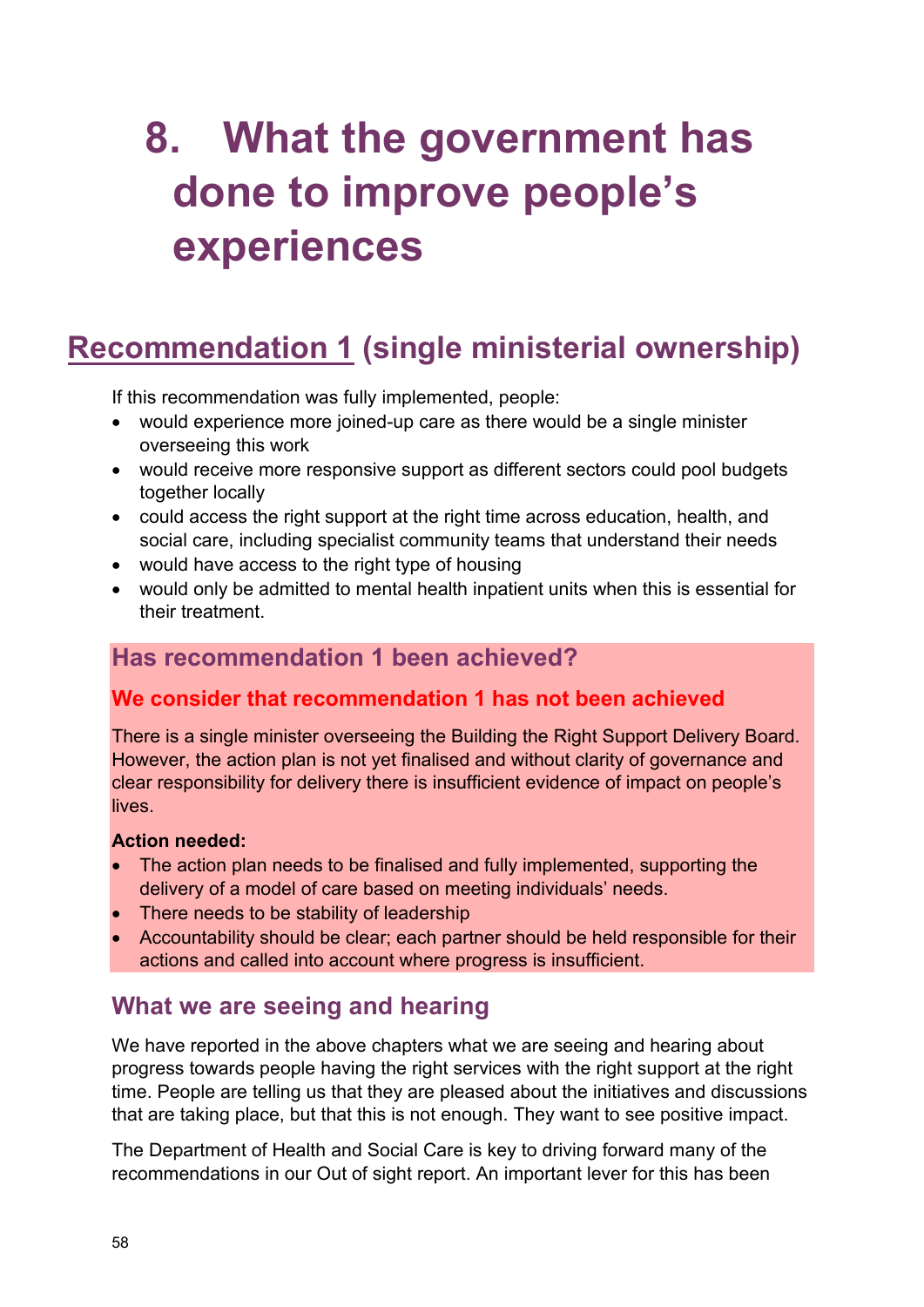# 8. What the government has done to improve people's experiences

## Recommendation 1 (single ministerial ownership)

If this recommendation was fully implemented, people:

- would experience more joined-up care as there would be a single minister overseeing this work
- would receive more responsive support as different sectors could pool budgets together locally
- could access the right support at the right time across education, health, and social care, including specialist community teams that understand their needs
- would have access to the right type of housing
- would only be admitted to mental health inpatient units when this is essential for their treatment.

### Has recommendation 1 been achieved?

**We consider that recommendation 1 has not been achieved**

There is a single minister overseeing the Building the Right Support Delivery Board. However, the action plan is not yet finalised and without clarity of governance and clear responsibility for delivery there is insufficient evidence of impact on people's lives.

**Action needed:**

- The action plan needs to be finalised and fully implemented, supporting the delivery of a model of care based on meeting individuals' needs.
- There needs to be stability of leadership
- Accountability should be clear; each partner should be held responsible for their actions and called into account where progress is insufficient.

### What we are seeing and hearing

We have reported in the above chapters what we are seeing and hearing about progress towards people having the right services with the right support at the right time. People are telling us that they are pleased about the initiatives and discussions that are taking place, but that this is not enough. They want to see positive impact.

The Department of Health and Social Care is key to driving forward many of the recommendations in our Out of sight report. An important lever for this has been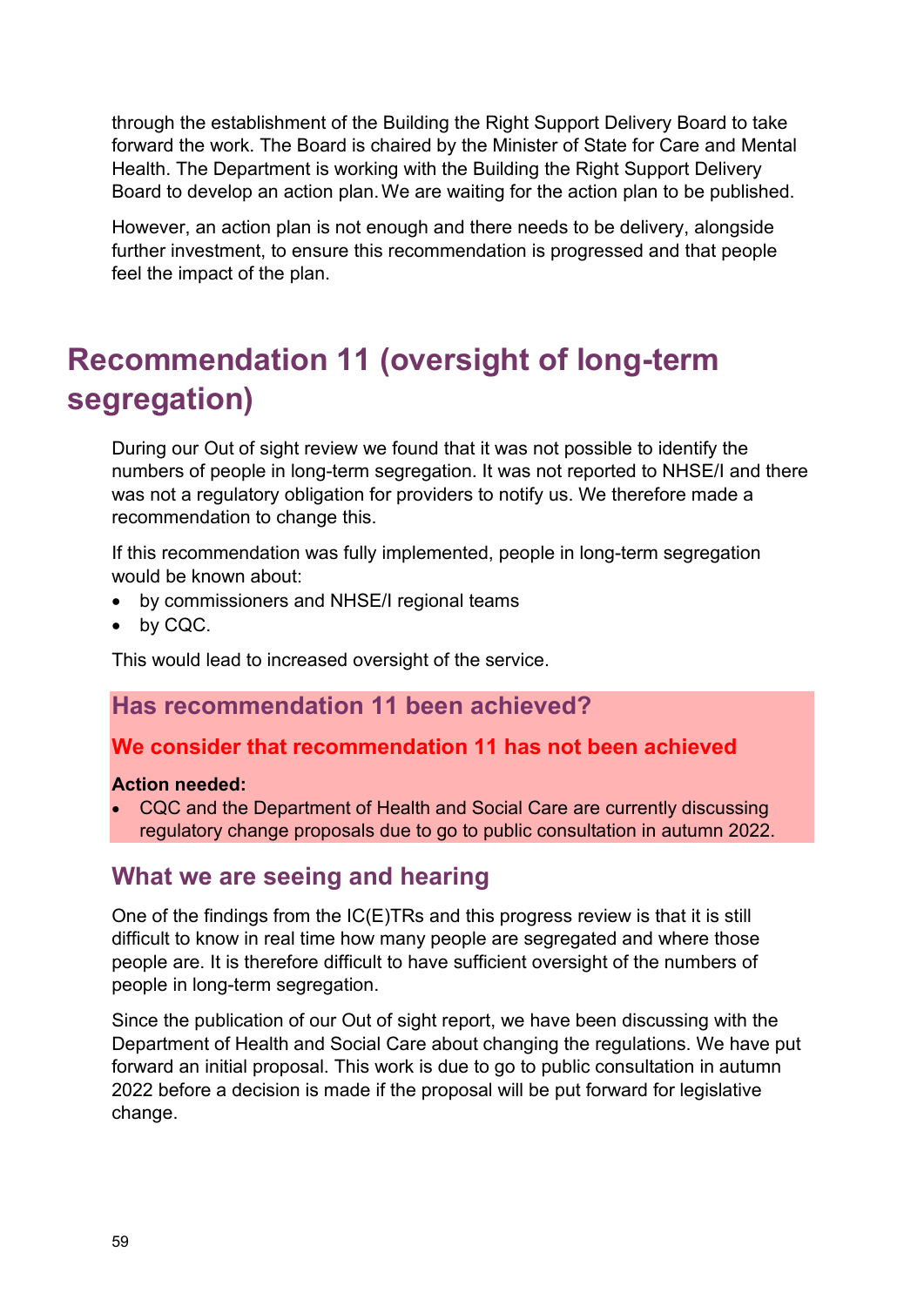through the establishment of the Building the Right Support Delivery Board to take forward the work. The Board is chaired by the Minister of State for Care and Mental Health. The Department is working with the Building the Right Support Delivery Board to develop an action plan. We are waiting for the action plan to be published.

However, an action plan is not enough and there needs to be delivery, alongside further investment, to ensure this recommendation is progressed and that people feel the impact of the plan.

# Recommendation 11 (oversight of long-term segregation)

During our Out of sight review we found that it was not possible to identify the numbers of people in long-term segregation. It was not reported to NHSE/I and there was not a regulatory obligation for providers to notify us. We therefore made a recommendation to change this.

If this recommendation was fully implemented, people in long-term segregation would be known about:

- by commissioners and NHSE/I regional teams
- by CQC.

This would lead to increased oversight of the service.

## Has recommendation 11 been achieved?

### We consider that recommendation 11 has not been achieved

**Action needed:**

- CQC and the Department of Health and Social Care are currently discussing regulatory change proposals due to go to public consultation in autumn 2022.

## What we are seeing and hearing

One of the findings from the IC(E)TRs and this progress review is that it is still difficult to know in real time how many people are segregated and where those people are. It is therefore difficult to have sufficient oversight of the numbers of people in long-term segregation.

Since the publication of our Out of sight report, we have been discussing with the Department of Health and Social Care about changing the regulations. We have put forward an initial proposal. This work is due to go to public consultation in autumn 2022 before a decision is made if the proposal will be put forward for legislative change.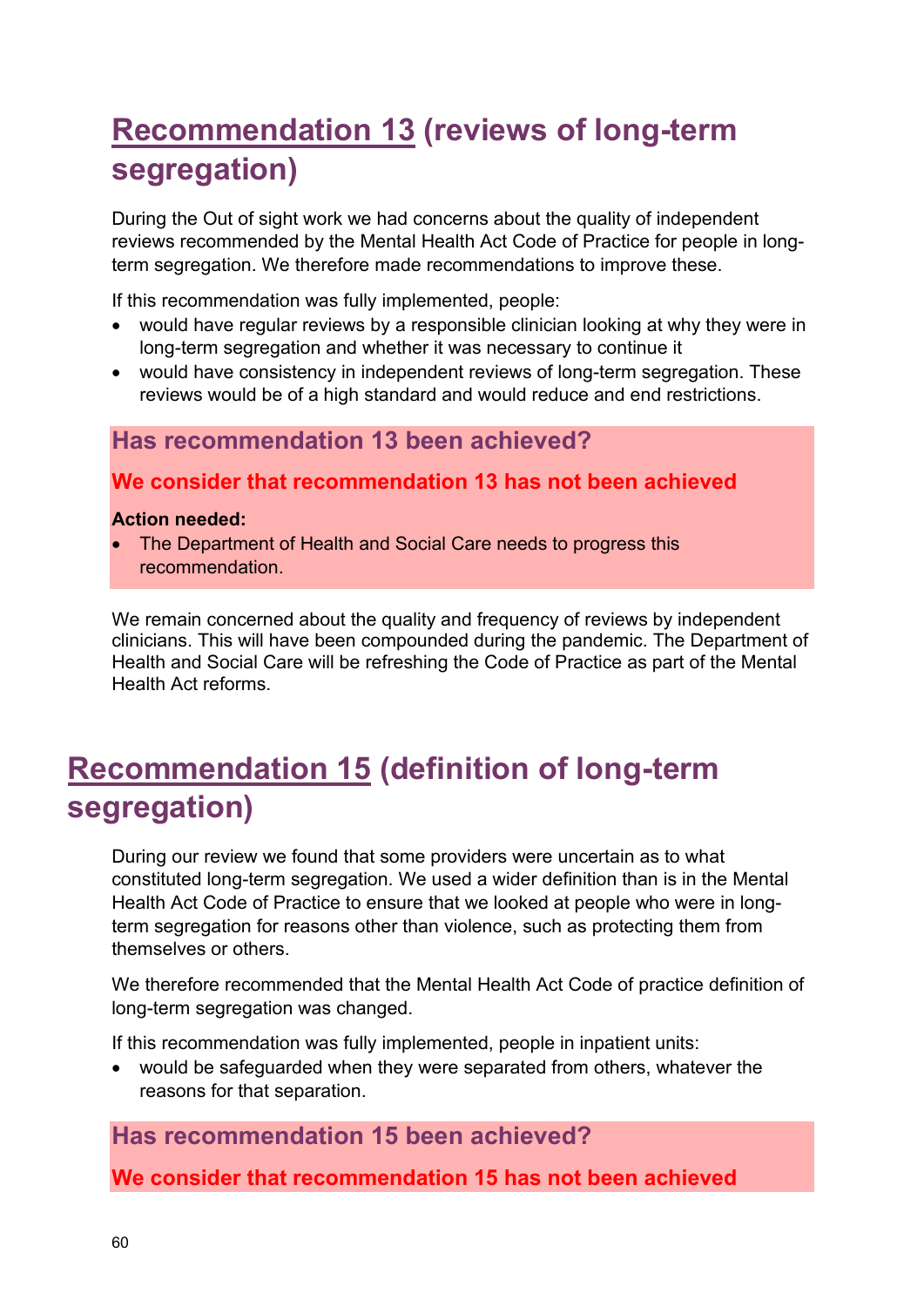## Recommendation 13 (reviews of long-term segregation)

During the Out of sight work we had concerns about the quality of independent reviews recommended by the Mental Health Act Code of Practice for people in long-term segregation. We therefore made recommendations to improve these.

If this recommendation was fully implemented, people:

- would have regular reviews by a responsible clinician looking at why they were in long-term segregation and whether it was necessary to continue it
- would have consistency in independent reviews of long-term segregation. These reviews would be of a high standard and would reduce and end restrictions.

### Has recommendation 13 been achieved?

**We consider that recommendation 13 has not been achieved**

**Action needed:**

- The Department of Health and Social Care needs to progress this recommendation.

We remain concerned about the quality and frequency of reviews by independent clinicians. This will have been compounded during the pandemic. The Department of Health and Social Care will be refreshing the Code of Practice as part of the Mental Health Act reforms.

## Recommendation 15 (definition of long-term segregation)

During our review we found that some providers were uncertain as to what constituted long-term segregation. We used a wider definition than is in the Mental Health Act Code of Practice to ensure that we looked at people who were in long-term segregation for reasons other than violence, such as protecting them from themselves or others.

We therefore recommended that the Mental Health Act Code of practice definition of long-term segregation was changed.

If this recommendation was fully implemented, people in inpatient units:

- would be safeguarded when they were separated from others, whatever the reasons for that separation.

### Has recommendation 15 been achieved?

**We consider that recommendation 15 has not been achieved**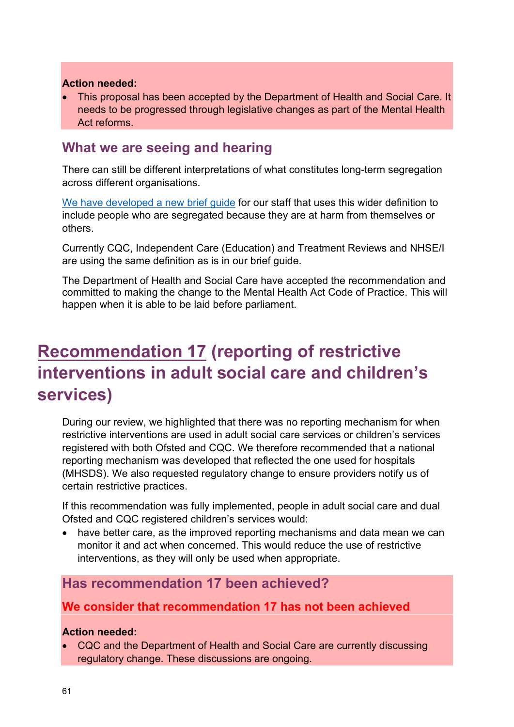**Action needed:**

- This proposal has been accepted by the Department of Health and Social Care. It needs to be progressed through legislative changes as part of the Mental Health Act reforms.

### What we are seeing and hearing

There can still be different interpretations of what constitutes long-term segregation across different organisations.

We have developed a new brief guide for our staff that uses this wider definition to include people who are segregated because they are at harm from themselves or others.

Currently CQC, Independent Care (Education) and Treatment Reviews and NHSE/I are using the same definition as is in our brief guide.

The Department of Health and Social Care have accepted the recommendation and committed to making the change to the Mental Health Act Code of Practice. This will happen when it is able to be laid before parliament.

## Recommendation 17 (reporting of restrictive interventions in adult social care and children's services)

During our review, we highlighted that there was no reporting mechanism for when restrictive interventions are used in adult social care services or children's services registered with both Ofsted and CQC. We therefore recommended that a national reporting mechanism was developed that reflected the one used for hospitals (MHSDS). We also requested regulatory change to ensure providers notify us of certain restrictive practices.

If this recommendation was fully implemented, people in adult social care and dual Ofsted and CQC registered children's services would:

- have better care, as the improved reporting mechanisms and data mean we can monitor it and act when concerned. This would reduce the use of restrictive interventions, as they will only be used when appropriate.

### Has recommendation 17 been achieved?

**We consider that recommendation 17 has not been achieved**

**Action needed:**

- CQC and the Department of Health and Social Care are currently discussing regulatory change. These discussions are ongoing.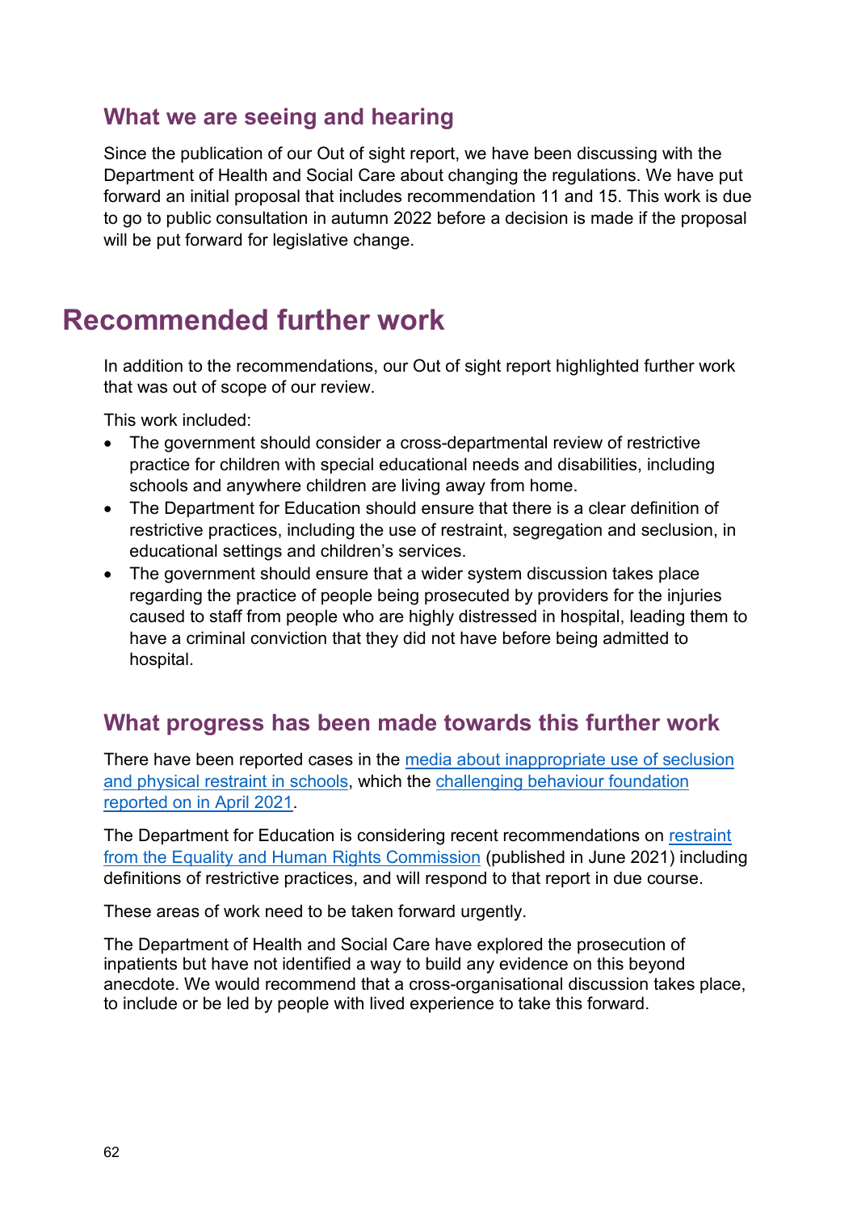### What we are seeing and hearing

Since the publication of our Out of sight report, we have been discussing with the Department of Health and Social Care about changing the regulations. We have put forward an initial proposal that includes recommendation 11 and 15. This work is due to go to public consultation in autumn 2022 before a decision is made if the proposal will be put forward for legislative change.

## Recommended further work

In addition to the recommendations, our Out of sight report highlighted further work that was out of scope of our review.

This work included:

- The government should consider a cross-departmental review of restrictive practice for children with special educational needs and disabilities, including schools and anywhere children are living away from home.
- The Department for Education should ensure that there is a clear definition of restrictive practices, including the use of restraint, segregation and seclusion, in educational settings and children's services.
- The government should ensure that a wider system discussion takes place regarding the practice of people being prosecuted by providers for the injuries caused to staff from people who are highly distressed in hospital, leading them to have a criminal conviction that they did not have before being admitted to hospital.

### What progress has been made towards this further work

There have been reported cases in the media about inappropriate use of seclusion and physical restraint in schools, which the challenging behaviour foundation reported on in April 2021.

The Department for Education is considering recent recommendations on restraint from the Equality and Human Rights Commission (published in June 2021) including definitions of restrictive practices, and will respond to that report in due course.

These areas of work need to be taken forward urgently.

The Department of Health and Social Care have explored the prosecution of inpatients but have not identified a way to build any evidence on this beyond anecdote. We would recommend that a cross-organisational discussion takes place, to include or be led by people with lived experience to take this forward.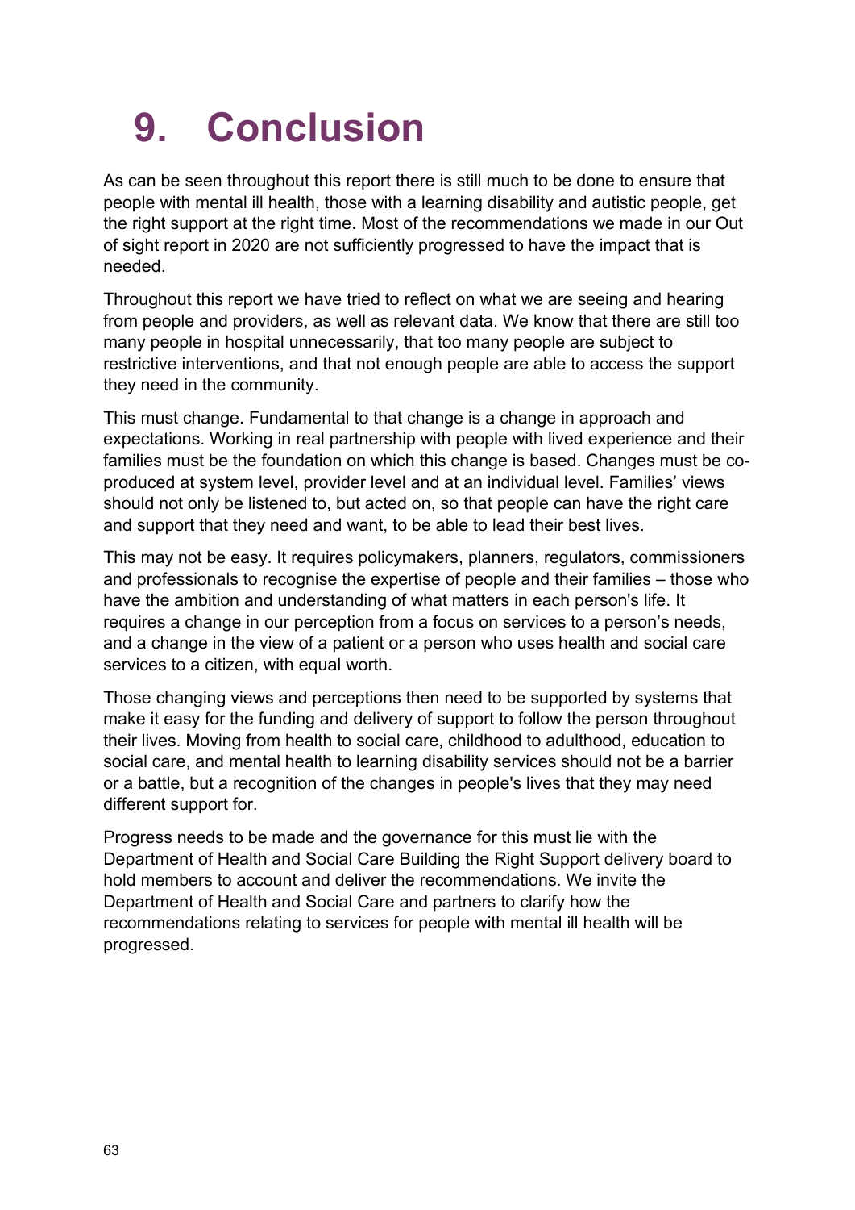# 9. Conclusion

As can be seen throughout this report there is still much to be done to ensure that people with mental ill health, those with a learning disability and autistic people, get the right support at the right time. Most of the recommendations we made in our Out of sight report in 2020 are not sufficiently progressed to have the impact that is needed.

Throughout this report we have tried to reflect on what we are seeing and hearing from people and providers, as well as relevant data. We know that there are still too many people in hospital unnecessarily, that too many people are subject to restrictive interventions, and that not enough people are able to access the support they need in the community.

This must change. Fundamental to that change is a change in approach and expectations. Working in real partnership with people with lived experience and their families must be the foundation on which this change is based. Changes must be co-produced at system level, provider level and at an individual level. Families' views should not only be listened to, but acted on, so that people can have the right care and support that they need and want, to be able to lead their best lives.

This may not be easy. It requires policymakers, planners, regulators, commissioners and professionals to recognise the expertise of people and their families – those who have the ambition and understanding of what matters in each person's life. It requires a change in our perception from a focus on services to a person's needs, and a change in the view of a patient or a person who uses health and social care services to a citizen, with equal worth.

Those changing views and perceptions then need to be supported by systems that make it easy for the funding and delivery of support to follow the person throughout their lives. Moving from health to social care, childhood to adulthood, education to social care, and mental health to learning disability services should not be a barrier or a battle, but a recognition of the changes in people's lives that they may need different support for.

Progress needs to be made and the governance for this must lie with the Department of Health and Social Care Building the Right Support delivery board to hold members to account and deliver the recommendations. We invite the Department of Health and Social Care and partners to clarify how the recommendations relating to services for people with mental ill health will be progressed.